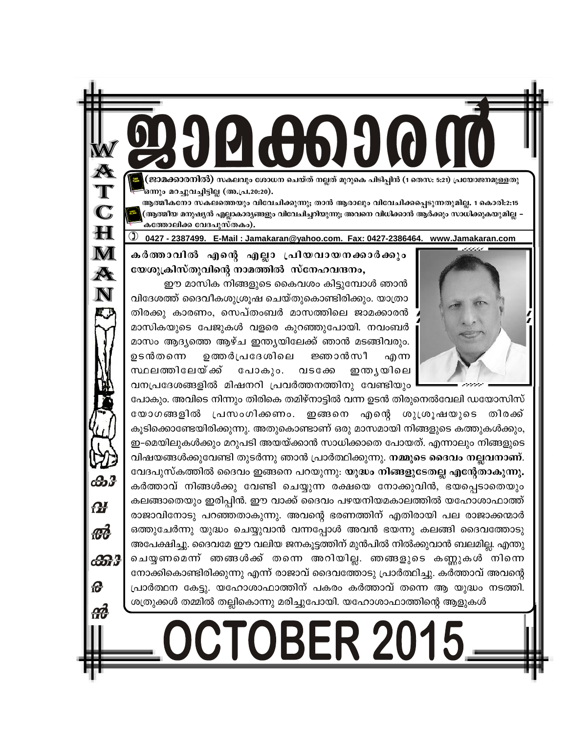# ജാമക്കാരൻ

**(ജാമക്കാരനിൽ)** സകലവും ശോധന ചെയ്ത് നല്ലത് മുറുകെ പിടിപ്പിൻ (1 തെസ: 5:21) പ്രയോജനമുള്ളതു ഒന്നും മറച്ചുവച്ചിട്ടില്ല (അ.പ്ര.20:20).

ആത്മീകനോ സകലത്തെയും വിവേചിക്കുന്നു; താൻ ആരാലും വിവേചിക്കപ്പെടുന്നതുമില്ല. 1 കൊരി:2:15 (ആത്മീയ മനുഷ്യൻ എല്ലാകാര്യങ്ങളും വിവേചിച്ചറിയുന്നു; അവനെ വിധിക്കാൻ ആർക്കും സാധിക്കുകയുമില്ല – കത്തോലിക്ക വേദപുസ്തകം).

0427 - 2387499. E-Mail : Jamakaran@yahoo.com. Fax: 0427-2386464. www.Jamakaran.com

WATCHMAN കാവൽക്കാരൻ

**കർത്താവിൽ എന്റെ എല്ലാ പ്രിയവായനക്കാർക്കും യേശുക്രിസ്തുവിന്റെ നാമത്തിൽ സ്നേഹവന്ദനം,**

ഈ മാസിക നിങ്ങളുടെ കൈവശം കിട്ടുമ്പോൾ ഞാൻ വിദേശത്ത് ദൈവീകശുശ്രൂഷ ചെയ്തുകൊണ്ടിരിക്കും. യാത്രാ തിരക്കു കാരണം, സെപ്തംബർ മാസത്തിലെ ജാമക്കാരൻ മാസികയുടെ പേജുകൾ വളരെ കുറഞ്ഞുപോയി. നവംബർ മാസം ആദ്യത്തെ ആഴ്ച ഇന്ത്യയിലേക്ക് ഞാൻ മടങ്ങിവരും. ഉടൻതന്നെ ഉത്തർപ്രദേശിലെ ജ്ഞാൻസി എന്ന സ്ഥലത്തിലേയ്ക്ക് പോകും. വടക്കേ ഇന്ത്യയിലെ വനപ്രദേശങ്ങളിൽ മിഷനറി പ്രവർത്തനത്തിനു വേണ്ടിയും പോകും. അവിടെ നിന്നും തിരികെ തമിഴ്നാട്ടിൽ വന്ന ഉടൻ തിരുനെൽവേലി ഡയോസിസ് യോഗങ്ങളിൽ പ്രസംഗിക്കണം. ഇങ്ങനെ എന്റെ ശുശ്രൂഷയുടെ തിരക്ക് കൂടിക്കൊണ്ടേയിരിക്കുന്നു. അതുകൊണ്ടാണ് ഒരു മാസമായി നിങ്ങളുടെ കത്തുകൾക്കും, ഇ-മെയിലുകൾക്കും മറുപടി അയയ്ക്കാൻ സാധിക്കാതെ പോയത്. എന്നാലും നിങ്ങളുടെ വിഷയങ്ങൾക്കുവേണ്ടി തുടർന്നു ഞാൻ പ്രാർത്ഥിക്കുന്നു. **നമ്മുടെ ദൈവം നല്ലവനാണ്.** വേദപുസ്കത്തിൽ ദൈവം ഇങ്ങനെ പറയുന്നു: **യുദ്ധം നിങ്ങളുടേതല്ല എന്റേതാകുന്നു.** കർത്താവ് നിങ്ങൾക്കു വേണ്ടി ചെയ്യുന്ന രക്ഷയെ നോക്കുവിൻ, ഭയപ്പെടാതെയും കലങ്ങാതെയും ഇരിപ്പിൻ. ഈ വാക്ക് ദൈവം പഴയനിയമകാലത്തിൽ യഹോശാഫാത്ത് രാജാവിനോടു പറഞ്ഞതാകുന്നു. അവന്റെ ഭരണത്തിന് എതിരായി പല രാജാക്കന്മാർ ഒത്തുചേർന്നു യുദ്ധം ചെയ്യുവാൻ വന്നപ്പോൾ അവൻ ഭയന്നു കലങ്ങി ദൈവത്തോടു അപേക്ഷിച്ചു. ദൈവമേ ഈ വലിയ ജനകൂട്ടത്തിന് മുൻപിൽ നിൽക്കുവാൻ ബലമില്ല. എന്തു ചെയ്യണമെന്ന് ഞങ്ങൾക്ക് തന്നെ അറിയില്ല. ഞങ്ങളുടെ കണ്ണുകൾ നിന്നെ നോക്കികൊണ്ടിരിക്കുന്നു എന്ന് രാജാവ് ദൈവത്തോടു പ്രാർത്ഥിച്ചു. കർത്താവ് അവന്റെ പ്രാർത്ഥന കേട്ടു. യഹോശാഫാത്തിന് പകരം കർത്താവ് തന്നെ ആ യുദ്ധം നടത്തി. ശത്രുക്കൾ തമ്മിൽ തല്ലികൊന്നു മരിച്ചുപോയി. യഹോശാഫാത്തിന്റെ ആളുകൾ

# OCTOBER 2015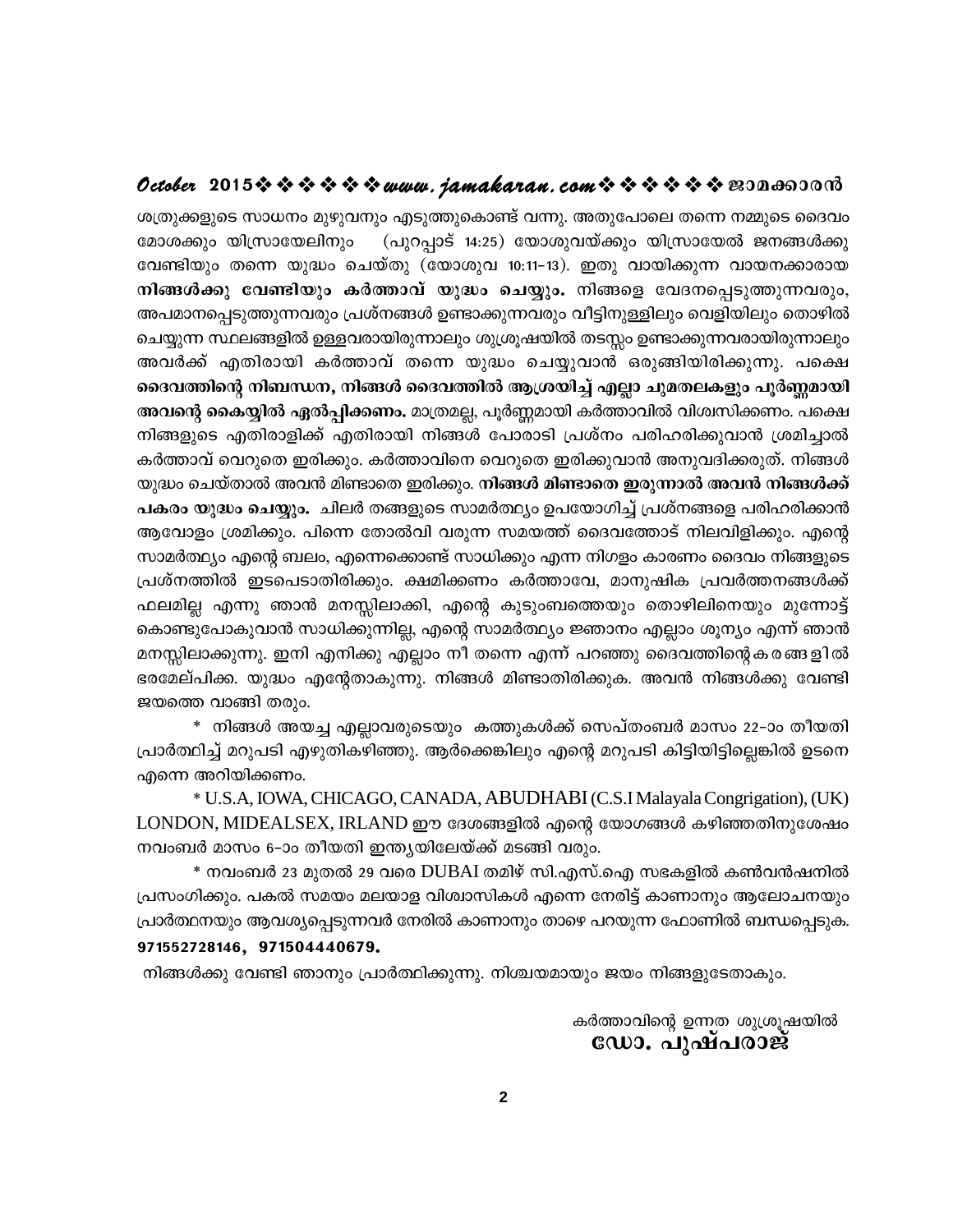ശത്രുക്കളുടെ സാധനം മുഴുവനും എടുത്തുകൊണ്ട് വന്നു. അതുപോലെ തന്നെ നമ്മുടെ ദൈവം മോശക്കും യിസ്രായേലിനും (പുറപ്പാട് 14:25) യോശുവയ്ക്കും യിസ്രായേൽ ജനങ്ങൾക്കു വേണ്ടിയും തന്നെ യുദ്ധം ചെയ്തു (യോശുവ 10:11-13). ഇതു വായിക്കുന്ന വായനക്കാരായ **നിങ്ങൾക്കു വേണ്ടിയും കർത്താവ് യുദ്ധം ചെയ്യും.** നിങ്ങളെ വേദനപ്പെടുത്തുന്നവരും, അപമാനപ്പെടുത്തുന്നവരും പ്രശ്നങ്ങൾ ഉണ്ടാക്കുന്നവരും വീട്ടിനുള്ളിലും വെളിയിലും തൊഴിൽ ചെയ്യുന്ന സ്ഥലങ്ങളിൽ ഉള്ളവരായിരുന്നാലും ശുശ്രൂഷയിൽ തടസ്സം ഉണ്ടാക്കുന്നവരായിരുന്നാലും അവർക്ക് എതിരായി കർത്താവ് തന്നെ യുദ്ധം ചെയ്യുവാൻ ഒരുങ്ങിയിരിക്കുന്നു. പക്ഷെ **ദൈവത്തിന്റെ നിബന്ധന, നിങ്ങൾ ദൈവത്തിൽ ആശ്രയിച്ച് എല്ലാ ചുമതലകളും പൂർണ്ണമായി അവന്റെ കൈയ്യിൽ ഏൽപ്പിക്കണം.** മാത്രമല്ല, പൂർണ്ണമായി കർത്താവിൽ വിശ്വസിക്കണം. പക്ഷെ നിങ്ങളുടെ എതിരാളിക്ക് എതിരായി നിങ്ങൾ പോരാടി പ്രശ്നം പരിഹരിക്കുവാൻ ശ്രമിച്ചാൽ കർത്താവ് വെറുതെ ഇരിക്കും. കർത്താവിനെ വെറുതെ ഇരിക്കുവാൻ അനുവദിക്കരുത്. നിങ്ങൾ യുദ്ധം ചെയ്താൽ അവൻ മിണ്ടാതെ ഇരിക്കും. **നിങ്ങൾ മിണ്ടാതെ ഇരുന്നാൽ അവൻ നിങ്ങൾക്ക് പകരം യുദ്ധം ചെയ്യും.** ചിലർ തങ്ങളുടെ സാമർത്ഥ്യം ഉപയോഗിച്ച് പ്രശ്നങ്ങളെ പരിഹരിക്കാൻ ആവോളം ശ്രമിക്കും. പിന്നെ തോൽവി വരുന്ന സമയത്ത് ദൈവത്തോട് നിലവിളിക്കും. എന്റെ സാമർത്ഥ്യം എന്റെ ബലം, എന്നെക്കൊണ്ട് സാധിക്കും എന്ന നിഗളം കാരണം ദൈവം നിങ്ങളുടെ പ്രശ്നത്തിൽ ഇടപെടാതിരിക്കും. ക്ഷമിക്കണം കർത്താവേ, മാനുഷിക പ്രവർത്തനങ്ങൾക്ക് ഫലമില്ല എന്നു ഞാൻ മനസ്സിലാക്കി, എന്റെ കുടുംബത്തെയും തൊഴിലിനെയും മുന്നോട്ട് കൊണ്ടുപോകുവാൻ സാധിക്കുന്നില്ല, എന്റെ സാമർത്ഥ്യം ജ്ഞാനം എല്ലാം ശൂന്യം എന്ന് ഞാൻ മനസ്സിലാക്കുന്നു. ഇനി എനിക്കു എല്ലാം നീ തന്നെ എന്ന് പറഞ്ഞു ദൈവത്തിന്റെ കരങ്ങളിൽ ഭരമേല്പിക്ക. യുദ്ധം എന്റേതാകുന്നു. നിങ്ങൾ മിണ്ടാതിരിക്കുക. അവൻ നിങ്ങൾക്കു വേണ്ടി ജയത്തെ വാങ്ങി തരും.

\* നിങ്ങൾ അയച്ച എല്ലാവരുടെയും കത്തുകൾക്ക് സെപ്തംബർ മാസം 22-ാം തീയതി പ്രാർത്ഥിച്ച് മറുപടി എഴുതികഴിഞ്ഞു. ആർക്കെങ്കിലും എന്റെ മറുപടി കിട്ടിയിട്ടില്ലെങ്കിൽ ഉടനെ എന്നെ അറിയിക്കണം.

\* U.S.A, IOWA, CHICAGO, CANADA, ABUDHABI (C.S.I Malayala Congrigation), (UK) LONDON, MIDEALSEX, IRLAND ഈ ദേശങ്ങളിൽ എന്റെ യോഗങ്ങൾ കഴിഞ്ഞതിനുശേഷം നവംബർ മാസം 6-ാം തീയതി ഇന്ത്യയിലേയ്ക്ക് മടങ്ങി വരും.

\* നവംബർ 23 മുതൽ 29 വരെ DUBAI തമിഴ് സി.എസ്.ഐ സഭകളിൽ കൺവൻഷനിൽ പ്രസംഗിക്കും. പകൽ സമയം മലയാള വിശ്വാസികൾ എന്നെ നേരിട്ട് കാണാനും ആലോചനയും പ്രാർത്ഥനയും ആവശ്യപ്പെടുന്നവർ നേരിൽ കാണാനും താഴെ പറയുന്ന ഫോണിൽ ബന്ധപ്പെടുക. **971552728146, 971504440679.**

നിങ്ങൾക്കു വേണ്ടി ഞാനും പ്രാർത്ഥിക്കുന്നു. നിശ്ചയമായും ജയം നിങ്ങളുടേതാകും.

കർത്താവിന്റെ ഉന്നത ശുശ്രൂഷയിൽ
**ഡോ. പുഷ്പരാജ്**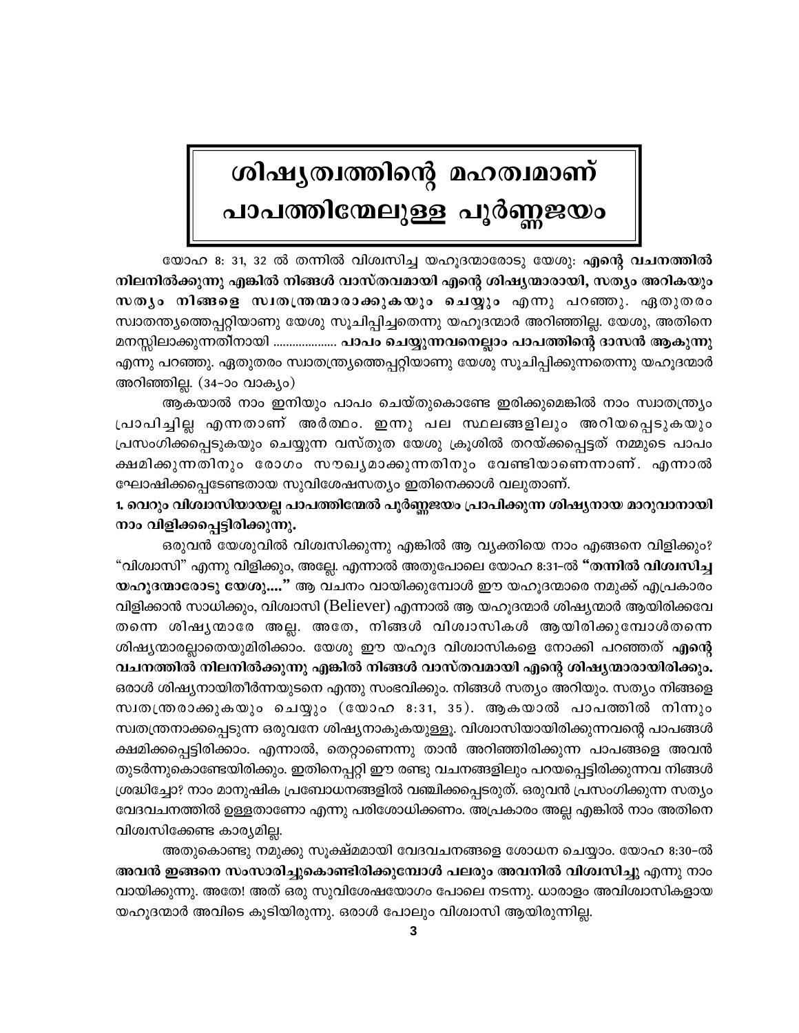# ശിഷ്യത്വത്തിന്റെ മഹത്വമാണ് പാപത്തിന്മേലുള്ള പൂർണ്ണജയം

യോഹ 8: 31, 32 ൽ തന്നിൽ വിശ്വസിച്ച യഹൂദന്മാരോടു യേശു: **എന്റെ വചനത്തിൽ നിലനിൽക്കുന്നു എങ്കിൽ നിങ്ങൾ വാസ്തവമായി എന്റെ ശിഷ്യന്മാരായി, സത്യം അറികയും സത്യം നിങ്ങളെ സ്വതന്ത്രന്മാരാക്കുകയും ചെയ്യും** എന്നു പറഞ്ഞു. ഏതുതരം സ്വാതന്ത്ര്യത്തെപ്പറ്റിയാണു യേശു സൂചിപ്പിച്ചതെന്നു യഹൂദന്മാർ അറിഞ്ഞില്ല. യേശു, അതിനെ മനസ്സിലാക്കുന്നതിനായി .................... **പാപം ചെയ്യുന്നവനെല്ലാം പാപത്തിന്റെ ദാസൻ ആകുന്നു** എന്നു പറഞ്ഞു. ഏതുതരം സ്വാതന്ത്ര്യത്തെപ്പറ്റിയാണു യേശു സൂചിപ്പിക്കുന്നതെന്നു യഹൂദന്മാർ അറിഞ്ഞില്ല. (34-ാം വാക്യം)

ആകയാൽ നാം ഇനിയും പാപം ചെയ്തുകൊണ്ടേ ഇരിക്കുമെങ്കിൽ നാം സ്വാതന്ത്ര്യം പ്രാപിച്ചില്ല എന്നതാണ് അർത്ഥം. ഇന്നു പല സ്ഥലങ്ങളിലും അറിയപ്പെടുകയും പ്രസംഗിക്കപ്പെടുകയും ചെയ്യുന്ന വസ്തുത യേശു ക്രൂശിൽ തറയ്ക്കപ്പെട്ടത് നമ്മുടെ പാപം ക്ഷമിക്കുന്നതിനും രോഗം സൗഖ്യമാക്കുന്നതിനും വേണ്ടിയാണെന്നാണ്. എന്നാൽ ഘോഷിക്കപ്പെടേണ്ടതായ സുവിശേഷസത്യം ഇതിനെക്കാൾ വലുതാണ്.

**1. വെറും വിശ്വാസിയായല്ല പാപത്തിന്മേൽ പൂർണ്ണജയം പ്രാപിക്കുന്ന ശിഷ്യനായ മാറുവാനായി നാം വിളിക്കപ്പെട്ടിരിക്കുന്നു.**

ഒരുവൻ യേശുവിൽ വിശ്വസിക്കുന്നു എങ്കിൽ ആ വ്യക്തിയെ നാം എങ്ങനെ വിളിക്കും? "വിശ്വാസി" എന്നു വിളിക്കും, അല്ലേ. എന്നാൽ അതുപോലെ യോഹ 8:31-ൽ **"തന്നിൽ വിശ്വസിച്ച യഹൂദന്മാരോടു യേശു...."** ആ വചനം വായിക്കുമ്പോൾ ഈ യഹൂദന്മാരെ നമുക്ക് എപ്രകാരം വിളിക്കാൻ സാധിക്കും, വിശ്വാസി (Believer) എന്നാൽ ആ യഹൂദന്മാർ ശിഷ്യന്മാർ ആയിരിക്കവേ തന്നെ ശിഷ്യന്മാരേ അല്ല. അതേ, നിങ്ങൾ വിശ്വാസികൾ ആയിരിക്കുമ്പോൾതന്നെ ശിഷ്യന്മാരല്ലാതെയുമിരിക്കാം. യേശു ഈ യഹൂദ വിശ്വാസികളെ നോക്കി പറഞ്ഞത് **എന്റെ വചനത്തിൽ നിലനിൽക്കുന്നു എങ്കിൽ നിങ്ങൾ വാസ്തവമായി എന്റെ ശിഷ്യന്മാരായിരിക്കും.** ഒരാൾ ശിഷ്യനായിതീർന്നയുടനെ എന്തു സംഭവിക്കും. നിങ്ങൾ സത്യം അറിയും. സത്യം നിങ്ങളെ സ്വതന്ത്രരാക്കുകയും ചെയ്യും (യോഹ 8:31, 35). ആകയാൽ പാപത്തിൽ നിന്നും സ്വതന്ത്രനാക്കപ്പെടുന്ന ഒരുവനേ ശിഷ്യനാകുകയുള്ളൂ. വിശ്വാസിയായിരിക്കുന്നവന്റെ പാപങ്ങൾ ക്ഷമിക്കപ്പെട്ടിരിക്കാം. എന്നാൽ, തെറ്റാണെന്നു താൻ അറിഞ്ഞിരിക്കുന്ന പാപങ്ങളെ അവൻ തുടർന്നുകൊണ്ടേയിരിക്കും. ഇതിനെപ്പറ്റി ഈ രണ്ടു വചനങ്ങളിലും പറയപ്പെട്ടിരിക്കുന്നവ നിങ്ങൾ ശ്രദ്ധിച്ചോ? നാം മാനുഷിക പ്രബോധനങ്ങളിൽ വഞ്ചിക്കപ്പെടരുത്. ഒരുവൻ പ്രസംഗിക്കുന്ന സത്യം വേദവചനത്തിൽ ഉള്ളതാണോ എന്നു പരിശോധിക്കണം. അപ്രകാരം അല്ല എങ്കിൽ നാം അതിനെ വിശ്വസിക്കേണ്ട കാര്യമില്ല.

അതുകൊണ്ടു നമുക്കു സൂക്ഷ്മമായി വേദവചനങ്ങളെ ശോധന ചെയ്യാം. യോഹ 8:30-ൽ **അവൻ ഇങ്ങനെ സംസാരിച്ചുകൊണ്ടിരിക്കുമ്പോൾ പലരും അവനിൽ വിശ്വസിച്ചു** എന്നു നാം വായിക്കുന്നു. അതേ! അത് ഒരു സുവിശേഷയോഗം പോലെ നടന്നു. ധാരാളം അവിശ്വാസികളായ യഹൂദന്മാർ അവിടെ കൂടിയിരുന്നു. ഒരാൾ പോലും വിശ്വാസി ആയിരുന്നില്ല.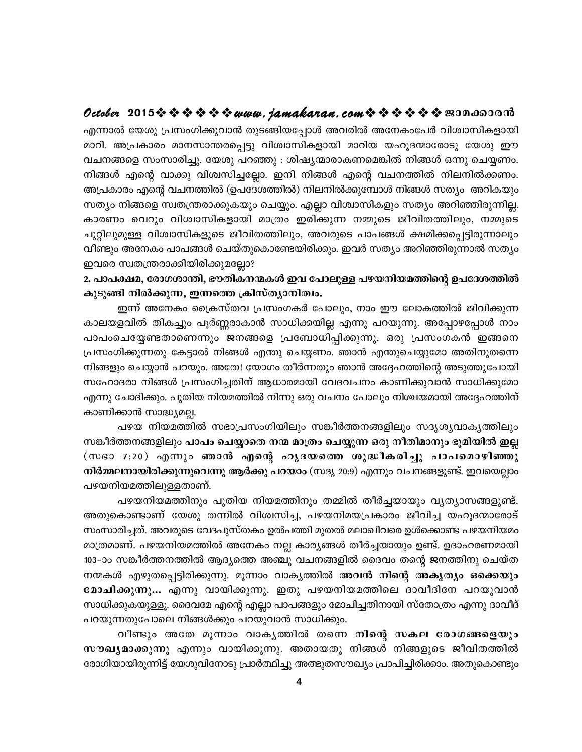എന്നാൽ യേശു പ്രസംഗിക്കുവാൻ തുടങ്ങിയപ്പോൾ അവരിൽ അനേകംപേർ വിശ്വാസികളായി മാറി. അപ്രകാരം മാനസാന്തരപ്പെട്ടു വിശ്വാസികളായി മാറിയ യഹൂദന്മാരോടു യേശു ഈ വചനങ്ങളെ സംസാരിച്ചു. യേശു പറഞ്ഞു : ശിഷ്യന്മാരാകണമെങ്കിൽ നിങ്ങൾ ഒന്നു ചെയ്യണം. നിങ്ങൾ എന്റെ വാക്കു വിശ്വസിച്ചല്ലോ. ഇനി നിങ്ങൾ എന്റെ വചനത്തിൽ നിലനിൽക്കണം. അപ്രകാരം എന്റെ വചനത്തിൽ (ഉപദേശത്തിൽ) നിലനിൽക്കുമ്പോൾ നിങ്ങൾ സത്യം അറികയും സത്യം നിങ്ങളെ സ്വതന്ത്രരാക്കുകയും ചെയ്യും. എല്ലാ വിശ്വാസികളും സത്യം അറിഞ്ഞിരുന്നില്ല. കാരണം വെറും വിശ്വാസികളായി മാത്രം ഇരിക്കുന്ന നമ്മുടെ ജീവിതത്തിലും, നമ്മുടെ ചുറ്റിലുമുള്ള വിശ്വാസികളുടെ ജീവിതത്തിലും, അവരുടെ പാപങ്ങൾ ക്ഷമിക്കപ്പെട്ടിരുന്നാലും വീണ്ടും അനേകം പാപങ്ങൾ ചെയ്തുകൊണ്ടേയിരിക്കും. ഇവർ സത്യം അറിഞ്ഞിരുന്നാൽ സത്യം ഇവരെ സ്വതന്ത്രരാക്കിയിരിക്കുമല്ലോ?

**2. പാപക്ഷമ, രോഗശാന്തി, ഭൗതികനന്മകൾ ഇവ പോലുള്ള പഴയനിയമത്തിന്റെ ഉപദേശത്തിൽ കുടുങ്ങി നിൽക്കുന്ന, ഇന്നത്തെ ക്രിസ്ത്യാനിത്വം.**

ഇന്ന് അനേകം ക്രൈസ്തവ പ്രസംഗകർ പോലും, നാം ഈ ലോകത്തിൽ ജീവിക്കുന്ന കാലയളവിൽ തികച്ചും പൂർണ്ണരാകാൻ സാധിക്കയില്ല എന്നു പറയുന്നു. അപ്പോഴപ്പോൾ നാം പാപംചെയ്യേണ്ടതാണെന്നും ജനങ്ങളെ പ്രബോധിപ്പിക്കുന്നു. ഒരു പ്രസംഗകൻ ഇങ്ങനെ പ്രസംഗിക്കുന്നതു കേട്ടാൽ നിങ്ങൾ എന്തു ചെയ്യണം. ഞാൻ എന്തുചെയ്യുമോ അതിനുതന്നെ നിങ്ങളും ചെയ്യാൻ പറയും. അതേ! യോഗം തീർന്നതും ഞാൻ അദ്ദേഹത്തിന്റെ അടുത്തുപോയി സഹോദരാ നിങ്ങൾ പ്രസംഗിച്ചതിന് ആധാരമായി വേദവചനം കാണിക്കുവാൻ സാധിക്കുമോ എന്നു ചോദിക്കും. പുതിയ നിയമത്തിൽ നിന്നു ഒരു വചനം പോലും നിശ്ചയമായി അദ്ദേഹത്തിന് കാണിക്കാൻ സാദ്ധ്യമല്ല.

പഴയ നിയമത്തിൽ സഭാപ്രസംഗിയിലും സങ്കീർത്തനങ്ങളിലും സദൃശ്യവാക്യത്തിലും സങ്കീർത്തനങ്ങളിലും **പാപം ചെയ്യാതെ നന്മ മാത്രം ചെയ്യുന്ന ഒരു നീതിമാനും ഭൂമിയിൽ ഇല്ല** (സഭാ 7:20) എന്നും **ഞാൻ എന്റെ ഹൃദയത്തെ ശുദ്ധീകരിച്ചു പാപമൊഴിഞ്ഞു നിർമ്മലനായിരിക്കുന്നുവെന്നു ആർക്കു പറയാം** (സദൃ 20:9) എന്നും വചനങ്ങളുണ്ട്. ഇവയെല്ലാം പഴയനിയമത്തിലുള്ളതാണ്.

പഴയനിയമത്തിനും പുതിയ നിയമത്തിനും തമ്മിൽ തീർച്ചയായും വ്യത്യാസങ്ങളുണ്ട്. അതുകൊണ്ടാണ് യേശു തന്നിൽ വിശ്വസിച്ച, പഴയനിമയപ്രകാരം ജീവിച്ച യഹൂദന്മാരോട് സംസാരിച്ചത്. അവരുടെ വേദപുസ്തകം ഉൽപത്തി മുതൽ മലാഖിവരെ ഉൾക്കൊണ്ട പഴയനിയമം മാത്രമാണ്. പഴയനിയമത്തിൽ അനേകം നല്ല കാര്യങ്ങൾ തീർച്ചയായും ഉണ്ട്. ഉദാഹരണമായി 103-ാം സങ്കീർത്തനത്തിൽ ആദ്യത്തെ അഞ്ചു വചനങ്ങളിൽ ദൈവം തന്റെ ജനത്തിനു ചെയ്ത നന്മകൾ എഴുതപ്പെട്ടിരിക്കുന്നു. മൂന്നാം വാക്യത്തിൽ **അവൻ നിന്റെ അകൃത്യം ഒക്കെയും മോചിക്കുന്നു...** എന്നു വായിക്കുന്നു. ഇതു പഴയനിയമത്തിലെ ദാവീദിനേ പറയുവാൻ സാധിക്കുകയുള്ളു. ദൈവമേ എന്റെ എല്ലാ പാപങ്ങളും മോചിച്ചതിനായി സ്തോത്രം എന്നു ദാവീദ് പറയുന്നതുപോലെ നിങ്ങൾക്കും പറയുവാൻ സാധിക്കും.

വീണ്ടും അതേ മൂന്നാം വാക്യത്തിൽ തന്നെ **നിന്റെ സകല രോഗങ്ങളെയും സൗഖ്യമാക്കുന്നു** എന്നും വായിക്കുന്നു. അതായതു നിങ്ങൾ നിങ്ങളുടെ ജീവിതത്തിൽ രോഗിയായിരുന്നിട്ട് യേശുവിനോടു പ്രാർത്ഥിച്ചു അത്ഭുതസൗഖ്യം പ്രാപിച്ചിരിക്കാം. അതുകൊണ്ടും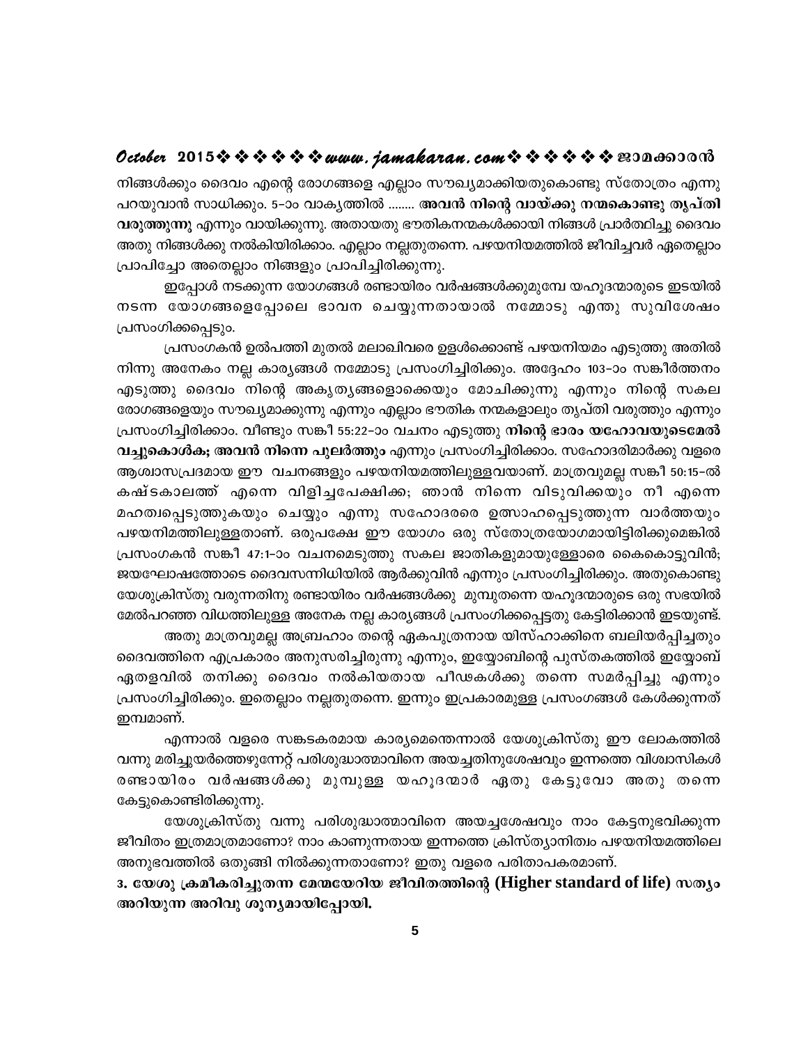നിങ്ങൾക്കും ദൈവം എന്റെ രോഗങ്ങളെ എല്ലാം സൗഖ്യമാക്കിയതുകൊണ്ടു സ്തോത്രം എന്നു പറയുവാൻ സാധിക്കും. 5-ാം വാക്യത്തിൽ ........ **അവൻ നിന്റെ വായ്ക്കു നന്മകൊണ്ടു തൃപ്തി വരുത്തുന്നു** എന്നും വായിക്കുന്നു. അതായതു ഭൗതികനന്മകൾക്കായി നിങ്ങൾ പ്രാർത്ഥിച്ചു ദൈവം അതു നിങ്ങൾക്കു നൽകിയിരിക്കാം. എല്ലാം നല്ലതുതന്നെ. പഴയനിയമത്തിൽ ജീവിച്ചവർ ഏതെല്ലാം പ്രാപിച്ചോ അതെല്ലാം നിങ്ങളും പ്രാപിച്ചിരിക്കുന്നു.

ഇപ്പോൾ നടക്കുന്ന യോഗങ്ങൾ രണ്ടായിരം വർഷങ്ങൾക്കുമുമ്പേ യഹൂദന്മാരുടെ ഇടയിൽ നടന്ന യോഗങ്ങളെപ്പോലെ ഭാവന ചെയ്യുന്നതായാൽ നമ്മോടു എന്തു സുവിശേഷം പ്രസംഗിക്കപ്പെടും.

പ്രസംഗകൻ ഉൽപത്തി മുതൽ മലാഖിവരെ ഉളൾക്കൊണ്ട് പഴയനിയമം എടുത്തു അതിൽ നിന്നു അനേകം നല്ല കാര്യങ്ങൾ നമ്മോടു പ്രസംഗിച്ചിരിക്കും. അദ്ദേഹം 103-ാം സങ്കീർത്തനം എടുത്തു ദൈവം നിന്റെ അകൃത്യങ്ങളൊക്കെയും മോചിക്കുന്നു എന്നും നിന്റെ സകല രോഗങ്ങളെയും സൗഖ്യമാക്കുന്നു എന്നും എല്ലാം ഭൗതിക നന്മകളാലും തൃപ്തി വരുത്തും എന്നും പ്രസംഗിച്ചിരിക്കാം. വീണ്ടും സങ്കീ 55:22-ാം വചനം എടുത്തു **നിന്റെ ഭാരം യഹോവയുടെമേൽ വച്ചുകൊൾക; അവൻ നിന്നെ പുലർത്തും** എന്നും പ്രസംഗിച്ചിരിക്കാം. സഹോദരിമാർക്കു വളരെ ആശ്വാസപ്രദമായ ഈ വചനങ്ങളും പഴയനിയമത്തിലുള്ളവയാണ്. മാത്രവുമല്ല സങ്കീ 50:15-ൽ കഷ്ടകാലത്ത് എന്നെ വിളിച്ചപേക്ഷിക്ക; ഞാൻ നിന്നെ വിടുവിക്കയും നീ എന്നെ മഹത്വപ്പെടുത്തുകയും ചെയ്യും എന്നു സഹോദരരെ ഉത്സാഹപ്പെടുത്തുന്ന വാർത്തയും പഴയനിമത്തിലുള്ളതാണ്. ഒരുപക്ഷേ ഈ യോഗം ഒരു സ്തോത്രയോഗമായിട്ടിരിക്കുമെങ്കിൽ പ്രസംഗകൻ സങ്കീ 47:1-ാം വചനമെടുത്തു സകല ജാതികളുമായുള്ളോരെ കൈകൊട്ടുവിൻ; ജയഘോഷത്തോടെ ദൈവസന്നിധിയിൽ ആർക്കുവിൻ എന്നും പ്രസംഗിച്ചിരിക്കും. അതുകൊണ്ടു യേശുക്രിസ്തു വരുന്നതിനു രണ്ടായിരം വർഷങ്ങൾക്കു മുമ്പുതന്നെ യഹൂദന്മാരുടെ ഒരു സഭയിൽ മേൽപറഞ്ഞ വിധത്തിലുള്ള അനേക നല്ല കാര്യങ്ങൾ പ്രസംഗിക്കപ്പെട്ടതു കേട്ടിരിക്കാൻ ഇടയുണ്ട്.

അതു മാത്രവുമല്ല അബ്രഹാം തന്റെ ഏകപുത്രനായ യിസ്ഹാക്കിനെ ബലിയർപ്പിച്ചതും ദൈവത്തിനെ എപ്രകാരം അനുസരിച്ചിരുന്നു എന്നും, ഇയ്യോബിന്റെ പുസ്തകത്തിൽ ഇയ്യോബ് ഏതളവിൽ തനിക്കു ദൈവം നൽകിയതായ പീഢകൾക്കു തന്നെ സമർപ്പിച്ചു എന്നും പ്രസംഗിച്ചിരിക്കും. ഇതെല്ലാം നല്ലതുതന്നെ. ഇന്നും ഇപ്രകാരമുള്ള പ്രസംഗങ്ങൾ കേൾക്കുന്നത് ഇമ്പമാണ്.

എന്നാൽ വളരെ സങ്കടകരമായ കാര്യമെന്തെന്നാൽ യേശുക്രിസ്തു ഈ ലോകത്തിൽ വന്നു മരിച്ചുയർത്തെഴുന്നേറ്റ് പരിശുദ്ധാത്മാവിനെ അയച്ചതിനുശേഷവും ഇന്നത്തെ വിശ്വാസികൾ രണ്ടായിരം വർഷങ്ങൾക്കു മുമ്പുള്ള യഹൂദന്മാർ ഏതു കേട്ടുവോ അതു തന്നെ കേട്ടുകൊണ്ടിരിക്കുന്നു.

യേശുക്രിസ്തു വന്നു പരിശുദ്ധാത്മാവിനെ അയച്ചശേഷവും നാം കേട്ടനുഭവിക്കുന്ന ജീവിതം ഇത്രമാത്രമാണോ? നാം കാണുന്നതായ ഇന്നത്തെ ക്രിസ്ത്യാനിത്വം പഴയനിയമത്തിലെ അനുഭവത്തിൽ ഒതുങ്ങി നിൽക്കുന്നതാണോ? ഇതു വളരെ പരിതാപകരമാണ്.

**3. യേശു ക്രമീകരിച്ചുതന്ന മേന്മയേറിയ ജീവിതത്തിന്റെ (Higher standard of life) സത്യം അറിയുന്ന അറിവു ശൂന്യമായിപ്പോയി.**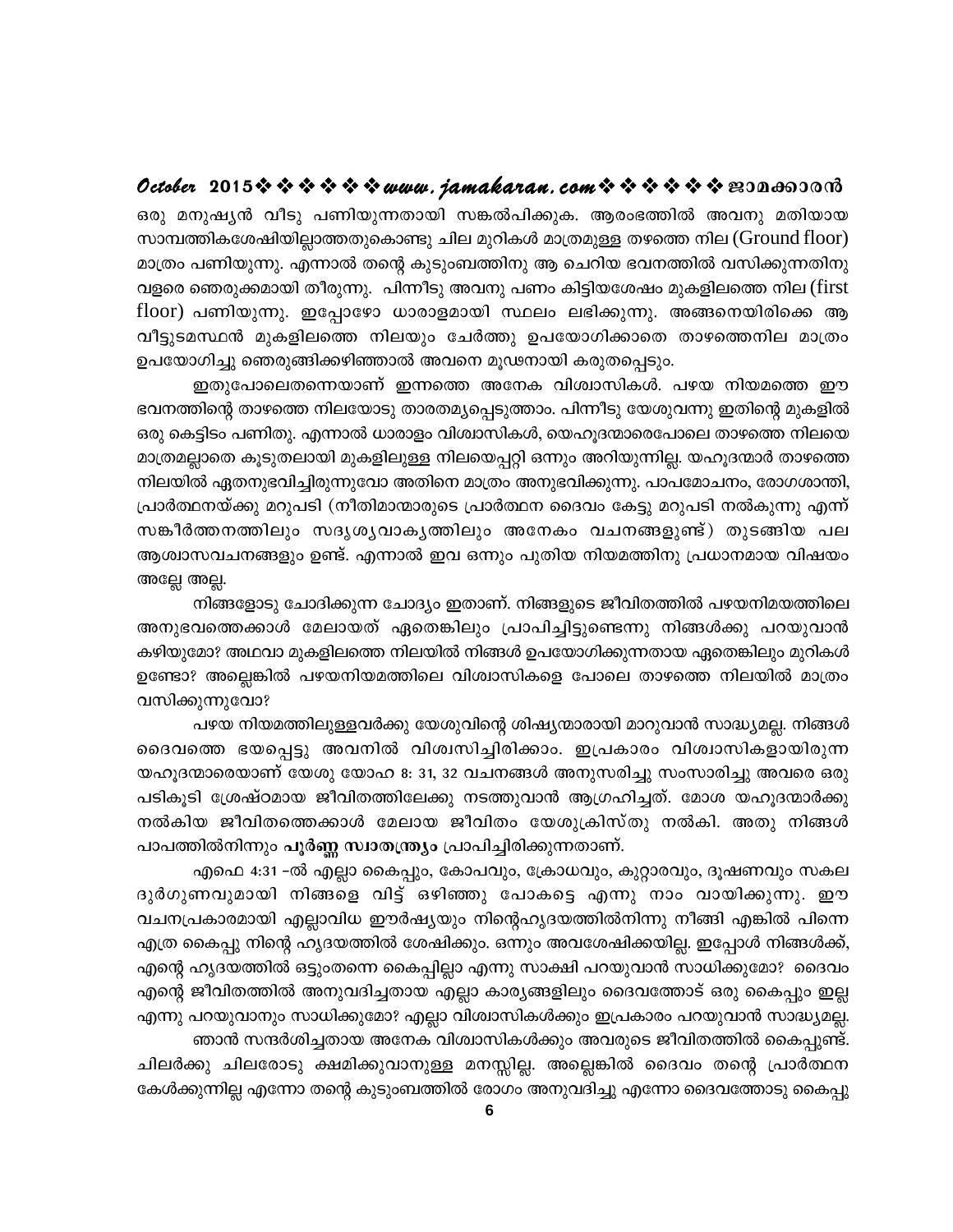ഒരു മനുഷ്യൻ വീടു പണിയുന്നതായി സങ്കൽപിക്കുക. ആരംഭത്തിൽ അവനു മതിയായ സാമ്പത്തികശേഷിയില്ലാത്തതുകൊണ്ടു ചില മുറികൾ മാത്രമുള്ള തഴത്തെ നില (Ground floor) മാത്രം പണിയുന്നു. എന്നാൽ തന്റെ കുടുംബത്തിനു ആ ചെറിയ ഭവനത്തിൽ വസിക്കുന്നതിനു വളരെ ഞെരുക്കമായി തീരുന്നു. പിന്നീടു അവനു പണം കിട്ടിയശേഷം മുകളിലത്തെ നില (first floor) പണിയുന്നു. ഇപ്പോഴോ ധാരാളമായി സ്ഥലം ലഭിക്കുന്നു. അങ്ങനെയിരിക്കെ ആ വീട്ടുടമസ്ഥൻ മുകളിലത്തെ നിലയും ചേർത്തു ഉപയോഗിക്കാതെ താഴത്തെനില മാത്രം ഉപയോഗിച്ചു ഞെരുങ്ങിക്കഴിഞ്ഞാൽ അവനെ മൂഢനായി കരുതപ്പെടും.

ഇതുപോലെതന്നെയാണ് ഇന്നത്തെ അനേക വിശ്വാസികൾ. പഴയ നിയമത്തെ ഈ ഭവനത്തിന്റെ താഴത്തെ നിലയോടു താരതമ്യപ്പെടുത്താം. പിന്നീടു യേശുവന്നു ഇതിന്റെ മുകളിൽ ഒരു കെട്ടിടം പണിതു. എന്നാൽ ധാരാളം വിശ്വാസികൾ, യെഹൂദന്മാരെപോലെ താഴത്തെ നിലയെ മാത്രമല്ലാതെ കൂടുതലായി മുകളിലുള്ള നിലയെപ്പറ്റി ഒന്നും അറിയുന്നില്ല. യഹൂദന്മാർ താഴത്തെ നിലയിൽ ഏതനുഭവിച്ചിരുന്നുവോ അതിനെ മാത്രം അനുഭവിക്കുന്നു. പാപമോചനം, രോഗശാന്തി, പ്രാർത്ഥനയ്ക്കു മറുപടി (നീതിമാന്മാരുടെ പ്രാർത്ഥന ദൈവം കേട്ടു മറുപടി നൽകുന്നു എന്ന് സങ്കീർത്തനത്തിലും സദൃശ്യവാക്യത്തിലും അനേകം വചനങ്ങളുണ്ട്) തുടങ്ങിയ പല ആശ്വാസവചനങ്ങളും ഉണ്ട്. എന്നാൽ ഇവ ഒന്നും പുതിയ നിയമത്തിനു പ്രധാനമായ വിഷയം അല്ലേ അല്ല.

നിങ്ങളോടു ചോദിക്കുന്ന ചോദ്യം ഇതാണ്. നിങ്ങളുടെ ജീവിതത്തിൽ പഴയനിമയത്തിലെ അനുഭവത്തെക്കാൾ മേലായത് ഏതെങ്കിലും പ്രാപിച്ചിട്ടുണ്ടെന്നു നിങ്ങൾക്കു പറയുവാൻ കഴിയുമോ? അഥവാ മുകളിലത്തെ നിലയിൽ നിങ്ങൾ ഉപയോഗിക്കുന്നതായ ഏതെങ്കിലും മുറികൾ ഉണ്ടോ? അല്ലെങ്കിൽ പഴയനിയമത്തിലെ വിശ്വാസികളെ പോലെ താഴത്തെ നിലയിൽ മാത്രം വസിക്കുന്നുവോ?

പഴയ നിയമത്തിലുള്ളവർക്കു യേശുവിന്റെ ശിഷ്യന്മാരായി മാറുവാൻ സാദ്ധ്യമല്ല. നിങ്ങൾ ദൈവത്തെ ഭയപ്പെട്ടു അവനിൽ വിശ്വസിച്ചിരിക്കാം. ഇപ്രകാരം വിശ്വാസികളായിരുന്ന യഹൂദന്മാരെയാണ് യേശു യോഹ 8: 31, 32 വചനങ്ങൾ അനുസരിച്ചു സംസാരിച്ചു അവരെ ഒരു പടികൂടി ശ്രേഷ്ഠമായ ജീവിതത്തിലേക്കു നടത്തുവാൻ ആഗ്രഹിച്ചത്. മോശ യഹൂദന്മാർക്കു നൽകിയ ജീവിതത്തെക്കാൾ മേലായ ജീവിതം യേശുക്രിസ്തു നൽകി. അതു നിങ്ങൾ പാപത്തിൽനിന്നും **പൂർണ്ണ സ്വാതന്ത്ര്യം** പ്രാപിച്ചിരിക്കുന്നതാണ്.

എഫെ 4:31 -ൽ എല്ലാ കൈപ്പും, കോപവും, ക്രോധവും, കുറ്റാരവും, ദൂഷണവും സകല ദുർഗുണവുമായി നിങ്ങളെ വിട്ട് ഒഴിഞ്ഞു പോകട്ടെ എന്നു നാം വായിക്കുന്നു. ഈ വചനപ്രകാരമായി എല്ലാവിധ ഈർഷ്യയും നിന്റെഹൃദയത്തിൽനിന്നു നീങ്ങി എങ്കിൽ പിന്നെ എത്ര കൈപ്പു നിന്റെ ഹൃദയത്തിൽ ശേഷിക്കും. ഒന്നും അവശേഷിക്കയില്ല. ഇപ്പോൾ നിങ്ങൾക്ക്, എന്റെ ഹൃദയത്തിൽ ഒട്ടുംതന്നെ കൈപ്പില്ലാ എന്നു സാക്ഷി പറയുവാൻ സാധിക്കുമോ? ദൈവം എന്റെ ജീവിതത്തിൽ അനുവദിച്ചതായ എല്ലാ കാര്യങ്ങളിലും ദൈവത്തോട് ഒരു കൈപ്പും ഇല്ല എന്നു പറയുവാനും സാധിക്കുമോ? എല്ലാ വിശ്വാസികൾക്കും ഇപ്രകാരം പറയുവാൻ സാദ്ധ്യമല്ല.

ഞാൻ സന്ദർശിച്ചതായ അനേക വിശ്വാസികൾക്കും അവരുടെ ജീവിതത്തിൽ കൈപ്പുണ്ട്. ചിലർക്കു ചിലരോടു ക്ഷമിക്കുവാനുള്ള മനസ്സില്ല. അല്ലെങ്കിൽ ദൈവം തന്റെ പ്രാർത്ഥന കേൾക്കുന്നില്ല എന്നോ തന്റെ കുടുംബത്തിൽ രോഗം അനുവദിച്ചു എന്നോ ദൈവത്തോടു കൈപ്പു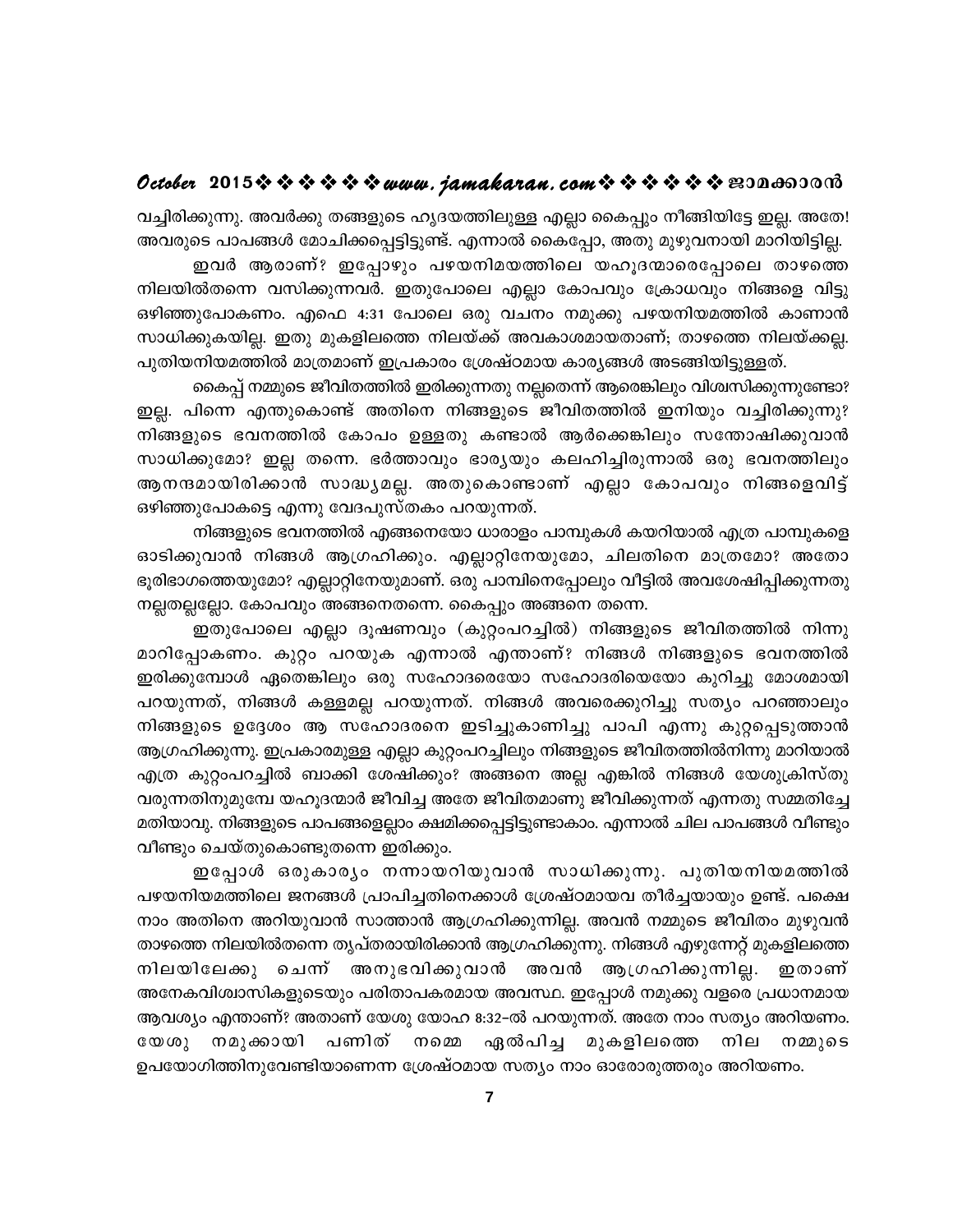വച്ചിരിക്കുന്നു. അവർക്കു തങ്ങളുടെ ഹൃദയത്തിലുള്ള എല്ലാ കൈപ്പും നീങ്ങിയിട്ടേ ഇല്ല. അതേ! അവരുടെ പാപങ്ങൾ മോചിക്കപ്പെട്ടിട്ടുണ്ട്. എന്നാൽ കൈപ്പോ, അതു മുഴുവനായി മാറിയിട്ടില്ല.

ഇവർ ആരാണ്? ഇപ്പോഴും പഴയനിമയത്തിലെ യഹൂദന്മാരെപ്പോലെ താഴത്തെ നിലയിൽതന്നെ വസിക്കുന്നവർ. ഇതുപോലെ എല്ലാ കോപവും ക്രോധവും നിങ്ങളെ വിട്ടു ഒഴിഞ്ഞുപോകണം. എഫെ 4:31 പോലെ ഒരു വചനം നമുക്കു പഴയനിയമത്തിൽ കാണാൻ സാധിക്കുകയില്ല. ഇതു മുകളിലത്തെ നിലയ്ക്ക് അവകാശമായതാണ്; താഴത്തെ നിലയ്ക്കല്ല. പുതിയനിയമത്തിൽ മാത്രമാണ് ഇപ്രകാരം ശ്രേഷ്ഠമായ കാര്യങ്ങൾ അടങ്ങിയിട്ടുള്ളത്.

കൈപ്പ് നമ്മുടെ ജീവിതത്തിൽ ഇരിക്കുന്നതു നല്ലതെന്ന് ആരെങ്കിലും വിശ്വസിക്കുന്നുണ്ടോ? ഇല്ല. പിന്നെ എന്തുകൊണ്ട് അതിനെ നിങ്ങളുടെ ജീവിതത്തിൽ ഇനിയും വച്ചിരിക്കുന്നു? നിങ്ങളുടെ ഭവനത്തിൽ കോപം ഉള്ളതു കണ്ടാൽ ആർക്കെങ്കിലും സന്തോഷിക്കുവാൻ സാധിക്കുമോ? ഇല്ല തന്നെ. ഭർത്താവും ഭാര്യയും കലഹിച്ചിരുന്നാൽ ഒരു ഭവനത്തിലും ആനന്ദമായിരിക്കാൻ സാദ്ധ്യമല്ല. അതുകൊണ്ടാണ് എല്ലാ കോപവും നിങ്ങളെവിട്ട് ഒഴിഞ്ഞുപോകട്ടെ എന്നു വേദപുസ്തകം പറയുന്നത്.

നിങ്ങളുടെ ഭവനത്തിൽ എങ്ങനെയോ ധാരാളം പാമ്പുകൾ കയറിയാൽ എത്ര പാമ്പുകളെ ഓടിക്കുവാൻ നിങ്ങൾ ആഗ്രഹിക്കും. എല്ലാറ്റിനേയുമോ, ചിലതിനെ മാത്രമോ? അതോ ഭൂരിഭാഗത്തെയുമോ? എല്ലാറ്റിനേയുമാണ്. ഒരു പാമ്പിനെപ്പോലും വീട്ടിൽ അവശേഷിപ്പിക്കുന്നതു നല്ലതല്ലല്ലോ. കോപവും അങ്ങനെതന്നെ. കൈപ്പും അങ്ങനെ തന്നെ.

ഇതുപോലെ എല്ലാ ദൂഷണവും (കുറ്റംപറച്ചിൽ) നിങ്ങളുടെ ജീവിതത്തിൽ നിന്നു മാറിപ്പോകണം. കുറ്റം പറയുക എന്നാൽ എന്താണ്? നിങ്ങൾ നിങ്ങളുടെ ഭവനത്തിൽ ഇരിക്കുമ്പോൾ ഏതെങ്കിലും ഒരു സഹോദരനെയോ സഹോദരിയെയോ കുറിച്ചു മോശമായി പറയുന്നത്, നിങ്ങൾ കള്ളമല്ല പറയുന്നത്. നിങ്ങൾ അവരെക്കുറിച്ചു സത്യം പറഞ്ഞാലും നിങ്ങളുടെ ഉദ്ദേശം ആ സഹോദരനെ ഇടിച്ചുകാണിച്ചു പാപി എന്നു കുറ്റപ്പെടുത്താൻ ആഗ്രഹിക്കുന്നു. ഇപ്രകാരമുള്ള എല്ലാ കുറ്റംപറച്ചിലും നിങ്ങളുടെ ജീവിതത്തിൽനിന്നു മാറിയാൽ എത്ര കുറ്റംപറച്ചിൽ ബാക്കി ശേഷിക്കും? അങ്ങനെ അല്ല എങ്കിൽ നിങ്ങൾ യേശുക്രിസ്തു വരുന്നതിനുമുമ്പേ യഹൂദന്മാർ ജീവിച്ച അതേ ജീവിതമാണു ജീവിക്കുന്നത് എന്നതു സമ്മതിച്ചേ മതിയാവു. നിങ്ങളുടെ പാപങ്ങളെല്ലാം ക്ഷമിക്കപ്പെട്ടിട്ടുണ്ടാകാം. എന്നാൽ ചില പാപങ്ങൾ വീണ്ടും വീണ്ടും ചെയ്തുകൊണ്ടുതന്നെ ഇരിക്കും.

ഇപ്പോൾ ഒരുകാര്യം നന്നായറിയുവാൻ സാധിക്കുന്നു. പുതിയനിയമത്തിൽ പഴയനിയമത്തിലെ ജനങ്ങൾ പ്രാപിച്ചതിനെക്കാൾ ശ്രേഷ്ഠമായവ തീർച്ചയായും ഉണ്ട്. പക്ഷെ നാം അതിനെ അറിയുവാൻ സാത്താൻ ആഗ്രഹിക്കുന്നില്ല. അവൻ നമ്മുടെ ജീവിതം മുഴുവൻ താഴത്തെ നിലയിൽതന്നെ തൃപ്തരായിരിക്കാൻ ആഗ്രഹിക്കുന്നു. നിങ്ങൾ എഴുന്നേറ്റ് മുകളിലത്തെ നിലയിലേക്കു ചെന്ന് അനുഭവിക്കുവാൻ അവൻ ആഗ്രഹിക്കുന്നില്ല. ഇതാണ് അനേകവിശ്വാസികളുടെയും പരിതാപകരമായ അവസ്ഥ. ഇപ്പോൾ നമുക്കു വളരെ പ്രധാനമായ ആവശ്യം എന്താണ്? അതാണ് യേശു യോഹ 8:32-ൽ പറയുന്നത്. അതേ നാം സത്യം അറിയണം. യേശു നമുക്കായി പണിത് നമ്മെ ഏൽപിച്ച മുകളിലത്തെ നില നമ്മുടെ ഉപയോഗിത്തിനുവേണ്ടിയാണെന്ന ശ്രേഷ്ഠമായ സത്യം നാം ഓരോരുത്തരും അറിയണം.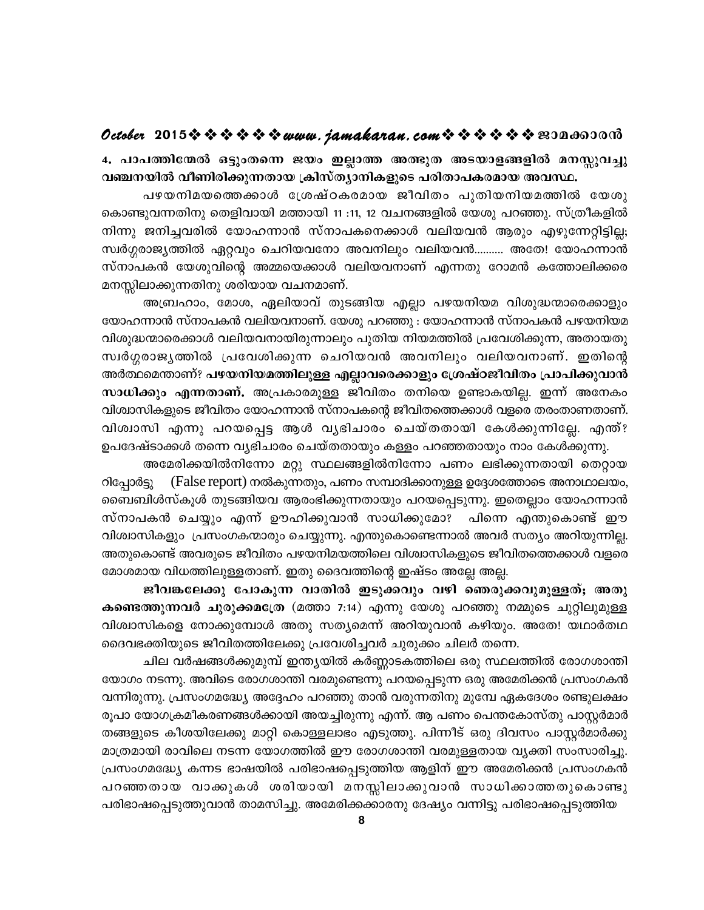**4. പാപത്തിന്മേൽ ഒട്ടുംതന്നെ ജയം ഇല്ലാത്ത അത്ഭുത അടയാളങ്ങളിൽ മനസ്സുവച്ചു വഞ്ചനയിൽ വീണിരിക്കുന്നതായ ക്രിസ്ത്യാനികളുടെ പരിതാപകരമായ അവസ്ഥ.**

പഴയനിമയത്തെക്കാൾ ശ്രേഷ്ഠകരമായ ജീവിതം പുതിയനിയമത്തിൽ യേശു കൊണ്ടുവന്നതിനു തെളിവായി മത്തായി 11 :11, 12 വചനങ്ങളിൽ യേശു പറഞ്ഞു. സ്ത്രീകളിൽ നിന്നു ജനിച്ചവരിൽ യോഹന്നാൻ സ്നാപകനെക്കാൾ വലിയവൻ ആരും എഴുന്നേറ്റിട്ടില്ല; സ്വർഗ്ഗരാജ്യത്തിൽ ഏറ്റവും ചെറിയവനോ അവനിലും വലിയവൻ.......... അതേ! യോഹന്നാൻ സ്നാപകൻ യേശുവിന്റെ അമ്മയെക്കാൾ വലിയവനാണ് എന്നതു റോമൻ കത്തോലിക്കരെ മനസ്സിലാക്കുന്നതിനു ശരിയായ വചനമാണ്.

അബ്രഹാം, മോശ, ഏലിയാവ് തുടങ്ങിയ എല്ലാ പഴയനിയമ വിശുദ്ധന്മാരെക്കാളും യോഹന്നാൻ സ്നാപകൻ വലിയവനാണ്. യേശു പറഞ്ഞു : യോഹന്നാൻ സ്നാപകൻ പഴയനിയമ വിശുദ്ധന്മാരെക്കാൾ വലിയവനായിരുന്നാലും പുതിയ നിയമത്തിൽ പ്രവേശിക്കുന്ന, അതായതു സ്വർഗ്ഗരാജ്യത്തിൽ പ്രവേശിക്കുന്ന ചെറിയവൻ അവനിലും വലിയവനാണ്. ഇതിന്റെ അർത്ഥമെന്താണ്? **പഴയനിയമത്തിലുള്ള എല്ലാവരെക്കാളും ശ്രേഷ്ഠജീവിതം പ്രാപിക്കുവാൻ സാധിക്കും എന്നതാണ്.** അപ്രകാരമുള്ള ജീവിതം തനിയെ ഉണ്ടാകയില്ല. ഇന്ന് അനേകം വിശ്വാസികളുടെ ജീവിതം യോഹന്നാൻ സ്നാപകന്റെ ജീവിതത്തെക്കാൾ വളരെ തരംതാണതാണ്. വിശ്വാസി എന്നു പറയപ്പെട്ട ആൾ വ്യഭിചാരം ചെയ്തതായി കേൾക്കുന്നില്ലേ. എന്ത്? ഉപദേഷ്ടാക്കൾ തന്നെ വ്യഭിചാരം ചെയ്തതായും കള്ളം പറഞ്ഞതായും നാം കേൾക്കുന്നു.

അമേരിക്കയിൽനിന്നോ മറ്റു സ്ഥലങ്ങളിൽനിന്നോ പണം ലഭിക്കുന്നതായി തെറ്റായ റിപ്പോർട്ടു (False report) നൽകുന്നതും, പണം സമ്പാദിക്കാനുള്ള ഉദ്ദേശത്തോടെ അനാഥാലയം, ബൈബിൾസ്കൂൾ തുടങ്ങിയവ ആരംഭിക്കുന്നതായും പറയപ്പെടുന്നു. ഇതെല്ലാം യോഹന്നാൻ സ്നാപകൻ ചെയ്യും എന്ന് ഊഹിക്കുവാൻ സാധിക്കുമോ? പിന്നെ എന്തുകൊണ്ട് ഈ വിശ്വാസികളും പ്രസംഗകന്മാരും ചെയ്യുന്നു. എന്തുകൊണ്ടെന്നാൽ അവർ സത്യം അറിയുന്നില്ല. അതുകൊണ്ട് അവരുടെ ജീവിതം പഴയനിമയത്തിലെ വിശ്വാസികളുടെ ജീവിതത്തെക്കാൾ വളരെ മോശമായ വിധത്തിലുള്ളതാണ്. ഇതു ദൈവത്തിന്റെ ഇഷ്ടം അല്ലേ അല്ല.

**ജീവങ്കലേക്കു പോകുന്ന വാതിൽ ഇടുക്കവും വഴി ഞെരുക്കവുമുള്ളത്; അതു കണ്ടെത്തുന്നവർ ചുരുക്കമത്രേ** (മത്താ 7:14) എന്നു യേശു പറഞ്ഞു നമ്മുടെ ചുറ്റിലുമുള്ള വിശ്വാസികളെ നോക്കുമ്പോൾ അതു സത്യമെന്ന് അറിയുവാൻ കഴിയും. അതേ! യഥാർത്ഥ ദൈവഭക്തിയുടെ ജീവിതത്തിലേക്കു പ്രവേശിച്ചവർ ചുരുക്കം ചിലർ തന്നെ.

ചില വർഷങ്ങൾക്കുമുമ്പ് ഇന്ത്യയിൽ കർണ്ണാടകത്തിലെ ഒരു സ്ഥലത്തിൽ രോഗശാന്തി യോഗം നടന്നു. അവിടെ രോഗശാന്തി വരമുണ്ടെന്നു പറയപ്പെടുന്ന ഒരു അമേരിക്കൻ പ്രസംഗകൻ വന്നിരുന്നു. പ്രസംഗമദ്ധ്യേ അദ്ദേഹം പറഞ്ഞു താൻ വരുന്നതിനു മുമ്പേ ഏകദേശം രണ്ടുലക്ഷം രൂപാ യോഗക്രമീകരണങ്ങൾക്കായി അയച്ചിരുന്നു എന്ന്. ആ പണം പെന്തകോസ്തു പാസ്റ്റർമാർ തങ്ങളുടെ കീശയിലേക്കു മാറ്റി കൊള്ളലാഭം എടുത്തു. പിന്നീട് ഒരു ദിവസം പാസ്റ്റർമാർക്കു മാത്രമായി രാവിലെ നടന്ന യോഗത്തിൽ ഈ രോഗശാന്തി വരമുള്ളതായ വ്യക്തി സംസാരിച്ചു. പ്രസംഗമദ്ധ്യേ കന്നട ഭാഷയിൽ പരിഭാഷപ്പെടുത്തിയ ആളിന് ഈ അമേരിക്കൻ പ്രസംഗകൻ പറഞ്ഞതായ വാക്കുകൾ ശരിയായി മനസ്സിലാക്കുവാൻ സാധിക്കാത്തതുകൊണ്ടു പരിഭാഷപ്പെടുത്തുവാൻ താമസിച്ചു. അമേരിക്കക്കാരനു ദേഷ്യം വന്നിട്ടു പരിഭാഷപ്പെടുത്തിയ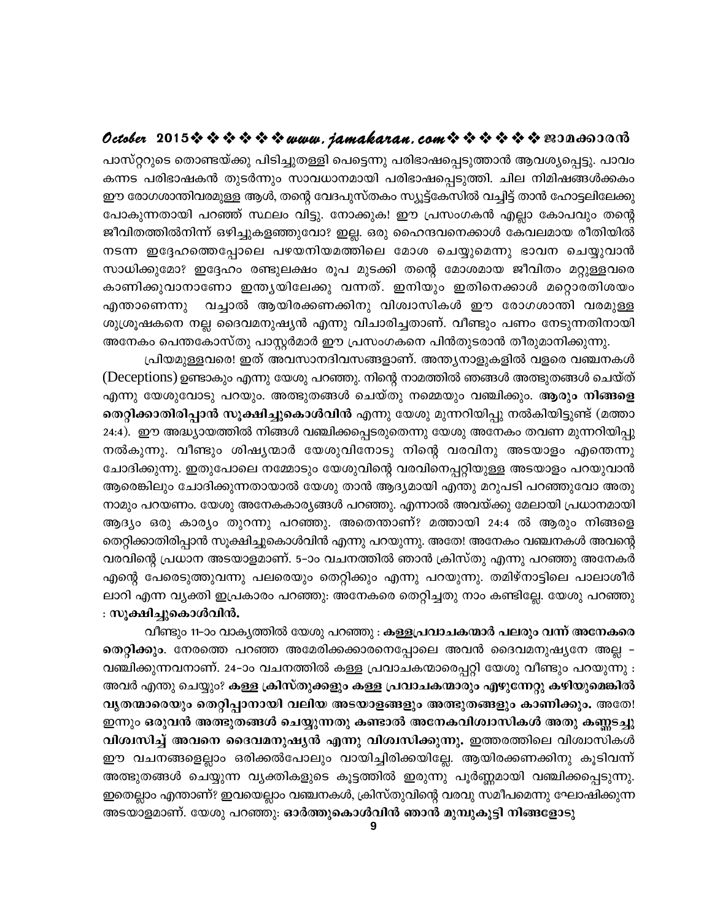പാസ്റ്ററുടെ തൊണ്ടയ്ക്കു പിടിച്ചുതള്ളി പെട്ടെന്നു പരിഭാഷപ്പെടുത്താൻ ആവശ്യപ്പെട്ടു. പാവം കന്നട പരിഭാഷകൻ തുടർന്നും സാവധാനമായി പരിഭാഷപ്പെടുത്തി. ചില നിമിഷങ്ങൾക്കകം ഈ രോഗശാന്തിവരമുള്ള ആൾ, തന്റെ വേദപുസ്തകം സ്യൂട്ട്കേസിൽ വച്ചിട്ട് താൻ ഹോട്ടലിലേക്കു പോകുന്നതായി പറഞ്ഞ് സ്ഥലം വിട്ടു. നോക്കുക! ഈ പ്രസംഗകൻ എല്ലാ കോപവും തന്റെ ജീവിതത്തിൽനിന്ന് ഒഴിച്ചുകളഞ്ഞുവോ? ഇല്ല. ഒരു ഹൈന്ദവനെക്കാൾ കേവലമായ രീതിയിൽ നടന്ന ഇദ്ദേഹത്തെപ്പോലെ പഴയനിയമത്തിലെ മോശ ചെയ്യുമെന്നു ഭാവന ചെയ്യുവാൻ സാധിക്കുമോ? ഇദ്ദേഹം രണ്ടുലക്ഷം രൂപ മുടക്കി തന്റെ മോശമായ ജീവിതം മറ്റുള്ളവരെ കാണിക്കുവാനാണോ ഇന്ത്യയിലേക്കു വന്നത്. ഇനിയും ഇതിനെക്കാൾ മറ്റൊരതിശയം എന്താണെന്നു വച്ചാൽ ആയിരക്കണക്കിനു വിശ്വാസികൾ ഈ രോഗശാന്തി വരമുള്ള ശുശ്രൂഷകനെ നല്ല ദൈവമനുഷ്യൻ എന്നു വിചാരിച്ചതാണ്. വീണ്ടും പണം നേടുന്നതിനായി അനേകം പെന്തകോസ്തു പാസ്റ്റർമാർ ഈ പ്രസംഗകനെ പിൻതുടരാൻ തീരുമാനിക്കുന്നു.

പ്രിയമുള്ളവരേ! ഇത് അവസാനദിവസങ്ങളാണ്. അന്ത്യനാളുകളിൽ വളരെ വഞ്ചനകൾ (Deceptions) ഉണ്ടാകും എന്നു യേശു പറഞ്ഞു. നിന്റെ നാമത്തിൽ ഞങ്ങൾ അത്ഭുതങ്ങൾ ചെയ്ത് എന്നു യേശുവോടു പറയും. അത്ഭുതങ്ങൾ ചെയ്തു നമ്മെയും വഞ്ചിക്കും. **ആരും നിങ്ങളെ തെറ്റിക്കാതിരിപ്പാൻ സൂക്ഷിച്ചുകൊൾവിൻ** എന്നു യേശു മുന്നറിയിപ്പു നൽകിയിട്ടുണ്ട് (മത്താ 24:4). ഈ അദ്ധ്യായത്തിൽ നിങ്ങൾ വഞ്ചിക്കപ്പെടരുതെന്നു യേശു അനേകം തവണ മുന്നറിയിപ്പു നൽകുന്നു. വീണ്ടും ശിഷ്യന്മാർ യേശുവിനോടു നിന്റെ വരവിനു അടയാളം എന്തെന്നു ചോദിക്കുന്നു. ഇതുപോലെ നമ്മോടും യേശുവിന്റെ വരവിനെപ്പറ്റിയുള്ള അടയാളം പറയുവാൻ ആരെങ്കിലും ചോദിക്കുന്നതായാൽ യേശു താൻ ആദ്യമായി എന്തു മറുപടി പറഞ്ഞുവോ അതു നാമും പറയണം. യേശു അനേകകാര്യങ്ങൾ പറഞ്ഞു. എന്നാൽ അവയ്ക്കു മേലായി പ്രധാനമായി ആദ്യം ഒരു കാര്യം തുറന്നു പറഞ്ഞു. അതെന്താണ്? മത്തായി 24:4 ൽ ആരും നിങ്ങളെ തെറ്റിക്കാതിരിപ്പാൻ സൂക്ഷിച്ചുകൊൾവിൻ എന്നു പറയുന്നു. അതേ! അനേകം വഞ്ചനകൾ അവന്റെ വരവിന്റെ പ്രധാന അടയാളമാണ്. 5-ാം വചനത്തിൽ ഞാൻ ക്രിസ്തു എന്നു പറഞ്ഞു അനേകർ എന്റെ പേരെടുത്തുവന്നു പലരെയും തെറ്റിക്കും എന്നു പറയുന്നു. തമിഴ്നാട്ടിലെ പാലാശീർ ലാറി എന്ന വ്യക്തി ഇപ്രകാരം പറഞ്ഞു: അനേകരെ തെറ്റിച്ചതു നാം കണ്ടില്ലേ. യേശു പറഞ്ഞു : **സൂക്ഷിച്ചുകൊൾവിൻ.**

വീണ്ടും 11-ാം വാക്യത്തിൽ യേശു പറഞ്ഞു : **കള്ളപ്രവാചകന്മാർ പലരും വന്ന് അനേകരെ തെറ്റിക്കും.** നേരത്തെ പറഞ്ഞ അമേരിക്കക്കാരനെപ്പോലെ അവൻ ദൈവമനുഷ്യനേ അല്ല - വഞ്ചിക്കുന്നവനാണ്. 24-ാം വചനത്തിൽ കള്ള പ്രവാചകന്മാരെപ്പറ്റി യേശു വീണ്ടും പറയുന്നു : അവർ എന്തു ചെയ്യും? **കള്ള ക്രിസ്തുക്കളും കള്ള പ്രവാചകന്മാരും എഴുന്നേറ്റു കഴിയുമെങ്കിൽ വൃതന്മാരെയും തെറ്റിപ്പാനായി വലിയ അടയാളങ്ങളും അത്ഭുതങ്ങളും കാണിക്കും.** അതേ! **ഇന്നും ഒരുവൻ അത്ഭുതങ്ങൾ ചെയ്യുന്നതു കണ്ടാൽ അനേകവിശ്വാസികൾ അതു കണ്ണടച്ചു വിശ്വസിച്ച് അവനെ ദൈവമനുഷ്യൻ എന്നു വിശ്വസിക്കുന്നു.** ഇത്തരത്തിലെ വിശ്വാസികൾ ഈ വചനങ്ങളെല്ലാം ഒരിക്കൽപോലും വായിച്ചിരിക്കയില്ലേ. ആയിരക്കണക്കിനു കൂടിവന്ന് അത്ഭുതങ്ങൾ ചെയ്യുന്ന വ്യക്തികളുടെ കൂട്ടത്തിൽ ഇരുന്നു പൂർണ്ണമായി വഞ്ചിക്കപ്പെടുന്നു. ഇതെല്ലാം എന്താണ്? ഇവയെല്ലാം വഞ്ചനകൾ, ക്രിസ്തുവിന്റെ വരവു സമീപമെന്നു ഘോഷിക്കുന്ന അടയാളമാണ്. യേശു പറഞ്ഞു: **ഓർത്തുകൊൾവിൻ ഞാൻ മുമ്പുകൂട്ടി നിങ്ങളോടു**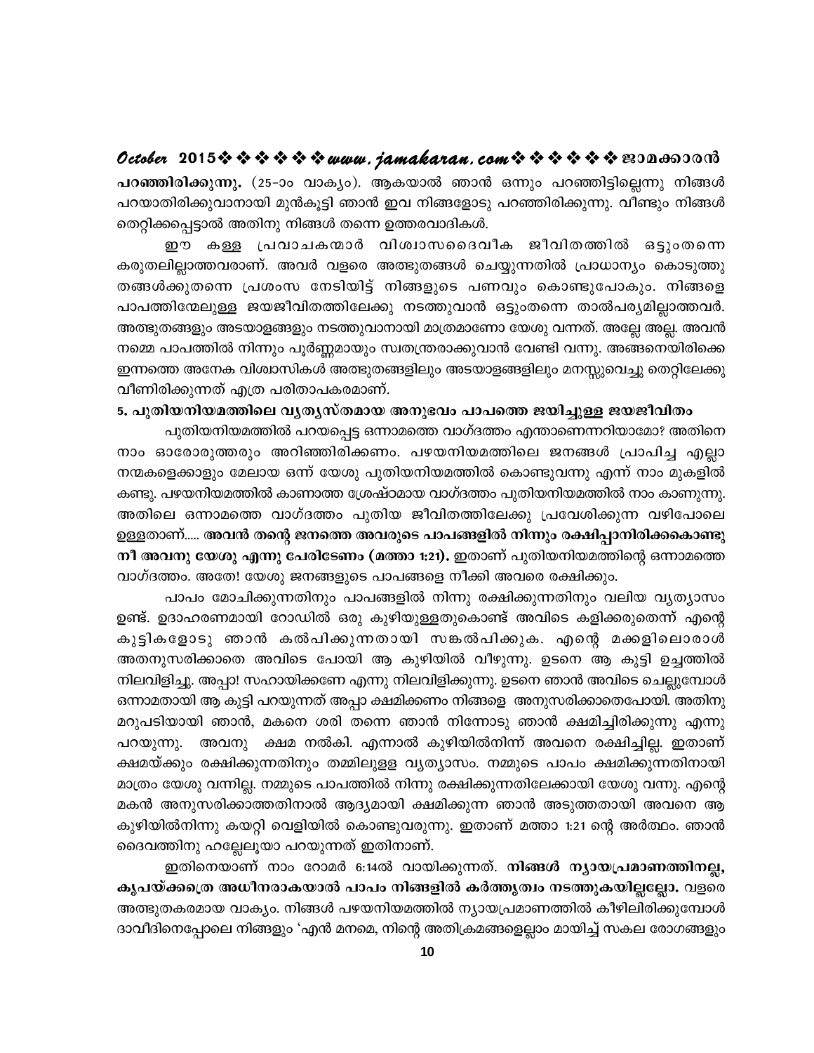**പറഞ്ഞിരിക്കുന്നു.** (25-ാം വാക്യം). ആകയാൽ ഞാൻ ഒന്നും പറഞ്ഞിട്ടില്ലെന്നു നിങ്ങൾ പറയാതിരിക്കുവാനായി മുൻകൂട്ടി ഞാൻ ഇവ നിങ്ങളോടു പറഞ്ഞിരിക്കുന്നു. വീണ്ടും നിങ്ങൾ തെറ്റിക്കപ്പെട്ടാൽ അതിനു നിങ്ങൾ തന്നെ ഉത്തരവാദികൾ.

ഈ കള്ള പ്രവാചകന്മാർ വിശ്വാസദൈവീക ജീവിതത്തിൽ ഒട്ടുംതന്നെ കരുതലില്ലാത്തവരാണ്. അവർ വളരെ അത്ഭുതങ്ങൾ ചെയ്യുന്നതിൽ പ്രാധാന്യം കൊടുത്തു തങ്ങൾക്കുതന്നെ പ്രശംസ നേടിയിട്ട് നിങ്ങളുടെ പണവും കൊണ്ടുപോകും. നിങ്ങളെ പാപത്തിന്മേലുള്ള ജയജീവിതത്തിലേക്കു നടത്തുവാൻ ഒട്ടുംതന്നെ താൽപര്യമില്ലാത്തവർ. അത്ഭുതങ്ങളും അടയാളങ്ങളും നടത്തുവാനായി മാത്രമാണോ യേശു വന്നത്. അല്ലേ അല്ല. അവൻ നമ്മെ പാപത്തിൽ നിന്നും പൂർണ്ണമായും സ്വതന്ത്രരാക്കുവാൻ വേണ്ടി വന്നു. അങ്ങനെയിരിക്കെ ഇന്നത്തെ അനേക വിശ്വാസികൾ അത്ഭുതങ്ങളിലും അടയാളങ്ങളിലും മനസ്സുവെച്ചു തെറ്റിലേക്കു വീണിരിക്കുന്നത് എത്ര പരിതാപകരമാണ്.

**5. പുതിയനിയമത്തിലെ വ്യത്യസ്തമായ അനുഭവം പാപത്തെ ജയിച്ചുള്ള ജയജീവിതം**

പുതിയനിയമത്തിൽ പറയപ്പെട്ട ഒന്നാമത്തെ വാഗ്ദത്തം എന്താണെന്നറിയാമോ? അതിനെ നാം ഓരോരുത്തരും അറിഞ്ഞിരിക്കണം. പഴയനിയമത്തിലെ ജനങ്ങൾ പ്രാപിച്ച എല്ലാ നന്മകളെക്കാളും മേലായ ഒന്ന് യേശു പുതിയനിയമത്തിൽ കൊണ്ടുവന്നു എന്ന് നാം മുകളിൽ കണ്ടു. പഴയനിയമത്തിൽ കാണാത്ത ശ്രേഷ്ഠമായ വാഗ്ദത്തം പുതിയനിയമത്തിൽ നാം കാണുന്നു. അതിലെ ഒന്നാമത്തെ വാഗ്ദത്തം പുതിയ ജീവിതത്തിലേക്കു പ്രവേശിക്കുന്ന വഴിപോലെ ഉള്ളതാണ്..... **അവൻ തന്റെ ജനത്തെ അവരുടെ പാപങ്ങളിൽ നിന്നും രക്ഷിപ്പാനിരിക്കകൊണ്ടു നീ അവനു യേശു എന്നു പേരിടേണം (മത്താ 1:21).** ഇതാണ് പുതിയനിയമത്തിന്റെ ഒന്നാമത്തെ വാഗ്ദത്തം. അതേ! യേശു ജനങ്ങളുടെ പാപങ്ങളെ നീക്കി അവരെ രക്ഷിക്കും.

പാപം മോചിക്കുന്നതിനും പാപങ്ങളിൽ നിന്നു രക്ഷിക്കുന്നതിനും വലിയ വ്യത്യാസം ഉണ്ട്. ഉദാഹരണമായി റോഡിൽ ഒരു കുഴിയുള്ളതുകൊണ്ട് അവിടെ കളിക്കരുതെന്ന് എന്റെ കുട്ടികളോടു ഞാൻ കൽപിക്കുന്നതായി സങ്കൽപിക്കുക. എന്റെ മക്കളിലൊരാൾ അതനുസരിക്കാതെ അവിടെ പോയി ആ കുഴിയിൽ വീഴുന്നു. ഉടനെ ആ കുട്ടി ഉച്ചത്തിൽ നിലവിളിച്ചു. അപ്പാ! സഹായിക്കണേ എന്നു നിലവിളിക്കുന്നു. ഉടനെ ഞാൻ അവിടെ ചെല്ലുമ്പോൾ ഒന്നാമതായി ആ കുട്ടി പറയുന്നത് അപ്പാ ക്ഷമിക്കണം നിങ്ങളെ അനുസരിക്കാതെപോയി. അതിനു മറുപടിയായി ഞാൻ, മകനെ ശരി തന്നെ ഞാൻ നിന്നോടു ഞാൻ ക്ഷമിച്ചിരിക്കുന്നു എന്നു പറയുന്നു. അവനു ക്ഷമ നൽകി. എന്നാൽ കുഴിയിൽനിന്ന് അവനെ രക്ഷിച്ചില്ല. ഇതാണ് ക്ഷമയ്ക്കും രക്ഷിക്കുന്നതിനും തമ്മിലുള്ള വ്യത്യാസം. നമ്മുടെ പാപം ക്ഷമിക്കുന്നതിനായി മാത്രം യേശു വന്നില്ല. നമ്മുടെ പാപത്തിൽ നിന്നു രക്ഷിക്കുന്നതിലേക്കായി യേശു വന്നു. എന്റെ മകൻ അനുസരിക്കാത്തതിനാൽ ആദ്യമായി ക്ഷമിക്കുന്ന ഞാൻ അടുത്തതായി അവനെ ആ കുഴിയിൽനിന്നു കയറ്റി വെളിയിൽ കൊണ്ടുവരുന്നു. ഇതാണ് മത്താ 1:21 ന്റെ അർത്ഥം. ഞാൻ ദൈവത്തിനു ഹല്ലേലൂയാ പറയുന്നത് ഇതിനാണ്.

ഇതിനെയാണ് നാം റോമർ 6:14ൽ വായിക്കുന്നത്. **നിങ്ങൾ ന്യായപ്രമാണത്തിനല്ല, കൃപയ്ക്കത്രെ അധീനരാകയാൽ പാപം നിങ്ങളിൽ കർത്തൃത്വം നടത്തുകയില്ലല്ലോ.** വളരെ അത്ഭുതകരമായ വാക്യം. നിങ്ങൾ പഴയനിയമത്തിൽ ന്യായപ്രമാണത്തിൽ കീഴിലിരിക്കുമ്പോൾ ദാവീദിനെപ്പോലെ നിങ്ങളും 'എൻ മനമെ, നിന്റെ അതിക്രമങ്ങളെല്ലാം മായിച്ച് സകല രോഗങ്ങളും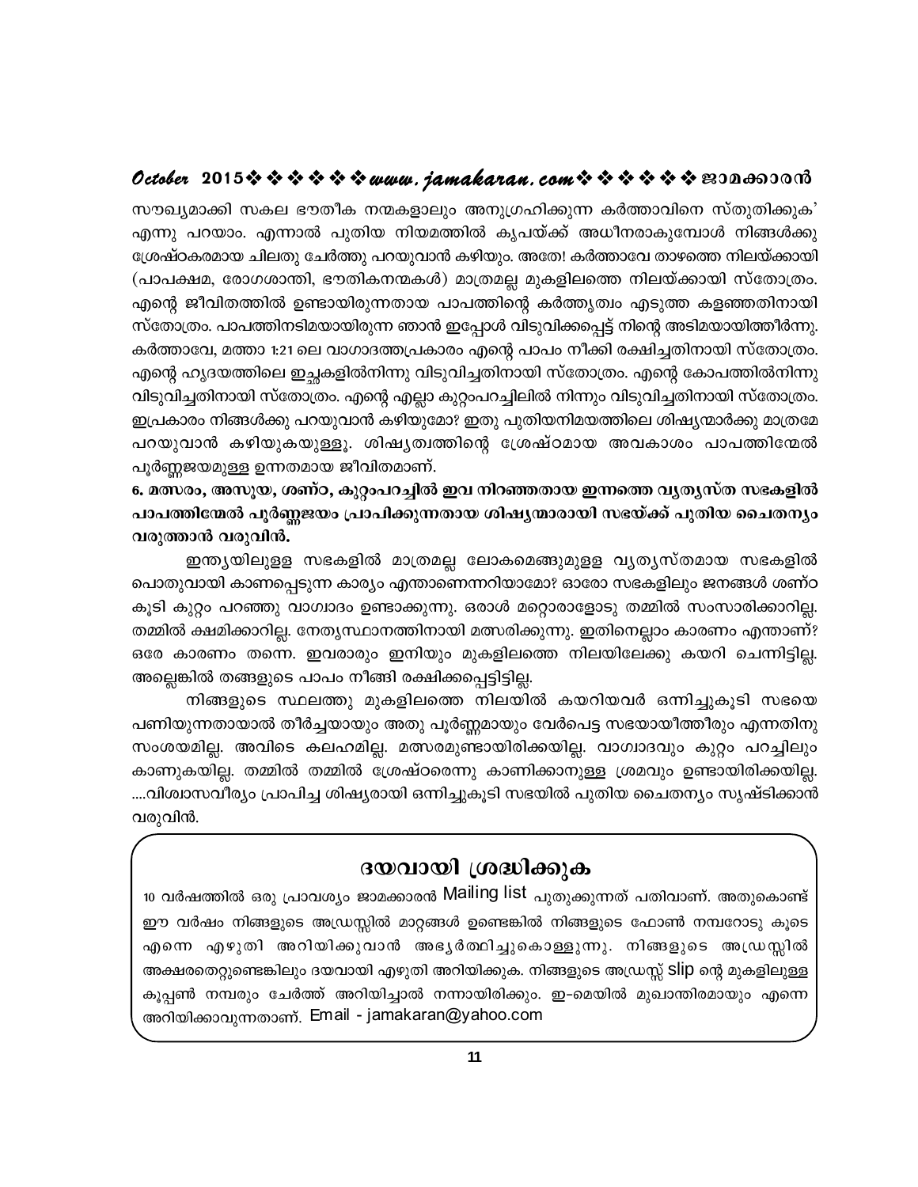സൗഖ്യമാക്കി സകല ഭൗതീക നന്മകളാലും അനുഗ്രഹിക്കുന്ന കർത്താവിനെ സ്തുതിക്കുക' എന്നു പറയാം. എന്നാൽ പുതിയ നിയമത്തിൽ കൃപയ്ക്ക് അധീനരാകുമ്പോൾ നിങ്ങൾക്കു ശ്രേഷ്ഠകരമായ ചിലതു ചേർത്തു പറയുവാൻ കഴിയും. അതേ! കർത്താവേ താഴത്തെ നിലയ്ക്കായി (പാപക്ഷമ, രോഗശാന്തി, ഭൗതികനന്മകൾ) മാത്രമല്ല മുകളിലത്തെ നിലയ്ക്കായി സ്തോത്രം. എന്റെ ജീവിതത്തിൽ ഉണ്ടായിരുന്നതായ പാപത്തിന്റെ കർത്തൃത്വം എടുത്ത കളഞ്ഞതിനായി സ്തോത്രം. പാപത്തിനടിമയായിരുന്ന ഞാൻ ഇപ്പോൾ വിടുവിക്കപ്പെട്ട് നിന്റെ അടിമയായിത്തീർന്നു. കർത്താവേ, മത്താ 1:21 ലെ വാഗ്ദത്തപ്രകാരം എന്റെ പാപം നീക്കി രക്ഷിച്ചതിനായി സ്തോത്രം. എന്റെ ഹൃദയത്തിലെ ഇച്ഛകളിൽനിന്നു വിടുവിച്ചതിനായി സ്തോത്രം. എന്റെ കോപത്തിൽനിന്നു വിടുവിച്ചതിനായി സ്തോത്രം. എന്റെ എല്ലാ കുറ്റംപറച്ചിലിൽ നിന്നും വിടുവിച്ചതിനായി സ്തോത്രം. ഇപ്രകാരം നിങ്ങൾക്കു പറയുവാൻ കഴിയുമോ? ഇതു പുതിയനിമയത്തിലെ ശിഷ്യന്മാർക്കു മാത്രമേ പറയുവാൻ കഴിയുകയുള്ളൂ. ശിഷ്യത്വത്തിന്റെ ശ്രേഷ്ഠമായ അവകാശം പാപത്തിന്മേൽ പൂർണ്ണജയമുള്ള ഉന്നതമായ ജീവിതമാണ്.

**6. മത്സരം, അസൂയ, ശണ്ഠ, കുറ്റംപറച്ചിൽ ഇവ നിറഞ്ഞതായ ഇന്നത്തെ വ്യത്യസ്ത സഭകളിൽ പാപത്തിന്മേൽ പൂർണ്ണജയം പ്രാപിക്കുന്നതായ ശിഷ്യന്മാരായി സഭയ്ക്ക് പുതിയ ചൈതന്യം വരുത്താൻ വരുവിൻ.**

ഇന്ത്യയിലുള്ള സഭകളിൽ മാത്രമല്ല ലോകമെങ്ങുമുള്ള വ്യത്യസ്തമായ സഭകളിൽ പൊതുവായി കാണപ്പെടുന്ന കാര്യം എന്താണെന്നറിയാമോ? ഓരോ സഭകളിലും ജനങ്ങൾ ശണ്ഠ കൂടി കുറ്റം പറഞ്ഞു വാഗ്വാദം ഉണ്ടാക്കുന്നു. ഒരാൾ മറ്റൊരാളോടു തമ്മിൽ സംസാരിക്കാറില്ല. തമ്മിൽ ക്ഷമിക്കാറില്ല. നേതൃസ്ഥാനത്തിനായി മത്സരിക്കുന്നു. ഇതിനെല്ലാം കാരണം എന്താണ്? ഒരേ കാരണം തന്നെ. ഇവരാരും ഇനിയും മുകളിലത്തെ നിലയിലേക്കു കയറി ചെന്നിട്ടില്ല. അല്ലെങ്കിൽ തങ്ങളുടെ പാപം നീങ്ങി രക്ഷിക്കപ്പെട്ടിട്ടില്ല.

നിങ്ങളുടെ സ്ഥലത്തു മുകളിലത്തെ നിലയിൽ കയറിയവർ ഒന്നിച്ചുകൂടി സഭയെ പണിയുന്നതായാൽ തീർച്ചയായും അതു പൂർണ്ണമായും വേർപെട്ട സഭയായിത്തീരും എന്നതിനു സംശയമില്ല. അവിടെ കലഹമില്ല. മത്സരമുണ്ടായിരിക്കയില്ല. വാഗ്വാദവും കുറ്റം പറച്ചിലും കാണുകയില്ല. തമ്മിൽ തമ്മിൽ ശ്രേഷ്ഠരെന്നു കാണിക്കാനുള്ള ശ്രമവും ഉണ്ടായിരിക്കയില്ല. ....വിശ്വാസവീര്യം പ്രാപിച്ച ശിഷ്യരായി ഒന്നിച്ചുകൂടി സഭയിൽ പുതിയ ചൈതന്യം സൃഷ്ടിക്കാൻ വരുവിൻ.

## ദയവായി ശ്രദ്ധിക്കുക

10 വർഷത്തിൽ ഒരു പ്രാവശ്യം ജാമക്കാരൻ Mailing list പുതുക്കുന്നത് പതിവാണ്. അതുകൊണ്ട് ഈ വർഷം നിങ്ങളുടെ അഡ്രസ്സിൽ മാറ്റങ്ങൾ ഉണ്ടെങ്കിൽ നിങ്ങളുടെ ഫോൺ നമ്പറോടു കൂടെ എന്നെ എഴുതി അറിയിക്കുവാൻ അഭ്യർത്ഥിച്ചുകൊള്ളുന്നു. നിങ്ങളുടെ അഡ്രസ്സിൽ അക്ഷരതെറ്റുണ്ടെങ്കിലും ദയവായി എഴുതി അറിയിക്കുക. നിങ്ങളുടെ അഡ്രസ്സ് slip ന്റെ മുകളിലുള്ള കൂപ്പൺ നമ്പരും ചേർത്ത് അറിയിച്ചാൽ നന്നായിരിക്കും. ഇ-മെയിൽ മുഖാന്തിരമായും എന്നെ അറിയിക്കാവുന്നതാണ്. Email - jamakaran@yahoo.com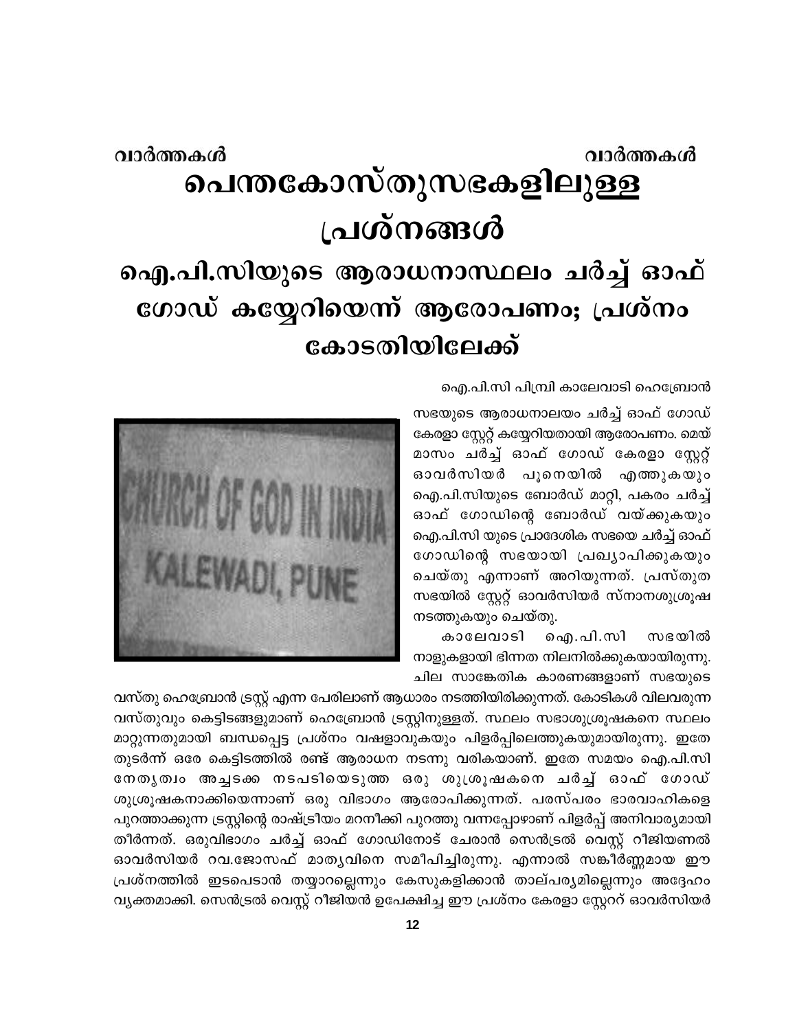# പെന്തകോസ്തുസഭകളിലുള്ള പ്രശ്നങ്ങൾ

## ഐ.പി.സിയുടെ ആരാധനാസ്ഥലം ചർച്ച് ഓഫ് ഗോഡ് കയ്യേറിയെന്ന് ആരോപണം; പ്രശ്നം കോടതിയിലേക്ക്

ഐ.പി.സി പിമ്പ്രി കാലേവാടി ഹെബ്രോൻ സഭയുടെ ആരാധനാലയം ചർച്ച് ഓഫ് ഗോഡ് കേരളാ സ്റ്റേറ്റ് കയ്യേറിയതായി ആരോപണം. മെയ് മാസം ചർച്ച് ഓഫ് ഗോഡ് കേരളാ സ്റ്റേറ്റ് ഓവർസിയർ പൂനെയിൽ എത്തുകയും ഐ.പി.സിയുടെ ബോർഡ് മാറ്റി, പകരം ചർച്ച് ഓഫ് ഗോഡിന്റെ ബോർഡ് വയ്ക്കുകയും ഐ.പി.സി യുടെ പ്രാദേശിക സഭയെ ചർച്ച് ഓഫ് ഗോഡിന്റെ സഭയായി പ്രഖ്യാപിക്കുകയും ചെയ്തു എന്നാണ് അറിയുന്നത്. പ്രസ്തുത സഭയിൽ സ്റ്റേറ്റ് ഓവർസിയർ സ്നാനശുശ്രൂഷ നടത്തുകയും ചെയ്തു.

കാലേവാടി ഐ.പി.സി സഭയിൽ നാളുകളായി ഭിന്നത നിലനിൽക്കുകയായിരുന്നു. ചില സാങ്കേതിക കാരണങ്ങളാണ് സഭയുടെ വസ്തു ഹെബ്രോൻ ട്രസ്റ്റ് എന്ന പേരിലാണ് ആധാരം നടത്തിയിരിക്കുന്നത്. കോടികൾ വിലവരുന്ന വസ്തുവും കെട്ടിടങ്ങളുമാണ് ഹെബ്രോൻ ട്രസ്റ്റിനുള്ളത്. സ്ഥലം സഭാശുശ്രൂഷകനെ സ്ഥലം മാറ്റുന്നതുമായി ബന്ധപ്പെട്ട പ്രശ്നം വഷളാവുകയും പിളർപ്പിലെത്തുകയുമായിരുന്നു. ഇതേ തുടർന്ന് ഒരേ കെട്ടിടത്തിൽ രണ്ട് ആരാധന നടന്നു വരികയാണ്. ഇതേ സമയം ഐ.പി.സി നേതൃത്വം അച്ചടക്ക നടപടിയെടുത്ത ഒരു ശുശ്രൂഷകനെ ചർച്ച് ഓഫ് ഗോഡ് ശുശ്രൂഷകനാക്കിയെന്നാണ് ഒരു വിഭാഗം ആരോപിക്കുന്നത്. പരസ്പരം ഭാരവാഹികളെ പുറത്താക്കുന്ന ട്രസ്റ്റിന്റെ രാഷ്ട്രീയം മറനീക്കി പുറത്തു വന്നപ്പോഴാണ് പിളർപ്പ് അനിവാര്യമായി തീർന്നത്. ഒരുവിഭാഗം ചർച്ച് ഓഫ് ഗോഡിനോട് ചേരാൻ സെൻട്രൽ വെസ്റ്റ് റീജിയണൽ ഓവർസിയർ റവ.ജോസഫ് മാത്യുവിനെ സമീപിച്ചിരുന്നു. എന്നാൽ സങ്കീർണ്ണമായ ഈ പ്രശ്നത്തിൽ ഇടപെടാൻ തയ്യാറല്ലെന്നും കേസുകളിക്കാൻ താല്പര്യമില്ലെന്നും അദ്ദേഹം വ്യക്തമാക്കി. സെൻട്രൽ വെസ്റ്റ് റീജിയൻ ഉപേക്ഷിച്ച ഈ പ്രശ്നം കേരളാ സ്റ്റേററ് ഓവർസിയർ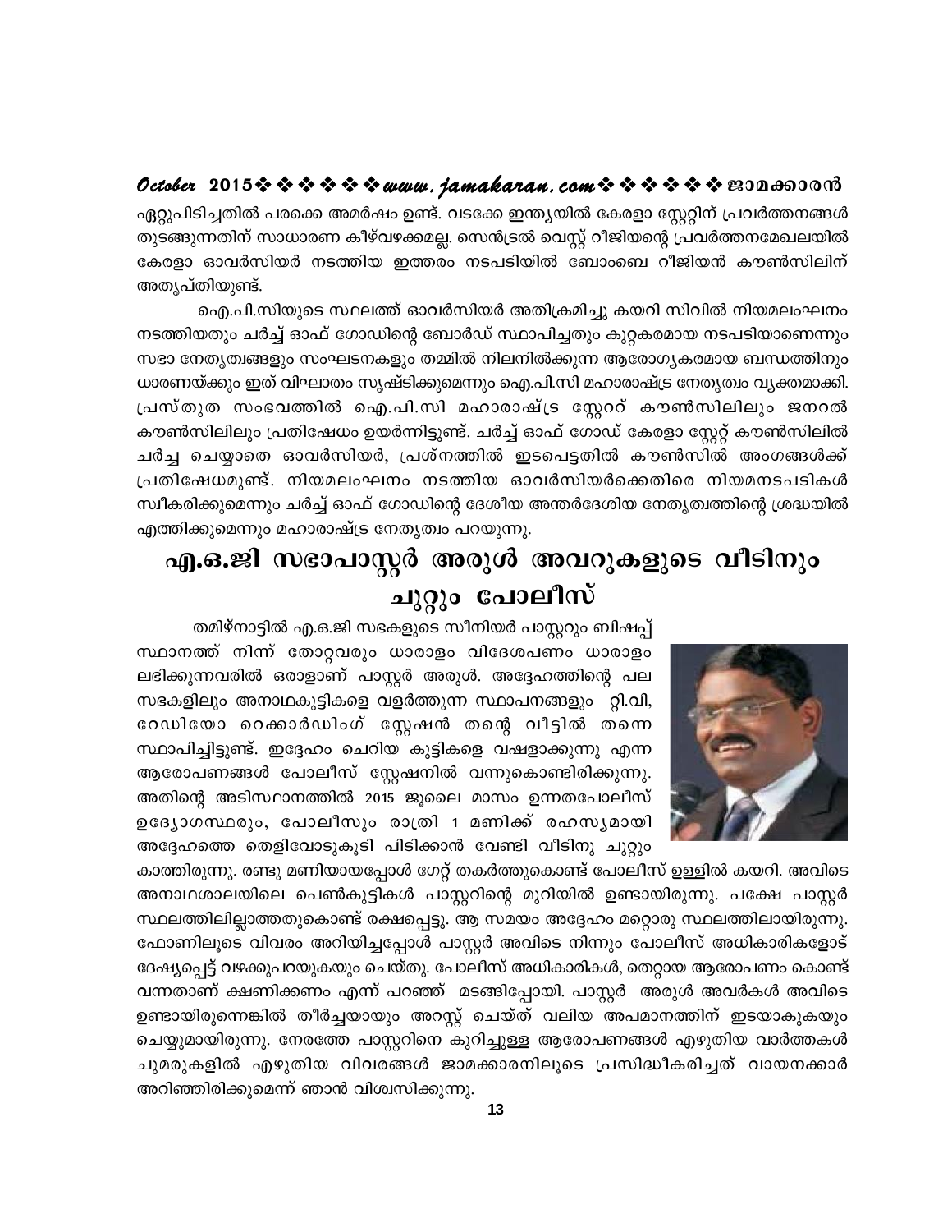ഏറ്റുപിടിച്ചതിൽ പരക്കെ അമർഷം ഉണ്ട്. വടക്കേ ഇന്ത്യയിൽ കേരളാ സ്റ്റേറ്റിന് പ്രവർത്തനങ്ങൾ തുടങ്ങുന്നതിന് സാധാരണ കീഴ്വഴക്കമല്ല. സെൻട്രൽ വെസ്റ്റ് റീജിയന്റെ പ്രവർത്തനമേഖലയിൽ കേരളാ ഓവർസിയർ നടത്തിയ ഇത്തരം നടപടിയിൽ ബോംബെ റീജിയൻ കൗൺസിലിന് അതൃപ്തിയുണ്ട്.

ഐ.പി.സിയുടെ സ്ഥലത്ത് ഓവർസിയർ അതിക്രമിച്ചു കയറി സിവിൽ നിയമലംഘനം നടത്തിയതും ചർച്ച് ഓഫ് ഗോഡിന്റെ ബോർഡ് സ്ഥാപിച്ചതും കുറ്റകരമായ നടപടിയാണെന്നും സഭാ നേതൃത്വങ്ങളും സംഘടനകളും തമ്മിൽ നിലനിൽക്കുന്ന ആരോഗ്യകരമായ ബന്ധത്തിനും ധാരണയ്ക്കും ഇത് വിഘാതം സൃഷ്ടിക്കുമെന്നും ഐ.പി.സി മഹാരാഷ്ട്ര നേതൃത്വം വ്യക്തമാക്കി. പ്രസ്തുത സംഭവത്തിൽ ഐ.പി.സി മഹാരാഷ്ട്ര സ്റ്റേററ് കൗൺസിലിലും ജനറൽ കൗൺസിലിലും പ്രതിഷേധം ഉയർന്നിട്ടുണ്ട്. ചർച്ച് ഓഫ് ഗോഡ് കേരളാ സ്റ്റേറ്റ് കൗൺസിലിൽ ചർച്ച ചെയ്യാതെ ഓവർസിയർ, പ്രശ്നത്തിൽ ഇടപെട്ടതിൽ കൗൺസിൽ അംഗങ്ങൾക്ക് പ്രതിഷേധമുണ്ട്. നിയമലംഘനം നടത്തിയ ഓവർസിയർക്കെതിരെ നിയമനടപടികൾ സ്വീകരിക്കുമെന്നും ചർച്ച് ഓഫ് ഗോഡിന്റെ ദേശീയ അന്തർദേശിയ നേതൃത്വത്തിന്റെ ശ്രദ്ധയിൽ എത്തിക്കുമെന്നും മഹാരാഷ്ട്ര നേതൃത്വം പറയുന്നു.

## എ.ഒ.ജി സഭാപാസ്റ്റർ അരുൾ അവറുകളുടെ വീടിനും ചുറ്റും പോലീസ്

തമിഴ്നാട്ടിൽ എ.ഒ.ജി സഭകളുടെ സീനിയർ പാസ്റ്ററും ബിഷപ്പ് സ്ഥാനത്ത് നിന്ന് തോറ്റവരും ധാരാളം വിദേശപണം ധാരാളം ലഭിക്കുന്നവരിൽ ഒരാളാണ് പാസ്റ്റർ അരുൾ. അദ്ദേഹത്തിന്റെ പല സഭകളിലും അനാഥകുട്ടികളെ വളർത്തുന്ന സ്ഥാപനങ്ങളും റ്റി.വി, റേഡിയോ റെക്കാർഡിംഗ് സ്റ്റേഷൻ തന്റെ വീട്ടിൽ തന്നെ സ്ഥാപിച്ചിട്ടുണ്ട്. ഇദ്ദേഹം ചെറിയ കുട്ടികളെ വഷളാക്കുന്നു എന്ന ആരോപണങ്ങൾ പോലീസ് സ്റ്റേഷനിൽ വന്നുകൊണ്ടിരിക്കുന്നു. അതിന്റെ അടിസ്ഥാനത്തിൽ 2015 ജൂലൈ മാസം ഉന്നതപോലീസ് ഉദ്യോഗസ്ഥരും, പോലീസും രാത്രി 1 മണിക്ക് രഹസ്യമായി അദ്ദേഹത്തെ തെളിവോടുകൂടി പിടിക്കാൻ വേണ്ടി വീടിനു ചുറ്റും കാത്തിരുന്നു. രണ്ടു മണിയായപ്പോൾ ഗേറ്റ് തകർത്തുകൊണ്ട് പോലീസ് ഉള്ളിൽ കയറി. അവിടെ അനാഥശാലയിലെ പെൺകുട്ടികൾ പാസ്റ്ററിന്റെ മുറിയിൽ ഉണ്ടായിരുന്നു. പക്ഷേ പാസ്റ്റർ സ്ഥലത്തിലില്ലാത്തതുകൊണ്ട് രക്ഷപ്പെട്ടു. ആ സമയം അദ്ദേഹം മറ്റൊരു സ്ഥലത്തിലായിരുന്നു. ഫോണിലൂടെ വിവരം അറിയിച്ചപ്പോൾ പാസ്റ്റർ അവിടെ നിന്നും പോലീസ് അധികാരികളോട് ദേഷ്യപ്പെട്ട് വഴക്കുപറയുകയും ചെയ്തു. പോലീസ് അധികാരികൾ, തെറ്റായ ആരോപണം കൊണ്ട് വന്നതാണ് ക്ഷണിക്കണം എന്ന് പറഞ്ഞ് മടങ്ങിപ്പോയി. പാസ്റ്റർ അരുൾ അവർകൾ അവിടെ ഉണ്ടായിരുന്നെങ്കിൽ തീർച്ചയായും അറസ്റ്റ് ചെയ്ത് വലിയ അപമാനത്തിന് ഇടയാകുകയും ചെയ്യുമായിരുന്നു. നേരത്തേ പാസ്റ്ററിനെ കുറിച്ചുള്ള ആരോപണങ്ങൾ എഴുതിയ വാർത്തകൾ ചുമരുകളിൽ എഴുതിയ വിവരങ്ങൾ ജാമക്കാരനിലൂടെ പ്രസിദ്ധീകരിച്ചത് വായനക്കാർ അറിഞ്ഞിരിക്കുമെന്ന് ഞാൻ വിശ്വസിക്കുന്നു.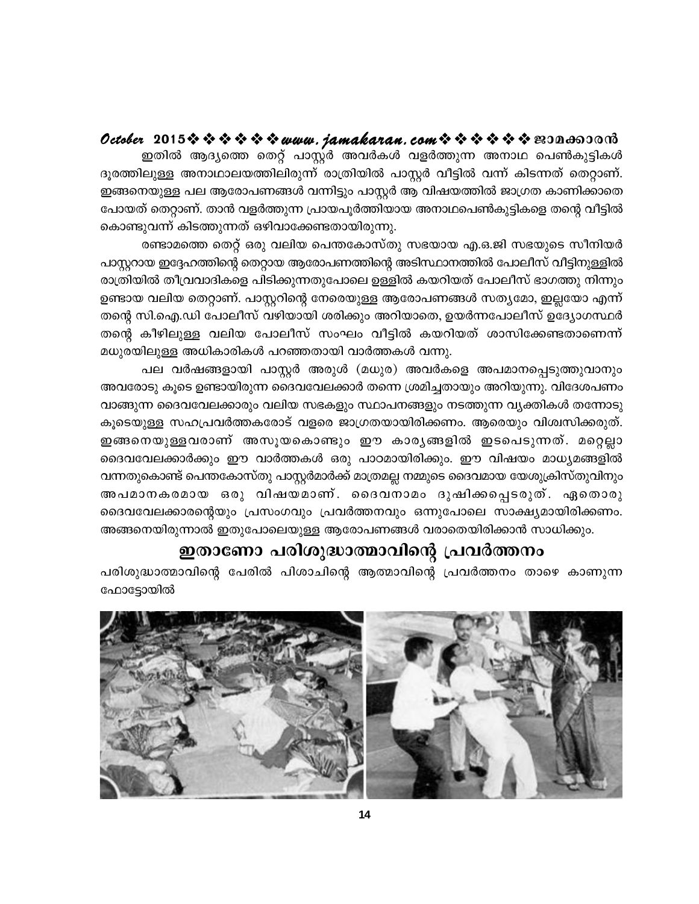ഇതിൽ ആദ്യത്തെ തെറ്റ് പാസ്റ്റർ അവർകൾ വളർത്തുന്ന അനാഥ പെൺകുട്ടികൾ ദൂരത്തിലുള്ള അനാഥാലയത്തിലിരുന്ന് രാത്രിയിൽ പാസ്റ്റർ വീട്ടിൽ വന്ന് കിടന്നത് തെറ്റാണ്. ഇങ്ങനെയുള്ള പല ആരോപണങ്ങൾ വന്നിട്ടും പാസ്റ്റർ ആ വിഷയത്തിൽ ജാഗ്രത കാണിക്കാതെ പോയത് തെറ്റാണ്. താൻ വളർത്തുന്ന പ്രായപൂർത്തിയായ അനാഥപെൺകുട്ടികളെ തന്റെ വീട്ടിൽ കൊണ്ടുവന്ന് കിടത്തുന്നത് ഒഴിവാക്കേണ്ടതായിരുന്നു.

രണ്ടാമത്തെ തെറ്റ് ഒരു വലിയ പെന്തകോസ്തു സഭയായ എ.ഒ.ജി സഭയുടെ സീനിയർ പാസ്റ്ററായ ഇദ്ദേഹത്തിന്റെ തെറ്റായ ആരോപണത്തിന്റെ അടിസ്ഥാനത്തിൽ പോലീസ് വീട്ടിനുള്ളിൽ രാത്രിയിൽ തീവ്രവാദികളെ പിടിക്കുന്നതുപോലെ ഉള്ളിൽ കയറിയത് പോലീസ് ഭാഗത്തു നിന്നും ഉണ്ടായ വലിയ തെറ്റാണ്. പാസ്റ്ററിന്റെ നേരെയുള്ള ആരോപണങ്ങൾ സത്യമോ, ഇല്ലയോ എന്ന് തന്റെ സി.ഐ.ഡി പോലീസ് വഴിയായി ശരിക്കും അറിയാതെ, ഉയർന്നപോലീസ് ഉദ്യോഗസ്ഥർ തന്റെ കീഴിലുള്ള വലിയ പോലീസ് സംഘം വീട്ടിൽ കയറിയത് ശാസിക്കേണ്ടതാണെന്ന് മധുരയിലുള്ള അധികാരികൾ പറഞ്ഞതായി വാർത്തകൾ വന്നു.

പല വർഷങ്ങളായി പാസ്റ്റർ അരുൾ (മധുര) അവർകളെ അപമാനപ്പെടുത്തുവാനും അവരോടു കൂടെ ഉണ്ടായിരുന്ന ദൈവവേലക്കാർ തന്നെ ശ്രമിച്ചതായും അറിയുന്നു. വിദേശപണം വാങ്ങുന്ന ദൈവവേലക്കാരും വലിയ സഭകളും സ്ഥാപനങ്ങളും നടത്തുന്ന വ്യക്തികൾ തന്നോടു കൂടെയുള്ള സഹപ്രവർത്തകരോട് വളരെ ജാഗ്രതയായിരിക്കണം. ആരെയും വിശ്വസിക്കരുത്. ഇങ്ങനെയുള്ളവരാണ് അസൂയകൊണ്ടും ഈ കാര്യങ്ങളിൽ ഇടപെടുന്നത്. മറ്റെല്ലാ ദൈവവേലക്കാർക്കും ഈ വാർത്തകൾ ഒരു പാഠമായിരിക്കും. ഈ വിഷയം മാധ്യമങ്ങളിൽ വന്നതുകൊണ്ട് പെന്തകോസ്തു പാസ്റ്റർമാർക്ക് മാത്രമല്ല നമ്മുടെ ദൈവമായ യേശുക്രിസ്തുവിനും അപമാനകരമായ ഒരു വിഷയമാണ്. ദൈവനാമം ദുഷിക്കപ്പെടരുത്. ഏതൊരു ദൈവവേലക്കാരന്റെയും പ്രസംഗവും പ്രവർത്തനവും ഒന്നുപോലെ സാക്ഷ്യമായിരിക്കണം. അങ്ങനെയിരുന്നാൽ ഇതുപോലെയുള്ള ആരോപണങ്ങൾ വരാതെയിരിക്കാൻ സാധിക്കും.

## ഇതാണോ പരിശുദ്ധാത്മാവിന്റെ പ്രവർത്തനം

പരിശുദ്ധാത്മാവിന്റെ പേരിൽ പിശാചിന്റെ ആത്മാവിന്റെ പ്രവർത്തനം താഴെ കാണുന്ന ഫോട്ടോയിൽ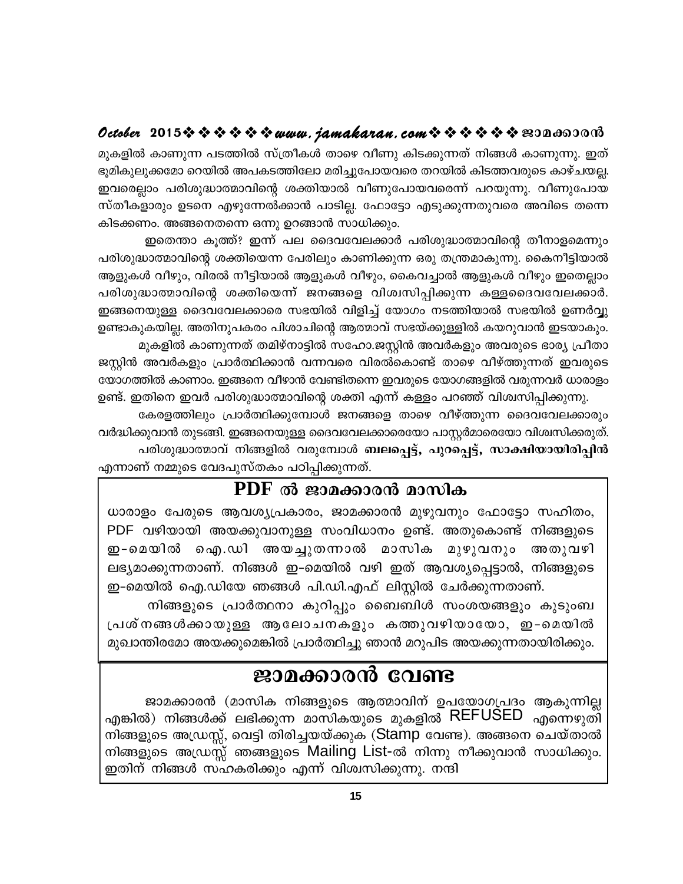മുകളിൽ കാണുന്ന പടത്തിൽ സ്ത്രീകൾ താഴെ വീണു കിടക്കുന്നത് നിങ്ങൾ കാണുന്നു. ഇത് ഭൂമികുലുക്കമോ റെയിൽ അപകടത്തിലോ മരിച്ചുപോയവരെ തറയിൽ കിടത്തവരുടെ കാഴ്ചയല്ല. ഇവരെല്ലാം പരിശുദ്ധാത്മാവിന്റെ ശക്തിയാൽ വീണുപോയവരെന്ന് പറയുന്നു. വീണുപോയ സ്തീകളാരും ഉടനെ എഴുന്നേൽക്കാൻ പാടില്ല. ഫോട്ടോ എടുക്കുന്നതുവരെ അവിടെ തന്നെ കിടക്കണം. അങ്ങനെതന്നെ ഒന്നു ഉറങ്ങാൻ സാധിക്കും.

ഇതെന്താ കൂത്ത്? ഇന്ന് പല ദൈവവേലക്കാർ പരിശുദ്ധാത്മാവിന്റെ തീനാളമെന്നും പരിശുദ്ധാത്മാവിന്റെ ശക്തിയെന്ന പേരിലും കാണിക്കുന്ന ഒരു തന്ത്രമാകുന്നു. കൈനീട്ടിയാൽ ആളുകൾ വീഴും, വിരൽ നീട്ടിയാൽ ആളുകൾ വീഴും, കൈവച്ചാൽ ആളുകൾ വീഴും ഇതെല്ലാം പരിശുദ്ധാത്മാവിന്റെ ശക്തിയെന്ന് ജനങ്ങളെ വിശ്വസിപ്പിക്കുന്ന കള്ളദൈവവേലക്കാർ. ഇങ്ങനെയുള്ള ദൈവവേലക്കാരെ സഭയിൽ വിളിച്ച് യോഗം നടത്തിയാൽ സഭയിൽ ഉണർവ്വ് ഉണ്ടാകുകയില്ല. അതിനുപകരം പിശാചിന്റെ ആത്മാവ് സഭയ്ക്കുള്ളിൽ കയറുവാൻ ഇടയാകും.

മുകളിൽ കാണുന്നത് തമിഴ്നാട്ടിൽ സഹോ.ജസ്റ്റിൻ അവർകളും അവരുടെ ഭാര്യ പ്രീതാ ജസ്റ്റിൻ അവർകളും പ്രാർത്ഥിക്കാൻ വന്നവരെ വിരൽകൊണ്ട് താഴെ വീഴ്ത്തുന്നത് ഇവരുടെ യോഗത്തിൽ കാണാം. ഇങ്ങനെ വീഴാൻ വേണ്ടിതന്നെ ഇവരുടെ യോഗങ്ങളിൽ വരുന്നവർ ധാരാളം ഉണ്ട്. ഇതിനെ ഇവർ പരിശുദ്ധാത്മാവിന്റെ ശക്തി എന്ന് കള്ളം പറഞ്ഞ് വിശ്വസിപ്പിക്കുന്നു.

കേരളത്തിലും പ്രാർത്ഥിക്കുമ്പോൾ ജനങ്ങളെ താഴെ വീഴ്ത്തുന്ന ദൈവവേലക്കാരും വർദ്ധിക്കുവാൻ തുടങ്ങി. ഇങ്ങനെയുള്ള ദൈവവേലക്കാരെയോ പാസ്റ്റർമാരെയോ വിശ്വസിക്കരുത്.

പരിശുദ്ധാത്മാവ് നിങ്ങളിൽ വരുമ്പോൾ **ബലപ്പെട്ട്, പുറപ്പെട്ട്, സാക്ഷിയായിരിപ്പിൻ** എന്നാണ് നമ്മുടെ വേദപുസ്തകം പഠിപ്പിക്കുന്നത്.

## PDF ൽ ജാമക്കാരൻ മാസിക

ധാരാളം പേരുടെ ആവശ്യപ്രകാരം, ജാമക്കാരൻ മുഴുവനും ഫോട്ടോ സഹിതം, PDF വഴിയായി അയക്കുവാനുള്ള സംവിധാനം ഉണ്ട്. അതുകൊണ്ട് നിങ്ങളുടെ ഇ-മെയിൽ ഐ.ഡി അയച്ചുതന്നാൽ മാസിക മുഴുവനും അതുവഴി ലഭ്യമാക്കുന്നതാണ്. നിങ്ങൾ ഇ-മെയിൽ വഴി ഇത് ആവശ്യപ്പെട്ടാൽ, നിങ്ങളുടെ ഇ-മെയിൽ ഐ.ഡിയേ ഞങ്ങൾ പി.ഡി.എഫ് ലിസ്റ്റിൽ ചേർക്കുന്നതാണ്.

നിങ്ങളുടെ പ്രാർത്ഥനാ കുറിപ്പും ബൈബിൾ സംശയങ്ങളും കുടുംബ പ്രശ്നങ്ങൾക്കായുള്ള ആലോചനകളും കത്തുവഴിയായോ, ഇ-മെയിൽ മുഖാന്തിരമോ അയക്കുമെങ്കിൽ പ്രാർത്ഥിച്ചു ഞാൻ മറുപിട അയക്കുന്നതായിരിക്കും.

## ജാമക്കാരൻ വേണ്ട

ജാമക്കാരൻ (മാസിക നിങ്ങളുടെ ആത്മാവിന് ഉപയോഗപ്രദം ആകുന്നില്ല എങ്കിൽ) നിങ്ങൾക്ക് ലഭിക്കുന്ന മാസികയുടെ മുകളിൽ REFUSED എന്നെഴുതി നിങ്ങളുടെ അഡ്രസ്സ്, വെട്ടി തിരിച്ചയയ്ക്കുക (Stamp വേണ്ട). അങ്ങനെ ചെയ്താൽ നിങ്ങളുടെ അഡ്രസ്സ് ഞങ്ങളുടെ Mailing List-ൽ നിന്നു നീക്കുവാൻ സാധിക്കും. ഇതിന് നിങ്ങൾ സഹകരിക്കും എന്ന് വിശ്വസിക്കുന്നു. നന്ദി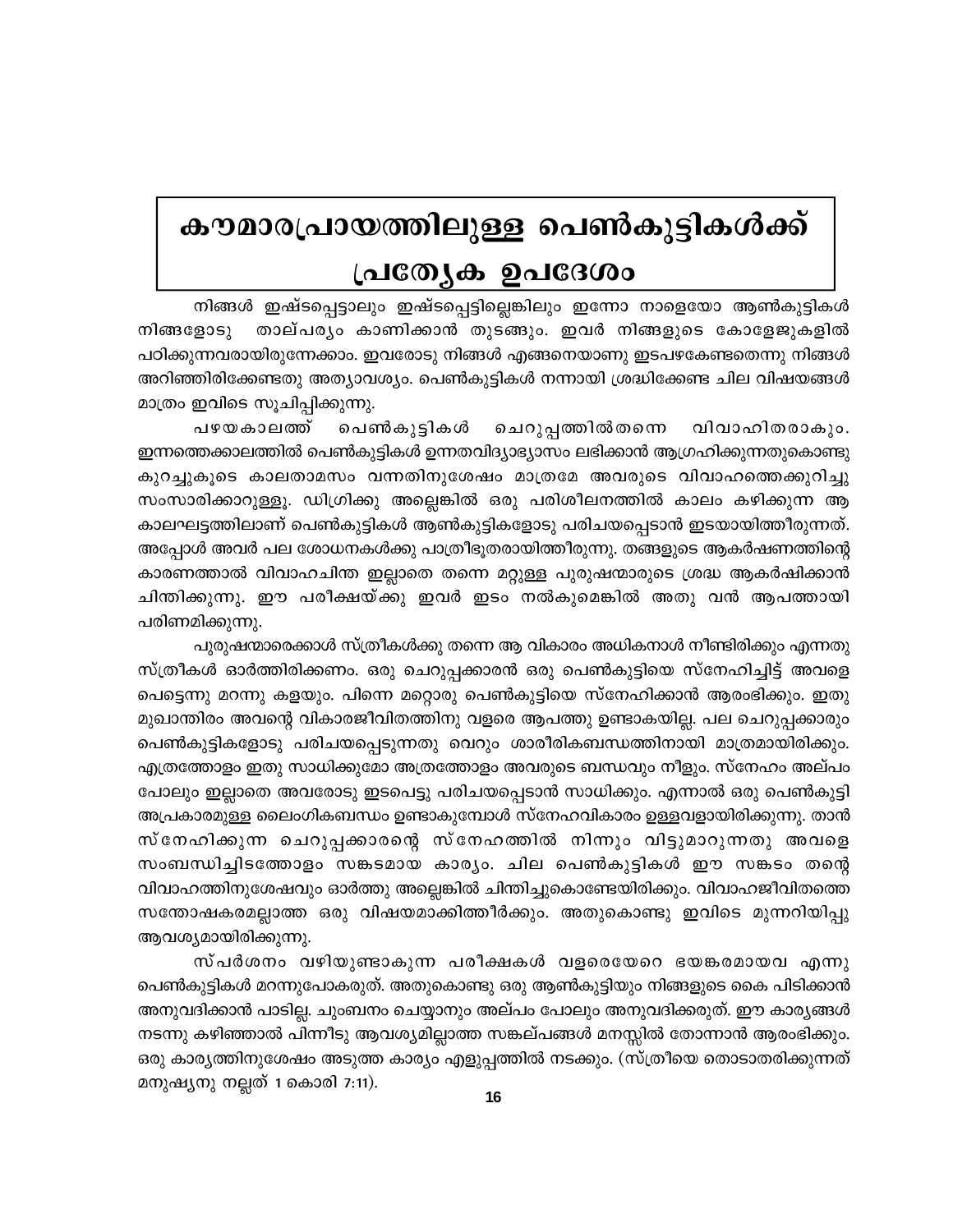# കൗമാരപ്രായത്തിലുള്ള പെൺകുട്ടികൾക്ക് പ്രത്യേക ഉപദേശം

നിങ്ങൾ ഇഷ്ടപ്പെട്ടാലും ഇഷ്ടപ്പെട്ടില്ലെങ്കിലും ഇന്നോ നാളെയോ ആൺകുട്ടികൾ നിങ്ങളോടു താല്പര്യം കാണിക്കാൻ തുടങ്ങും. ഇവർ നിങ്ങളുടെ കോളേജുകളിൽ പഠിക്കുന്നവരായിരുന്നേക്കാം. ഇവരോടു നിങ്ങൾ എങ്ങനെയാണു ഇടപഴകേണ്ടതെന്നു നിങ്ങൾ അറിഞ്ഞിരിക്കേണ്ടതു അത്യാവശ്യം. പെൺകുട്ടികൾ നന്നായി ശ്രദ്ധിക്കേണ്ട ചില വിഷയങ്ങൾ മാത്രം ഇവിടെ സൂചിപ്പിക്കുന്നു.

പഴയകാലത്ത് പെൺകുട്ടികൾ ചെറുപ്പത്തിൽതന്നെ വിവാഹിതരാകും. ഇന്നത്തെക്കാലത്തിൽ പെൺകുട്ടികൾ ഉന്നതവിദ്യാഭ്യാസം ലഭിക്കാൻ ആഗ്രഹിക്കുന്നതുകൊണ്ടു കുറച്ചുകൂടെ കാലതാമസം വന്നതിനുശേഷം മാത്രമേ അവരുടെ വിവാഹത്തെക്കുറിച്ചു സംസാരിക്കാറുള്ളൂ. ഡിഗ്രിക്കു അല്ലെങ്കിൽ ഒരു പരിശീലനത്തിൽ കാലം കഴിക്കുന്ന ആ കാലഘട്ടത്തിലാണ് പെൺകുട്ടികൾ ആൺകുട്ടികളോടു പരിചയപ്പെടാൻ ഇടയായിത്തീരുന്നത്. അപ്പോൾ അവർ പല ശോധനകൾക്കു പാത്രീഭൂതരായിത്തീരുന്നു. തങ്ങളുടെ ആകർഷണത്തിന്റെ കാരണത്താൽ വിവാഹചിന്ത ഇല്ലാതെ തന്നെ മറ്റുള്ള പുരുഷന്മാരുടെ ശ്രദ്ധ ആകർഷിക്കാൻ ചിന്തിക്കുന്നു. ഈ പരീക്ഷയ്ക്കു ഇവർ ഇടം നൽകുമെങ്കിൽ അതു വൻ ആപത്തായി പരിണമിക്കുന്നു.

പുരുഷന്മാരെക്കാൾ സ്ത്രീകൾക്കു തന്നെ ആ വികാരം അധികനാൾ നീണ്ടിരിക്കും എന്നതു സ്ത്രീകൾ ഓർത്തിരിക്കണം. ഒരു ചെറുപ്പക്കാരൻ ഒരു പെൺകുട്ടിയെ സ്നേഹിച്ചിട്ട് അവളെ പെട്ടെന്നു മറന്നു കളയും. പിന്നെ മറ്റൊരു പെൺകുട്ടിയെ സ്നേഹിക്കാൻ ആരംഭിക്കും. ഇതു മുഖാന്തിരം അവന്റെ വികാരജീവിതത്തിനു വളരെ ആപത്തു ഉണ്ടാകയില്ല. പല ചെറുപ്പക്കാരും പെൺകുട്ടികളോടു പരിചയപ്പെടുന്നതു വെറും ശാരീരികബന്ധത്തിനായി മാത്രമായിരിക്കും. എത്രത്തോളം ഇതു സാധിക്കുമോ അത്രത്തോളം അവരുടെ ബന്ധവും നീളും. സ്നേഹം അല്പം പോലും ഇല്ലാതെ അവരോടു ഇടപെട്ടു പരിചയപ്പെടാൻ സാധിക്കും. എന്നാൽ ഒരു പെൺകുട്ടി അപ്രകാരമുള്ള ലൈംഗികബന്ധം ഉണ്ടാകുമ്പോൾ സ്നേഹവികാരം ഉള്ളവളായിരിക്കുന്നു. താൻ സ്നേഹിക്കുന്ന ചെറുപ്പക്കാരന്റെ സ്നേഹത്തിൽ നിന്നും വിട്ടുമാറുന്നതു അവളെ സംബന്ധിച്ചിടത്തോളം സങ്കടമായ കാര്യം. ചില പെൺകുട്ടികൾ ഈ സങ്കടം തന്റെ വിവാഹത്തിനുശേഷവും ഓർത്തു അല്ലെങ്കിൽ ചിന്തിച്ചുകൊണ്ടേയിരിക്കും. വിവാഹജീവിതത്തെ സന്തോഷകരമല്ലാത്ത ഒരു വിഷയമാക്കിത്തീർക്കും. അതുകൊണ്ടു ഇവിടെ മുന്നറിയിപ്പു ആവശ്യമായിരിക്കുന്നു.

സ്പർശനം വഴിയുണ്ടാകുന്ന പരീക്ഷകൾ വളരെയേറെ ഭയങ്കരമായവ എന്നു പെൺകുട്ടികൾ മറന്നുപോകരുത്. അതുകൊണ്ടു ഒരു ആൺകുട്ടിയും നിങ്ങളുടെ കൈ പിടിക്കാൻ അനുവദിക്കാൻ പാടില്ല. ചുംബനം ചെയ്യാനും അല്പം പോലും അനുവദിക്കരുത്. ഈ കാര്യങ്ങൾ നടന്നു കഴിഞ്ഞാൽ പിന്നീടു ആവശ്യമില്ലാത്ത സങ്കല്പങ്ങൾ മനസ്സിൽ തോന്നാൻ ആരംഭിക്കും. ഒരു കാര്യത്തിനുശേഷം അടുത്ത കാര്യം എളുപ്പത്തിൽ നടക്കും. (സ്ത്രീയെ തൊടാതരിക്കുന്നത് മനുഷ്യനു നല്ലത് 1 കൊരി 7:11).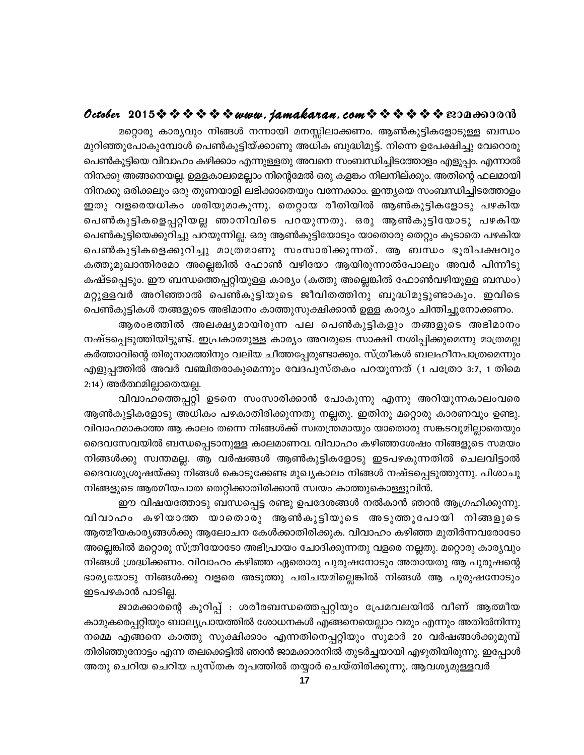മറ്റൊരു കാര്യവും നിങ്ങൾ നന്നായി മനസ്സിലാക്കണം. ആൺകുട്ടികളോടുള്ള ബന്ധം മുറിഞ്ഞുപോകുമ്പോൾ പെൺകുട്ടിയ്ക്കാണു അധിക ബുദ്ധിമുട്ട്. നിന്നെ ഉപേക്ഷിച്ചു വേറൊരു പെൺകുട്ടിയെ വിവാഹം കഴിക്കാം എന്നുള്ളതു അവനെ സംബന്ധിച്ചിടത്തോളം എളുപ്പം. എന്നാൽ നിനക്കു അങ്ങനെയല്ല. ഉള്ളകാലമെല്ലാം നിന്റേമേൽ ഒരു കളങ്കം നിലനില്ക്കും. അതിന്റെ ഫലമായി നിനക്കു ഒരിക്കലും ഒരു തുണയാളി ലഭിക്കാതെയും വന്നേക്കാം. ഇന്ത്യയെ സംബന്ധിച്ചിടത്തോളം ഇതു വളരെയധികം ശരിയുമാകുന്നു. തെറ്റായ രീതിയിൽ ആൺകുട്ടികളോടു പഴകിയ പെൺകുട്ടികളെപ്പറ്റിയല്ല ഞാനിവിടെ പറയുന്നതു. ഒരു ആൺകുട്ടിയോടു പഴകിയ പെൺകുട്ടിയെക്കുറിച്ചു പറയുന്നില്ല. ഒരു ആൺകുട്ടിയോടും യാതൊരു തെറ്റും കൂടാതെ പഴകിയ പെൺകുട്ടികളെക്കുറിച്ചു മാത്രമാണു സംസാരിക്കുന്നത്. ആ ബന്ധം ഭൂരിപക്ഷവും കത്തുമുഖാന്തിരമോ അല്ലെങ്കിൽ ഫോൺ വഴിയോ ആയിരുന്നാൽപോലും അവർ പിന്നീടു കഷ്ടപ്പെടും. ഈ ബന്ധത്തെപ്പറ്റിയുള്ള കാര്യം (കത്തു അല്ലെങ്കിൽ ഫോൺവഴിയുള്ള ബന്ധം) മറ്റുള്ളവർ അറിഞ്ഞാൽ പെൺകുട്ടിയുടെ ജീവിതത്തിനു ബുദ്ധിമുട്ടുണ്ടാകും. ഇവിടെ പെൺകുട്ടികൾ തങ്ങളുടെ അഭിമാനം കാത്തുസൂക്ഷിക്കാൻ ഉള്ള കാര്യം ചിന്തിച്ചുനോക്കണം.

ആരംഭത്തിൽ അലക്ഷ്യമായിരുന്ന പല പെൺകുട്ടികളും തങ്ങളുടെ അഭിമാനം നഷ്ടപ്പെടുത്തിയിട്ടുണ്ട്. ഇപ്രകാരമുള്ള കാര്യം അവരുടെ സാക്ഷി നശിപ്പിക്കുമെന്നു മാത്രമല്ല കർത്താവിന്റെ തിരുനാമത്തിനും വലിയ ചീത്തപ്പേരുണ്ടാക്കും. സ്ത്രീകൾ ബലഹീനപാത്രമെന്നും എളുപ്പത്തിൽ അവർ വഞ്ചിതരാകുമെന്നും വേദപുസ്തകം പറയുന്നത് (1 പത്രോ 3:7, 1 തിമെ 2:14) അർത്ഥമില്ലാതെയല്ല.

വിവാഹത്തെപ്പറ്റി ഉടനെ സംസാരിക്കാൻ പോകുന്നു എന്നു അറിയുന്നകാലംവരെ ആൺകുട്ടികളോടു അധികം പഴകാതിരിക്കുന്നതു നല്ലതു. ഇതിനു മറ്റൊരു കാരണവും ഉണ്ടു. വിവാഹമാകാത്ത ആ കാലം തന്നെ നിങ്ങൾക്ക് സ്വതന്ത്രമായും യാതൊരു സങ്കടവുമില്ലാതെയും ദൈവസേവയിൽ ബന്ധപ്പെടാനുള്ള കാലമാണവ. വിവാഹം കഴിഞ്ഞശേഷം നിങ്ങളുടെ സമയം നിങ്ങൾക്കു സ്വന്തമല്ല. ആ വർഷങ്ങൾ ആൺകുട്ടികളോടു ഇടപഴകുന്നതിൽ ചെലവിട്ടാൽ ദൈവശുശ്രൂഷയ്ക്കു നിങ്ങൾ കൊടുക്കേണ്ട മുഖ്യകാലം നിങ്ങൾ നഷ്ടപ്പെടുത്തുന്നു. പിശാചു നിങ്ങളുടെ ആത്മീയപാത തെറ്റിക്കാതിരിക്കാൻ സ്വയം കാത്തുകൊള്ളുവിൻ.

ഈ വിഷയത്തോടു ബന്ധപ്പെട്ട രണ്ടു ഉപദേശങ്ങൾ നൽകാൻ ഞാൻ ആഗ്രഹിക്കുന്നു. വിവാഹം കഴിയാത്ത യാതൊരു ആൺകുട്ടിയുടെ അടുത്തുപോയി നിങ്ങളുടെ ആത്മീയകാര്യങ്ങൾക്കു ആലോചന കേൾക്കാതിരിക്കുക. വിവാഹം കഴിഞ്ഞ മുതിർന്നവരോടോ അല്ലെങ്കിൽ മറ്റൊരു സ്ത്രീയോടോ അഭിപ്രായം ചോദിക്കുന്നതു വളരെ നല്ലതു. മറ്റൊരു കാര്യവും നിങ്ങൾ ശ്രദ്ധിക്കണം. വിവാഹം കഴിഞ്ഞ ഏതൊരു പുരുഷനോടും അതായതു ആ പുരുഷന്റെ ഭാര്യയോടു നിങ്ങൾക്കു വളരെ അടുത്തു പരിചയമില്ലെങ്കിൽ നിങ്ങൾ ആ പുരുഷനോടും ഇടപഴകാൻ പാടില്ല.

ജാമക്കാരന്റെ കുറിപ്പ് : ശരീരബന്ധത്തെപ്പറ്റിയും പ്രേമവലയിൽ വീണ് ആത്മീയ കാമുകരെപ്പറ്റിയും ബാല്യപ്രായത്തിൽ ശോധനകൾ എങ്ങനെയെല്ലാം വരും എന്നും അതിൽനിന്നു നമ്മെ എങ്ങനെ കാത്തു സൂക്ഷിക്കാം എന്നതിനെപ്പറ്റിയും സുമാർ 20 വർഷങ്ങൾക്കുമുമ്പ് തിരിഞ്ഞുനോട്ടം എന്ന തലക്കെട്ടിൽ ഞാൻ ജാമക്കാരനിൽ തുടർച്ചയായി എഴുതിയിരുന്നു. ഇപ്പോൾ അതു ചെറിയ ചെറിയ പുസ്തക രൂപത്തിൽ തയ്യാർ ചെയ്തിരിക്കുന്നു. ആവശ്യമുള്ളവർ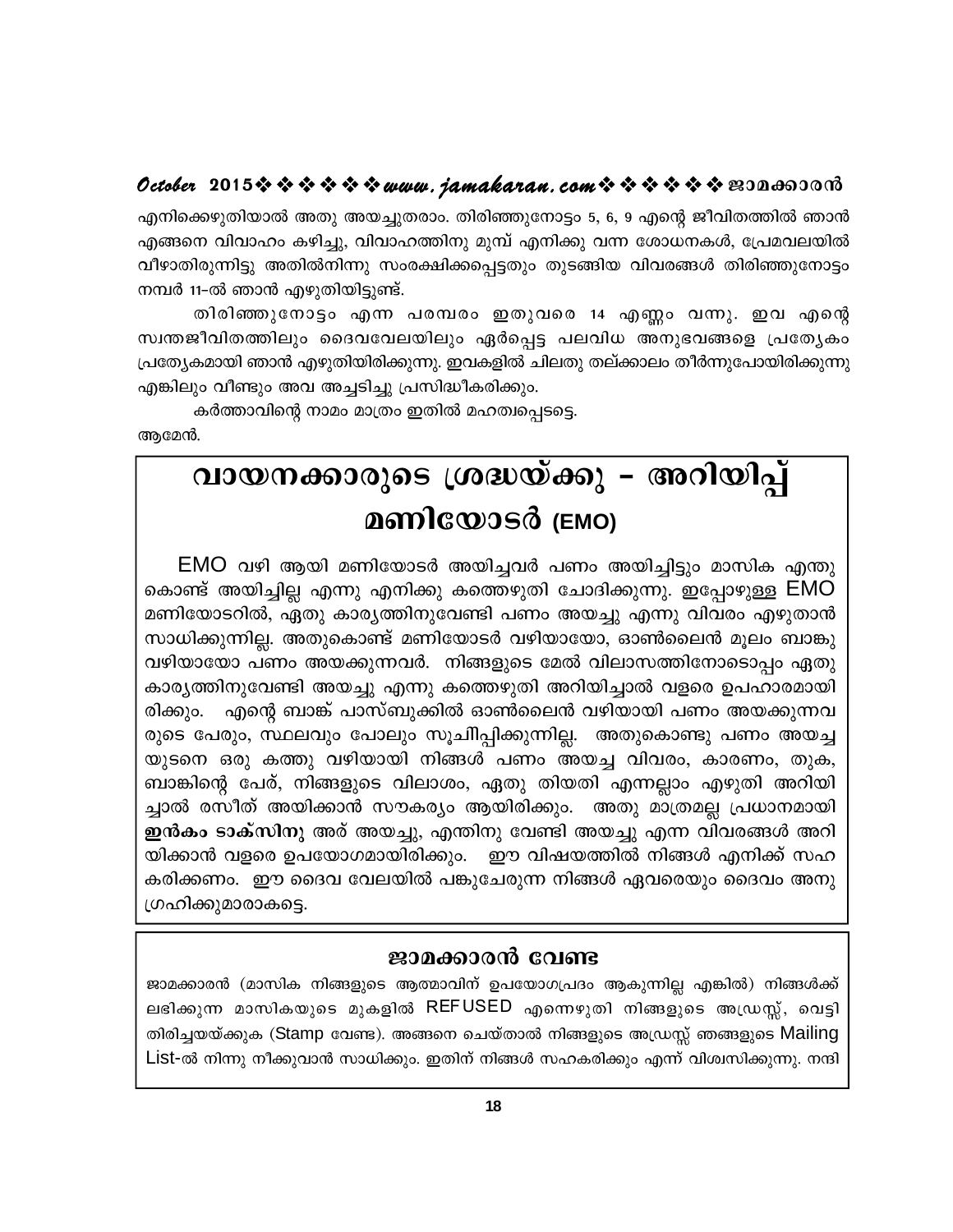എനിക്കെഴുതിയാൽ അതു അയച്ചുതരാം. തിരിഞ്ഞുനോട്ടം 5, 6, 9 എന്റെ ജീവിതത്തിൽ ഞാൻ എങ്ങനെ വിവാഹം കഴിച്ചു, വിവാഹത്തിനു മുമ്പ് എനിക്കു വന്ന ശോധനകൾ, പ്രേമവലയിൽ വീഴാതിരുന്നിട്ടു അതിൽനിന്നു സംരക്ഷിക്കപ്പെട്ടതും തുടങ്ങിയ വിവരങ്ങൾ തിരിഞ്ഞുനോട്ടം നമ്പർ 11-ൽ ഞാൻ എഴുതിയിട്ടുണ്ട്.

തിരിഞ്ഞുനോട്ടം എന്ന പരമ്പരം ഇതുവരെ 14 എണ്ണം വന്നു. ഇവ എന്റെ സ്വന്തജീവിതത്തിലും ദൈവവേലയിലും ഏർപ്പെട്ട പലവിധ അനുഭവങ്ങളെ പ്രത്യേകം പ്രത്യേകമായി ഞാൻ എഴുതിയിരിക്കുന്നു. ഇവകളിൽ ചിലതു തല്ക്കാലം തീർന്നുപോയിരിക്കുന്നു എങ്കിലും വീണ്ടും അവ അച്ചടിച്ചു പ്രസിദ്ധീകരിക്കും.

കർത്താവിന്റെ നാമം മാത്രം ഇതിൽ മഹത്വപ്പെടട്ടെ.

ആമേൻ.

# വായനക്കാരുടെ ശ്രദ്ധയ്ക്കു – അറിയിപ്പ്

## മണിയോടർ (EMO)

EMO വഴി ആയി മണിയോടർ അയിച്ചവർ പണം അയിച്ചിട്ടും മാസിക എന്തു കൊണ്ട് അയിച്ചില്ല എന്നു എനിക്കു കത്തെഴുതി ചോദിക്കുന്നു. ഇപ്പോഴുള്ള EMO മണിയോടറിൽ, ഏതു കാര്യത്തിനുവേണ്ടി പണം അയച്ചു എന്നു വിവരം എഴുതാൻ സാധിക്കുന്നില്ല. അതുകൊണ്ട് മണിയോടർ വഴിയായോ, ഓൺലൈൻ മൂലം ബാങ്കു വഴിയായോ പണം അയക്കുന്നവർ. നിങ്ങളുടെ മേൽ വിലാസത്തിനോടൊപ്പം ഏതു കാര്യത്തിനുവേണ്ടി അയച്ചു എന്നു കത്തെഴുതി അറിയിച്ചാൽ വളരെ ഉപഹാരമായി രിക്കും. എന്റെ ബാങ്ക് പാസ്ബുക്കിൽ ഓൺലൈൻ വഴിയായി പണം അയക്കുന്നവരുടെ പേരും, സ്ഥലവും പോലും സൂചിപ്പിക്കുന്നില്ല. അതുകൊണ്ടു പണം അയച്ചയുടനെ ഒരു കത്തു വഴിയായി നിങ്ങൾ പണം അയച്ച വിവരം, കാരണം, തുക, ബാങ്കിന്റെ പേര്, നിങ്ങളുടെ വിലാശം, ഏതു തിയതി എന്നല്ലാം എഴുതി അറിയിച്ചാൽ രസീത് അയിക്കാൻ സൗകര്യം ആയിരിക്കും. അതു മാത്രമല്ല പ്രധാനമായി **ഇൻകം ടാക്സിനു** ആര് അയച്ചു, എന്തിനു വേണ്ടി അയച്ചു എന്ന വിവരങ്ങൾ അറിയിക്കാൻ വളരെ ഉപയോഗമായിരിക്കും. ഈ വിഷയത്തിൽ നിങ്ങൾ എനിക്ക് സഹകരിക്കണം. ഈ ദൈവ വേലയിൽ പങ്കുചേരുന്ന നിങ്ങൾ ഏവരെയും ദൈവം അനുഗ്രഹിക്കുമാരാകട്ടെ.

### ജാമക്കാരൻ വേണ്ട

ജാമക്കാരൻ (മാസിക നിങ്ങളുടെ ആത്മാവിന് ഉപയോഗപ്രദം ആകുന്നില്ല എങ്കിൽ) നിങ്ങൾക്ക് ലഭിക്കുന്ന മാസികയുടെ മുകളിൽ REFUSED എന്നെഴുതി നിങ്ങളുടെ അഡ്രസ്സ്, വെട്ടി തിരിച്ചയയ്ക്കുക (Stamp വേണ്ട). അങ്ങനെ ചെയ്താൽ നിങ്ങളുടെ അഡ്രസ്സ് ഞങ്ങളുടെ Mailing List-ൽ നിന്നു നീക്കുവാൻ സാധിക്കും. ഇതിന് നിങ്ങൾ സഹകരിക്കും എന്ന് വിശ്വസിക്കുന്നു. നന്ദി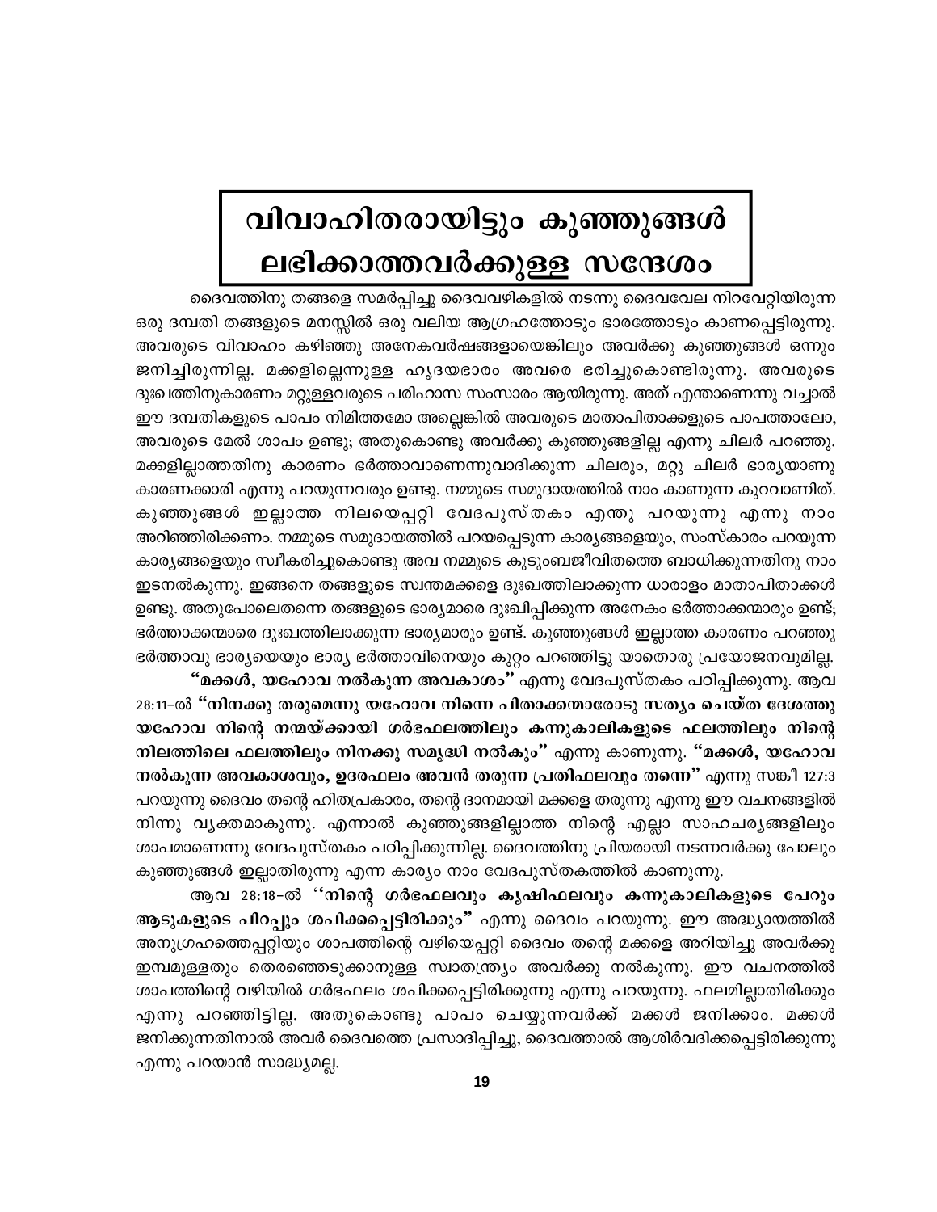# വിവാഹിതരായിട്ടും കുഞ്ഞുങ്ങൾ ലഭിക്കാത്തവർക്കുള്ള സന്ദേശം

ദൈവത്തിനു തങ്ങളെ സമർപ്പിച്ചു ദൈവവഴികളിൽ നടന്നു ദൈവവേല നിറവേറ്റിയിരുന്ന ഒരു ദമ്പതി തങ്ങളുടെ മനസ്സിൽ ഒരു വലിയ ആഗ്രഹത്തോടും ഭാരത്തോടും കാണപ്പെട്ടിരുന്നു. അവരുടെ വിവാഹം കഴിഞ്ഞു അനേകവർഷങ്ങളായെങ്കിലും അവർക്കു കുഞ്ഞുങ്ങൾ ഒന്നും ജനിച്ചിരുന്നില്ല. മക്കളില്ലെന്നുള്ള ഹൃദയഭാരം അവരെ ഭരിച്ചുകൊണ്ടിരുന്നു. അവരുടെ ദുഃഖത്തിനുകാരണം മറ്റുള്ളവരുടെ പരിഹാസ സംസാരം ആയിരുന്നു. അത് എന്താണെന്നു വച്ചാൽ ഈ ദമ്പതികളുടെ പാപം നിമിത്തമോ അല്ലെങ്കിൽ അവരുടെ മാതാപിതാക്കളുടെ പാപത്താലോ, അവരുടെ മേൽ ശാപം ഉണ്ടു; അതുകൊണ്ടു അവർക്കു കുഞ്ഞുങ്ങളില്ല എന്നു ചിലർ പറഞ്ഞു. മക്കളില്ലാത്തതിനു കാരണം ഭർത്താവാണെന്നുവാദിക്കുന്ന ചിലരും, മറ്റു ചിലർ ഭാര്യയാണു കാരണക്കാരി എന്നു പറയുന്നവരും ഉണ്ടു. നമ്മുടെ സമുദായത്തിൽ നാം കാണുന്ന കുറവാണിത്. കുഞ്ഞുങ്ങൾ ഇല്ലാത്ത നിലയെപ്പറ്റി വേദപുസ്തകം എന്തു പറയുന്നു എന്നു നാം അറിഞ്ഞിരിക്കണം. നമ്മുടെ സമുദായത്തിൽ പറയപ്പെടുന്ന കാര്യങ്ങളെയും, സംസ്കാരം പറയുന്ന കാര്യങ്ങളെയും സ്വീകരിച്ചുകൊണ്ടു അവ നമ്മുടെ കുടുംബജീവിതത്തെ ബാധിക്കുന്നതിനു നാം ഇടനൽകുന്നു. ഇങ്ങനെ തങ്ങളുടെ സ്വന്തമക്കളെ ദുഃഖത്തിലാക്കുന്ന ധാരാളം മാതാപിതാക്കൾ ഉണ്ടു. അതുപോലെതന്നെ തങ്ങളുടെ ഭാര്യമാരെ ദുഃഖിപ്പിക്കുന്ന അനേകം ഭർത്താക്കന്മാരും ഉണ്ട്; ഭർത്താക്കന്മാരെ ദുഃഖത്തിലാക്കുന്ന ഭാര്യമാരും ഉണ്ട്. കുഞ്ഞുങ്ങൾ ഇല്ലാത്ത കാരണം പറഞ്ഞു ഭർത്താവു ഭാര്യയെയും ഭാര്യ ഭർത്താവിനെയും കുറ്റം പറഞ്ഞിട്ടു യാതൊരു പ്രയോജനവുമില്ല.

**"മക്കൾ, യഹോവ നൽകുന്ന അവകാശം"** എന്നു വേദപുസ്തകം പഠിപ്പിക്കുന്നു. ആവ 28:11-ൽ **"നിനക്കു തരുമെന്നു യഹോവ നിന്നെ പിതാക്കന്മാരോടു സത്യം ചെയ്ത ദേശത്തു യഹോവ നിന്റെ നന്മയ്ക്കായി ഗർഭഫലത്തിലും കന്നുകാലികളുടെ ഫലത്തിലും നിന്റെ നിലത്തിലെ ഫലത്തിലും നിനക്കു സമൃദ്ധി നൽകും"** എന്നു കാണുന്നു. **"മക്കൾ, യഹോവ നൽകുന്ന അവകാശവും, ഉദരഫലം അവൻ തരുന്ന പ്രതിഫലവും തന്നെ"** എന്നു സങ്കീ 127:3 പറയുന്നു ദൈവം തന്റെ ഹിതപ്രകാരം, തന്റെ ദാനമായി മക്കളെ തരുന്നു എന്നു ഈ വചനങ്ങളിൽ നിന്നു വ്യക്തമാകുന്നു. എന്നാൽ കുഞ്ഞുങ്ങളില്ലാത്ത നിന്റെ എല്ലാ സാഹചര്യങ്ങളിലും ശാപമാണെന്നു വേദപുസ്തകം പഠിപ്പിക്കുന്നില്ല. ദൈവത്തിനു പ്രിയരായി നടന്നവർക്കു പോലും കുഞ്ഞുങ്ങൾ ഇല്ലാതിരുന്നു എന്ന കാര്യം നാം വേദപുസ്തകത്തിൽ കാണുന്നു.

ആവ 28:18-ൽ **''നിന്റെ ഗർഭഫലവും കൃഷിഫലവും കന്നുകാലികളുടെ പേറും ആടുകളുടെ പിറപ്പും ശപിക്കപ്പെട്ടിരിക്കും"** എന്നു ദൈവം പറയുന്നു. ഈ അദ്ധ്യായത്തിൽ അനുഗ്രഹത്തെപ്പറ്റിയും ശാപത്തിന്റെ വഴിയെപ്പറ്റി ദൈവം തന്റെ മക്കളെ അറിയിച്ചു അവർക്കു ഇമ്പമുള്ളതും തെരഞ്ഞെടുക്കാനുള്ള സ്വാതന്ത്ര്യം അവർക്കു നൽകുന്നു. ഈ വചനത്തിൽ ശാപത്തിന്റെ വഴിയിൽ ഗർഭഫലം ശപിക്കപ്പെട്ടിരിക്കുന്നു എന്നു പറയുന്നു. ഫലമില്ലാതിരിക്കും എന്നു പറഞ്ഞിട്ടില്ല. അതുകൊണ്ടു പാപം ചെയ്യുന്നവർക്ക് മക്കൾ ജനിക്കാം. മക്കൾ ജനിക്കുന്നതിനാൽ അവർ ദൈവത്തെ പ്രസാദിപ്പിച്ചു, ദൈവത്താൽ ആശിർവദിക്കപ്പെട്ടിരിക്കുന്നു എന്നു പറയാൻ സാദ്ധ്യമല്ല.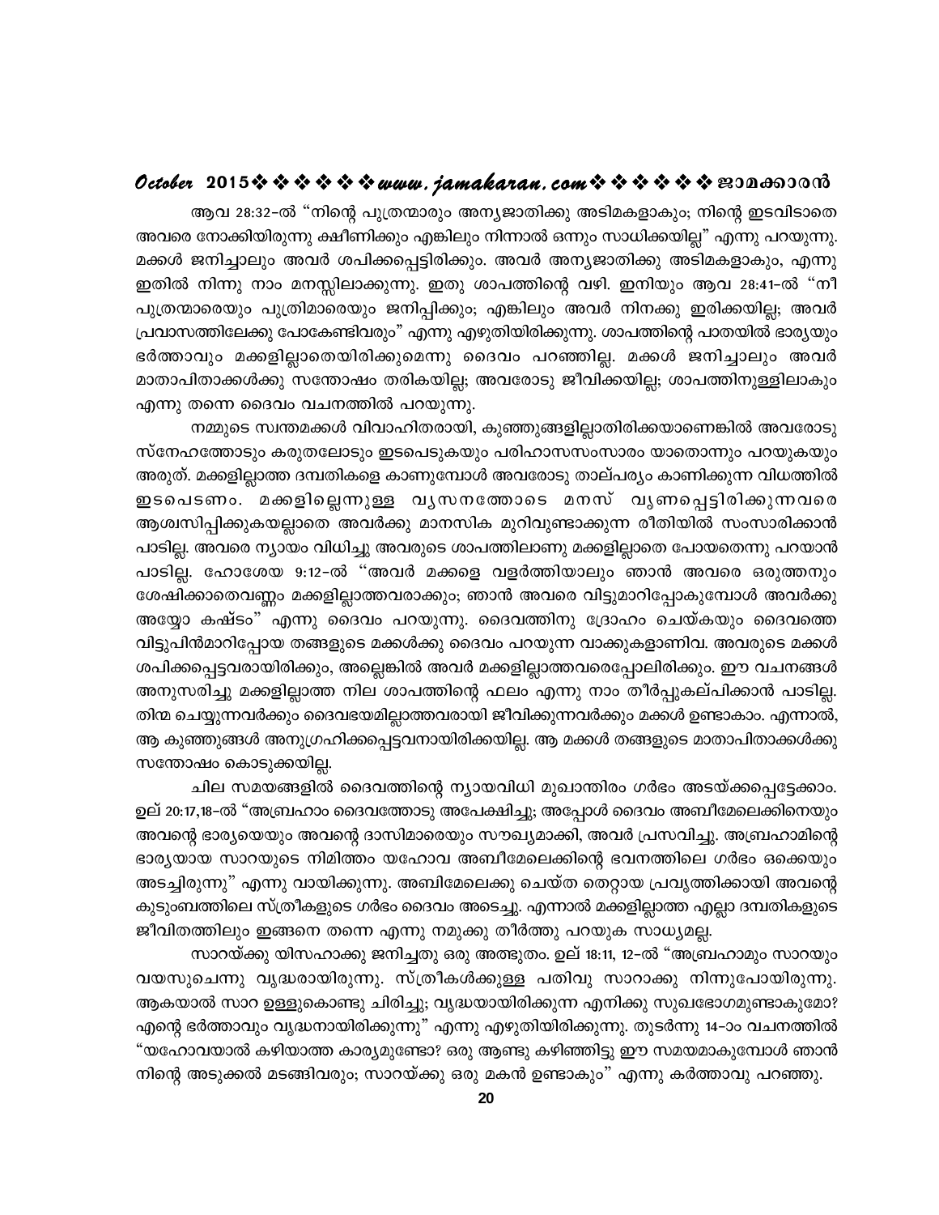ആവ 28:32-ൽ "നിന്റെ പുത്രന്മാരും അന്യജാതിക്കു അടിമകളാകും; നിന്റെ ഇടവിടാതെ അവരെ നോക്കിയിരുന്നു ക്ഷീണിക്കും എങ്കിലും നിന്നാൽ ഒന്നും സാധിക്കയില്ല" എന്നു പറയുന്നു. മക്കൾ ജനിച്ചാലും അവർ ശപിക്കപ്പെട്ടിരിക്കും. അവർ അന്യജാതിക്കു അടിമകളാകും, എന്നു ഇതിൽ നിന്നു നാം മനസ്സിലാക്കുന്നു. ഇതു ശാപത്തിന്റെ വഴി. ഇനിയും ആവ 28:41-ൽ "നീ പുത്രന്മാരെയും പുത്രിമാരെയും ജനിപ്പിക്കും; എങ്കിലും അവർ നിനക്കു ഇരിക്കയില്ല; അവർ പ്രവാസത്തിലേക്കു പോകേണ്ടിവരും" എന്നു എഴുതിയിരിക്കുന്നു. ശാപത്തിന്റെ പാതയിൽ ഭാര്യയും ഭർത്താവും മക്കളില്ലാതെയിരിക്കുമെന്നു ദൈവം പറഞ്ഞില്ല. മക്കൾ ജനിച്ചാലും അവർ മാതാപിതാക്കൾക്കു സന്തോഷം തരികയില്ല; അവരോടു ജീവിക്കയില്ല; ശാപത്തിനുള്ളിലാകും എന്നു തന്നെ ദൈവം വചനത്തിൽ പറയുന്നു.

നമ്മുടെ സ്വന്തമക്കൾ വിവാഹിതരായി, കുഞ്ഞുങ്ങളില്ലാതിരിക്കയാണെങ്കിൽ അവരോടു സ്നേഹത്തോടും കരുതലോടും ഇടപെടുകയും പരിഹാസസംസാരം യാതൊന്നും പറയുകയും അരുത്. മക്കളില്ലാത്ത ദമ്പതികളെ കാണുമ്പോൾ അവരോടു താല്പര്യം കാണിക്കുന്ന വിധത്തിൽ ഇടപെടണം. മക്കളില്ലെന്നുള്ള വ്യസനത്തോടെ മനസ് വ്യണപ്പെട്ടിരിക്കുന്നവരെ ആശ്വസിപ്പിക്കുകയല്ലാതെ അവർക്കു മാനസിക മുറിവുണ്ടാക്കുന്ന രീതിയിൽ സംസാരിക്കാൻ പാടില്ല. അവരെ ന്യായം വിധിച്ചു അവരുടെ ശാപത്തിലാണു മക്കളില്ലാതെ പോയതെന്നു പറയാൻ പാടില്ല. ഹോശേയ 9:12-ൽ "അവർ മക്കളെ വളർത്തിയാലും ഞാൻ അവരെ ഒരുത്തനും ശേഷിക്കാതെവണ്ണം മക്കളില്ലാത്തവരാക്കും; ഞാൻ അവരെ വിട്ടുമാറിപ്പോകുമ്പോൾ അവർക്കു അയ്യോ കഷ്ടം" എന്നു ദൈവം പറയുന്നു. ദൈവത്തിനു ദ്രോഹം ചെയ്കയും ദൈവത്തെ വിട്ടുപിൻമാറിപ്പോയ തങ്ങളുടെ മക്കൾക്കു ദൈവം പറയുന്ന വാക്കുകളാണിവ. അവരുടെ മക്കൾ ശപിക്കപ്പെട്ടവരായിരിക്കും, അല്ലെങ്കിൽ അവർ മക്കളില്ലാത്തവരെപ്പോലിരിക്കും. ഈ വചനങ്ങൾ അനുസരിച്ചു മക്കളില്ലാത്ത നില ശാപത്തിന്റെ ഫലം എന്നു നാം തീർപ്പുകല്പിക്കാൻ പാടില്ല. തിന്മ ചെയ്യുന്നവർക്കും ദൈവഭയമില്ലാത്തവരായി ജീവിക്കുന്നവർക്കും മക്കൾ ഉണ്ടാകാം. എന്നാൽ, ആ കുഞ്ഞുങ്ങൾ അനുഗ്രഹിക്കപ്പെട്ടവനായിരിക്കയില്ല. ആ മക്കൾ തങ്ങളുടെ മാതാപിതാക്കൾക്കു സന്തോഷം കൊടുക്കയില്ല.

ചില സമയങ്ങളിൽ ദൈവത്തിന്റെ ന്യായവിധി മുഖാന്തിരം ഗർഭം അടയ്ക്കപ്പെട്ടേക്കാം. ഉല് 20:17,18-ൽ "അബ്രഹാം ദൈവത്തോടു അപേക്ഷിച്ചു; അപ്പോൾ ദൈവം അബീമേലെക്കിനെയും അവന്റെ ഭാര്യയെയും അവന്റെ ദാസിമാരെയും സൗഖ്യമാക്കി, അവർ പ്രസവിച്ചു. അബ്രഹാമിന്റെ ഭാര്യയായ സാറയുടെ നിമിത്തം യഹോവ അബീമേലെക്കിന്റെ ഭവനത്തിലെ ഗർഭം ഒക്കെയും അടച്ചിരുന്നു" എന്നു വായിക്കുന്നു. അബിമേലെക്കു ചെയ്ത തെറ്റായ പ്രവൃത്തിക്കായി അവന്റെ കുടുംബത്തിലെ സ്ത്രീകളുടെ ഗർഭം ദൈവം അടച്ചു. എന്നാൽ മക്കളില്ലാത്ത എല്ലാ ദമ്പതികളുടെ ജീവിതത്തിലും ഇങ്ങനെ തന്നെ എന്നു നമുക്കു തീർത്തു പറയുക സാധ്യമല്ല.

സാറയ്ക്കു യിസഹാക്കു ജനിച്ചതു ഒരു അത്ഭുതം. ഉല് 18:11, 12-ൽ "അബ്രഹാമും സാറയും വയസുചെന്നു വൃദ്ധരായിരുന്നു. സ്ത്രീകൾക്കുള്ള പതിവു സാറാക്കു നിന്നുപോയിരുന്നു. ആകയാൽ സാറ ഉള്ളുകൊണ്ടു ചിരിച്ചു; വൃദ്ധയായിരിക്കുന്ന എനിക്കു സുഖഭോഗമുണ്ടാകുമോ? എന്റെ ഭർത്താവും വൃദ്ധനായിരിക്കുന്നു" എന്നു എഴുതിയിരിക്കുന്നു. തുടർന്നു 14-ാം വചനത്തിൽ "യഹോവയാൽ കഴിയാത്ത കാര്യമുണ്ടോ? ഒരു ആണ്ടു കഴിഞ്ഞിട്ടു ഈ സമയമാകുമ്പോൾ ഞാൻ നിന്റെ അടുക്കൽ മടങ്ങിവരും; സാറയ്ക്കു ഒരു മകൻ ഉണ്ടാകും" എന്നു കർത്താവു പറഞ്ഞു.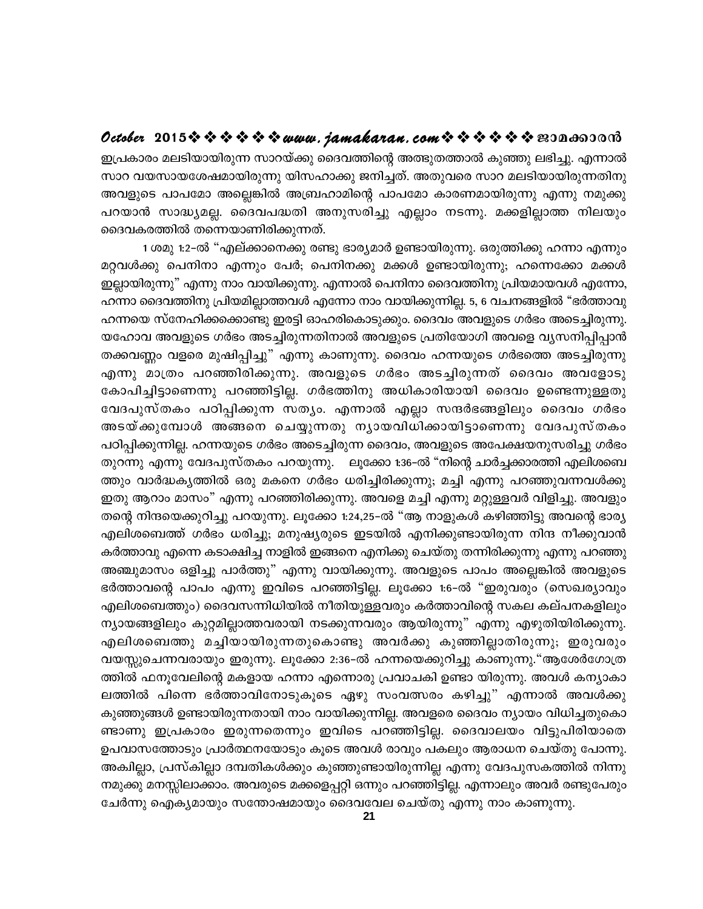ഇപ്രകാരം മലടിയായിരുന്ന സാറയ്ക്കു ദൈവത്തിന്റെ അത്ഭുതത്താൽ കുഞ്ഞു ലഭിച്ചു. എന്നാൽ സാറ വയസായശേഷമായിരുന്നു യിസഹാക്കു ജനിച്ചത്. അതുവരെ സാറ മലടിയായിരുന്നതിനു അവളുടെ പാപമോ അല്ലെങ്കിൽ അബ്രഹാമിന്റെ പാപമോ കാരണമായിരുന്നു എന്നു നമുക്കു പറയാൻ സാദ്ധ്യമല്ല. ദൈവപദ്ധതി അനുസരിച്ചു എല്ലാം നടന്നു. മക്കളില്ലാത്ത നിലയും ദൈവകരത്തിൽ തന്നെയാണിരിക്കുന്നത്.

1 ശമു 1:2-ൽ "എല്ക്കാനെക്കു രണ്ടു ഭാര്യമാർ ഉണ്ടായിരുന്നു. ഒരുത്തിക്കു ഹന്നാ എന്നും മറ്റവൾക്കു പെനിനാ എന്നും പേർ; പെനിനക്കു മക്കൾ ഉണ്ടായിരുന്നു; ഹന്നെക്കോ മക്കൾ ഇല്ലായിരുന്നു" എന്നു നാം വായിക്കുന്നു. എന്നാൽ പെനിനാ ദൈവത്തിനു പ്രിയമായവൾ എന്നോ, ഹന്നാ ദൈവത്തിനു പ്രിയമില്ലാത്തവൾ എന്നോ നാം വായിക്കുന്നില്ല. 5, 6 വചനങ്ങളിൽ "ഭർത്താവു ഹന്നയെ സ്നേഹിക്കക്കൊണ്ടു ഇരട്ടി ഓഹരികൊടുക്കും. ദൈവം അവളുടെ ഗർഭം അടെച്ചിരുന്നു. യഹോവ അവളുടെ ഗർഭം അടച്ചിരുന്നതിനാൽ അവളുടെ പ്രതിയോഗി അവളെ വ്യസനിപ്പിപ്പാൻ തക്കവണ്ണം വളരെ മുഷിപ്പിച്ചു" എന്നു കാണുന്നു. ദൈവം ഹന്നയുടെ ഗർഭത്തെ അടച്ചിരുന്നു എന്നു മാത്രം പറഞ്ഞിരിക്കുന്നു. അവളുടെ ഗർഭം അടച്ചിരുന്നത് ദൈവം അവളോടു കോപിച്ചിട്ടാണെന്നു പറഞ്ഞിട്ടില്ല. ഗർഭത്തിനു അധികാരിയായി ദൈവം ഉണ്ടെന്നുള്ളതു വേദപുസ്തകം പഠിപ്പിക്കുന്ന സത്യം. എന്നാൽ എല്ലാ സന്ദർഭങ്ങളിലും ദൈവം ഗർഭം അടയ്ക്കുമ്പോൾ അങ്ങനെ ചെയ്യുന്നതു ന്യായവിധിക്കായിട്ടാണെന്നു വേദപുസ്തകം പഠിപ്പിക്കുന്നില്ല. ഹന്നയുടെ ഗർഭം അടെച്ചിരുന്ന ദൈവം, അവളുടെ അപേക്ഷയനുസരിച്ചു ഗർഭം തുറന്നു എന്നു വേദപുസ്തകം പറയുന്നു. ലൂക്കോ 1:36-ൽ "നിന്റെ ചാർച്ചക്കാരത്തി എലിശബെത്തും വാർദ്ധക്യത്തിൽ ഒരു മകനെ ഗർഭം ധരിച്ചിരിക്കുന്നു; മച്ചി എന്നു പറഞ്ഞുവന്നവൾക്കു ഇതു ആറാം മാസം" എന്നു പറഞ്ഞിരിക്കുന്നു. അവളെ മച്ചി എന്നു മറ്റുള്ളവർ വിളിച്ചു. അവളും തന്റെ നിന്ദയെക്കുറിച്ചു പറയുന്നു. ലൂക്കോ 1:24,25-ൽ "ആ നാളുകൾ കഴിഞ്ഞിട്ടു അവന്റെ ഭാര്യ എലിശബെത്ത് ഗർഭം ധരിച്ചു; മനുഷ്യരുടെ ഇടയിൽ എനിക്കുണ്ടായിരുന്ന നിന്ദ നീക്കുവാൻ കർത്താവു എന്നെ കടാക്ഷിച്ച നാളിൽ ഇങ്ങനെ എനിക്കു ചെയ്തു തന്നിരിക്കുന്നു എന്നു പറഞ്ഞു അഞ്ചുമാസം ഒളിച്ചു പാർത്തു" എന്നു വായിക്കുന്നു. അവളുടെ പാപം അല്ലെങ്കിൽ അവളുടെ ഭർത്താവന്റെ പാപം എന്നു ഇവിടെ പറഞ്ഞിട്ടില്ല. ലൂക്കോ 1:6-ൽ "ഇരുവരും (സെഖര്യാവും എലിശബെത്തും) ദൈവസന്നിധിയിൽ നീതിയുള്ളവരും കർത്താവിന്റെ സകല കല്പനകളിലും ന്യായങ്ങളിലും കുറ്റമില്ലാത്തവരായി നടക്കുന്നവരും ആയിരുന്നു" എന്നു എഴുതിയിരിക്കുന്നു. എലിശബെത്തു മച്ചിയായിരുന്നതുകൊണ്ടു അവർക്കു കുഞ്ഞില്ലാതിരുന്നു; ഇരുവരും വയസ്സുചെന്നവരായും ഇരുന്നു. ലൂക്കോ 2:36-ൽ ഹന്നയെക്കുറിച്ചു കാണുന്നു."ആശേർഗോത്രത്തിൽ ഫനൂവേലിന്റെ മകളായ ഹന്നാ എന്നൊരു പ്രവാചകി ഉണ്ടാ യിരുന്നു. അവൾ കന്യാകാലത്തിൽ പിന്നെ ഭർത്താവിനോടുകൂടെ ഏഴു സംവത്സരം കഴിച്ചു" എന്നാൽ അവൾക്കു കുഞ്ഞുങ്ങൾ ഉണ്ടായിരുന്നതായി നാം വായിക്കുന്നില്ല. അവളരെ ദൈവം ന്യായം വിധിച്ചതുകൊണ്ടാണു ഇപ്രകാരം ഇരുന്നതെന്നും ഇവിടെ പറഞ്ഞിട്ടില്ല. ദൈവാലയം വിട്ടുപിരിയാതെ ഉപവാസത്തോടും പ്രാർത്ഥനയോടും കൂടെ അവൾ രാവും പകലും ആരാധന ചെയ്തു പോന്നു. അക്വില്ലാ, പ്രസ്കില്ലാ ദമ്പതികൾക്കും കുഞ്ഞുണ്ടായിരുന്നില്ല എന്നു വേദപുസകത്തിൽ നിന്നു നമുക്കു മനസ്സിലാക്കാം. അവരുടെ മക്കളെപ്പറ്റി ഒന്നും പറഞ്ഞിട്ടില്ല. എന്നാലും അവർ രണ്ടുപേരും ചേർന്നു ഐക്യമായും സന്തോഷമായും ദൈവവേല ചെയ്തു എന്നു നാം കാണുന്നു.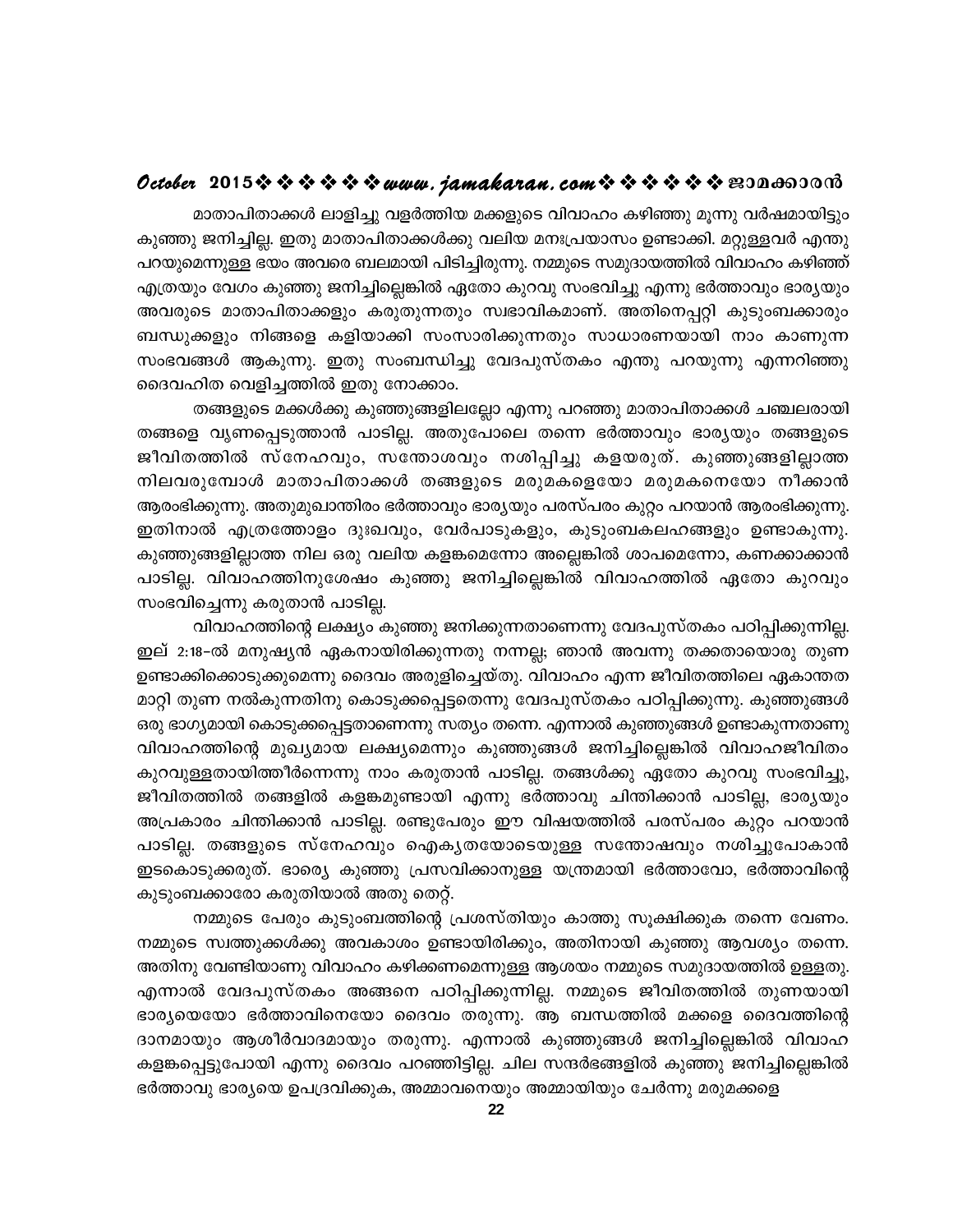മാതാപിതാക്കൾ ലാളിച്ചു വളർത്തിയ മക്കളുടെ വിവാഹം കഴിഞ്ഞു മൂന്നു വർഷമായിട്ടും കുഞ്ഞു ജനിച്ചില്ല. ഇതു മാതാപിതാക്കൾക്കു വലിയ മനഃപ്രയാസം ഉണ്ടാക്കി. മറ്റുള്ളവർ എന്തു പറയുമെന്നുള്ള ഭയം അവരെ ബലമായി പിടിച്ചിരുന്നു. നമ്മുടെ സമുദായത്തിൽ വിവാഹം കഴിഞ്ഞ് എത്രയും വേഗം കുഞ്ഞു ജനിച്ചില്ലെങ്കിൽ ഏതോ കുറവു സംഭവിച്ചു എന്നു ഭർത്താവും ഭാര്യയും അവരുടെ മാതാപിതാക്കളും കരുതുന്നതും സ്വഭാവികമാണ്. അതിനെപ്പറ്റി കുടുംബക്കാരും ബന്ധുക്കളും നിങ്ങളെ കളിയാക്കി സംസാരിക്കുന്നതും സാധാരണയായി നാം കാണുന്ന സംഭവങ്ങൾ ആകുന്നു. ഇതു സംബന്ധിച്ചു വേദപുസ്തകം എന്തു പറയുന്നു എന്നറിഞ്ഞു ദൈവഹിത വെളിച്ചത്തിൽ ഇതു നോക്കാം.

തങ്ങളുടെ മക്കൾക്കു കുഞ്ഞുങ്ങളില്ലല്ലോ എന്നു പറഞ്ഞു മാതാപിതാക്കൾ ചഞ്ചലരായി തങ്ങളെ വൃണപ്പെടുത്താൻ പാടില്ല. അതുപോലെ തന്നെ ഭർത്താവും ഭാര്യയും തങ്ങളുടെ ജീവിതത്തിൽ സ്നേഹവും, സന്തോശവും നശിപ്പിച്ചു കളയരുത്. കുഞ്ഞുങ്ങളില്ലാത്ത നിലവരുമ്പോൾ മാതാപിതാക്കൾ തങ്ങളുടെ മരുമകളെയോ മരുമകനെയോ നീക്കാൻ ആരംഭിക്കുന്നു. അതുമുഖാന്തിരം ഭർത്താവും ഭാര്യയും പരസ്പരം കുറ്റം പറയാൻ ആരംഭിക്കുന്നു. ഇതിനാൽ എത്രത്തോളം ദുഃഖവും, വേർപാടുകളും, കുടുംബകലഹങ്ങളും ഉണ്ടാകുന്നു. കുഞ്ഞുങ്ങളില്ലാത്ത നില ഒരു വലിയ കളങ്കമെന്നോ അല്ലെങ്കിൽ ശാപമെന്നോ, കണക്കാക്കാൻ പാടില്ല. വിവാഹത്തിനുശേഷം കുഞ്ഞു ജനിച്ചില്ലെങ്കിൽ വിവാഹത്തിൽ ഏതോ കുറവും സംഭവിച്ചെന്നു കരുതാൻ പാടില്ല.

വിവാഹത്തിന്റെ ലക്ഷ്യം കുഞ്ഞു ജനിക്കുന്നതാണെന്നു വേദപുസ്തകം പഠിപ്പിക്കുന്നില്ല. ഉല്പ 2:18-ൽ മനുഷ്യൻ ഏകനായിരിക്കുന്നതു നന്നല്ല; ഞാൻ അവന്നു തക്കതായൊരു തുണ ഉണ്ടാക്കിക്കൊടുക്കുമെന്നു ദൈവം അരുളിച്ചെയ്തു. വിവാഹം എന്ന ജീവിതത്തിലെ ഏകാന്തത മാറ്റി തുണ നൽകുന്നതിനു കൊടുക്കപ്പെട്ടതെന്നു വേദപുസ്തകം പഠിപ്പിക്കുന്നു. കുഞ്ഞുങ്ങൾ ഒരു ഭാഗ്യമായി കൊടുക്കപ്പെട്ടതാണെന്നു സത്യം തന്നെ. എന്നാൽ കുഞ്ഞുങ്ങൾ ഉണ്ടാകുന്നതാണു വിവാഹത്തിന്റെ മുഖ്യമായ ലക്ഷ്യമെന്നും കുഞ്ഞുങ്ങൾ ജനിച്ചില്ലെങ്കിൽ വിവാഹജീവിതം കുറവുള്ളതായിത്തീർന്നെന്നു നാം കരുതാൻ പാടില്ല. തങ്ങൾക്കു ഏതോ കുറവു സംഭവിച്ചു, ജീവിതത്തിൽ തങ്ങളിൽ കളങ്കമുണ്ടായി എന്നു ഭർത്താവു ചിന്തിക്കാൻ പാടില്ല, ഭാര്യയും അപ്രകാരം ചിന്തിക്കാൻ പാടില്ല. രണ്ടുപേരും ഈ വിഷയത്തിൽ പരസ്പരം കുറ്റം പറയാൻ പാടില്ല. തങ്ങളുടെ സ്നേഹവും ഐക്യതയോടെയുള്ള സന്തോഷവും നശിച്ചുപോകാൻ ഇടകൊടുക്കരുത്. ഭാര്യെ കുഞ്ഞു പ്രസവിക്കാനുള്ള യന്ത്രമായി ഭർത്താവോ, ഭർത്താവിന്റെ കുടുംബക്കാരോ കരുതിയാൽ അതു തെറ്റ്.

നമ്മുടെ പേരും കുടുംബത്തിന്റെ പ്രശസ്തിയും കാത്തു സൂക്ഷിക്കുക തന്നെ വേണം. നമ്മുടെ സ്വത്തുക്കൾക്കു അവകാശം ഉണ്ടായിരിക്കും, അതിനായി കുഞ്ഞു ആവശ്യം തന്നെ. അതിനു വേണ്ടിയാണു വിവാഹം കഴിക്കണമെന്നുള്ള ആശയം നമ്മുടെ സമുദായത്തിൽ ഉള്ളതു. എന്നാൽ വേദപുസ്തകം അങ്ങനെ പഠിപ്പിക്കുന്നില്ല. നമ്മുടെ ജീവിതത്തിൽ തുണയായി ഭാര്യയെയോ ഭർത്താവിനെയോ ദൈവം തരുന്നു. ആ ബന്ധത്തിൽ മക്കളെ ദൈവത്തിന്റെ ദാനമായും ആശീർവാദമായും തരുന്നു. എന്നാൽ കുഞ്ഞുങ്ങൾ ജനിച്ചില്ലെങ്കിൽ വിവാഹ കളങ്കപ്പെട്ടുപോയി എന്നു ദൈവം പറഞ്ഞിട്ടില്ല. ചില സന്ദർഭങ്ങളിൽ കുഞ്ഞു ജനിച്ചില്ലെങ്കിൽ ഭർത്താവു ഭാര്യയെ ഉപദ്രവിക്കുക, അമ്മാവനെയും അമ്മായിയും ചേർന്നു മരുമക്കളെ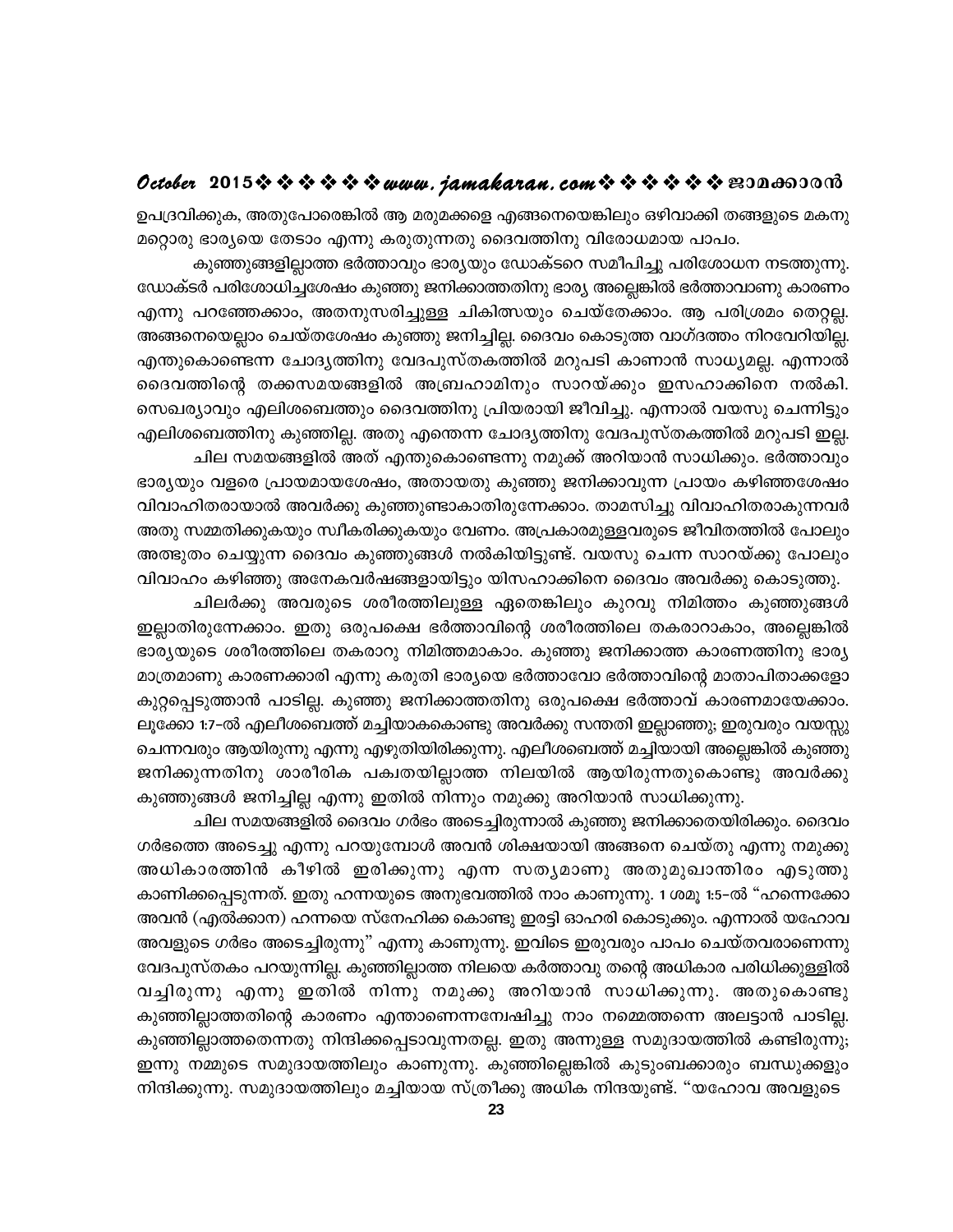ഉപദ്രവിക്കുക, അതുപോരെങ്കിൽ ആ മരുമക്കളെ എങ്ങനെയെങ്കിലും ഒഴിവാക്കി തങ്ങളുടെ മകനു മറ്റൊരു ഭാര്യയെ തേടാം എന്നു കരുതുന്നതു ദൈവത്തിനു വിരോധമായ പാപം.

കുഞ്ഞുങ്ങളില്ലാത്ത ഭർത്താവും ഭാര്യയും ഡോക്ടറെ സമീപിച്ചു പരിശോധന നടത്തുന്നു. ഡോക്ടർ പരിശോധിച്ചശേഷം കുഞ്ഞു ജനിക്കാത്തതിനു ഭാര്യ അല്ലെങ്കിൽ ഭർത്താവാണു കാരണം എന്നു പറഞ്ഞേക്കാം, അതനുസരിച്ചുള്ള ചികിത്സയും ചെയ്തേക്കാം. ആ പരിശ്രമം തെറ്റല്ല. അങ്ങനെയെല്ലാം ചെയ്തശേഷം കുഞ്ഞു ജനിച്ചില്ല. ദൈവം കൊടുത്ത വാഗ്ദത്തം നിറവേറിയില്ല. എന്തുകൊണ്ടെന്ന ചോദ്യത്തിനു വേദപുസ്തകത്തിൽ മറുപടി കാണാൻ സാധ്യമല്ല. എന്നാൽ ദൈവത്തിന്റെ തക്കസമയങ്ങളിൽ അബ്രഹാമിനും സാറയ്ക്കും ഇസഹാക്കിനെ നൽകി. സെഖര്യാവും എലിശബെത്തും ദൈവത്തിനു പ്രിയരായി ജീവിച്ചു. എന്നാൽ വയസു ചെന്നിട്ടും എലിശബെത്തിനു കുഞ്ഞില്ല. അതു എന്തെന്ന ചോദ്യത്തിനു വേദപുസ്തകത്തിൽ മറുപടി ഇല്ല.

ചില സമയങ്ങളിൽ അത് എന്തുകൊണ്ടെന്നു നമുക്ക് അറിയാൻ സാധിക്കും. ഭർത്താവും ഭാര്യയും വളരെ പ്രായമായശേഷം, അതായതു കുഞ്ഞു ജനിക്കാവുന്ന പ്രായം കഴിഞ്ഞശേഷം വിവാഹിതരായാൽ അവർക്കു കുഞ്ഞുണ്ടാകാതിരുന്നേക്കാം. താമസിച്ചു വിവാഹിതരാകുന്നവർ അതു സമ്മതിക്കുകയും സ്വീകരിക്കുകയും വേണം. അപ്രകാരമുള്ളവരുടെ ജീവിതത്തിൽ പോലും അത്ഭുതം ചെയ്യുന്ന ദൈവം കുഞ്ഞുങ്ങൾ നൽകിയിട്ടുണ്ട്. വയസു ചെന്ന സാറയ്ക്കു പോലും വിവാഹം കഴിഞ്ഞു അനേകവർഷങ്ങളായിട്ടും യിസഹാക്കിനെ ദൈവം അവർക്കു കൊടുത്തു.

ചിലർക്കു അവരുടെ ശരീരത്തിലുള്ള ഏതെങ്കിലും കുറവു നിമിത്തം കുഞ്ഞുങ്ങൾ ഇല്ലാതിരുന്നേക്കാം. ഇതു ഒരുപക്ഷെ ഭർത്താവിന്റെ ശരീരത്തിലെ തകരാറാകാം, അല്ലെങ്കിൽ ഭാര്യയുടെ ശരീരത്തിലെ തകരാറു നിമിത്തമാകാം. കുഞ്ഞു ജനിക്കാത്ത കാരണത്തിനു ഭാര്യ മാത്രമാണു കാരണക്കാരി എന്നു കരുതി ഭാര്യയെ ഭർത്താവോ ഭർത്താവിന്റെ മാതാപിതാക്കളോ കുറ്റപ്പെടുത്താൻ പാടില്ല. കുഞ്ഞു ജനിക്കാത്തതിനു ഒരുപക്ഷെ ഭർത്താവ് കാരണമായേക്കാം. ലൂക്കോ 1:7-ൽ എലീശബെത്ത് മച്ചിയാകകൊണ്ടു അവർക്കു സന്തതി ഇല്ലാഞ്ഞു; ഇരുവരും വയസ്സു ചെന്നവരും ആയിരുന്നു എന്നു എഴുതിയിരിക്കുന്നു. എലീശബെത്ത് മച്ചിയായി അല്ലെങ്കിൽ കുഞ്ഞു ജനിക്കുന്നതിനു ശാരീരിക പക്വതയില്ലാത്ത നിലയിൽ ആയിരുന്നതുകൊണ്ടു അവർക്കു കുഞ്ഞുങ്ങൾ ജനിച്ചില്ല എന്നു ഇതിൽ നിന്നും നമുക്കു അറിയാൻ സാധിക്കുന്നു.

ചില സമയങ്ങളിൽ ദൈവം ഗർഭം അടച്ചിരുന്നാൽ കുഞ്ഞു ജനിക്കാതെയിരിക്കും. ദൈവം ഗർഭത്തെ അടച്ചു എന്നു പറയുമ്പോൾ അവൻ ശിക്ഷയായി അങ്ങനെ ചെയ്തു എന്നു നമുക്കു അധികാരത്തിൻ കീഴിൽ ഇരിക്കുന്നു എന്ന സത്യമാണു അതുമുഖാന്തിരം എടുത്തു കാണിക്കപ്പെടുന്നത്. ഇതു ഹന്നയുടെ അനുഭവത്തിൽ നാം കാണുന്നു. 1 ശമൂ 1:5-ൽ "ഹന്നെക്കോ അവൻ (എൽക്കാന) ഹന്നയെ സ്നേഹിക്ക കൊണ്ടു ഇരട്ടി ഓഹരി കൊടുക്കും. എന്നാൽ യഹോവ അവളുടെ ഗർഭം അടെച്ചിരുന്നു" എന്നു കാണുന്നു. ഇവിടെ ഇരുവരും പാപം ചെയ്തവരാണെന്നു വേദപുസ്തകം പറയുന്നില്ല. കുഞ്ഞില്ലാത്ത നിലയെ കർത്താവു തന്റെ അധികാര പരിധിക്കുള്ളിൽ വച്ചിരുന്നു എന്നു ഇതിൽ നിന്നു നമുക്കു അറിയാൻ സാധിക്കുന്നു. അതുകൊണ്ടു കുഞ്ഞില്ലാത്തതിന്റെ കാരണം എന്താണെന്നന്വേഷിച്ചു നാം നമ്മെത്തന്നെ അലട്ടാൻ പാടില്ല. കുഞ്ഞില്ലാത്തതെന്നതു നിന്ദിക്കപ്പെടാവുന്നതല്ല. ഇതു അന്നുള്ള സമുദായത്തിൽ കണ്ടിരുന്നു; ഇന്നു നമ്മുടെ സമുദായത്തിലും കാണുന്നു. കുഞ്ഞില്ലെങ്കിൽ കുടുംബക്കാരും ബന്ധുക്കളും നിന്ദിക്കുന്നു. സമുദായത്തിലും മച്ചിയായ സ്ത്രീക്കു അധിക നിന്ദയുണ്ട്. "യഹോവ അവളുടെ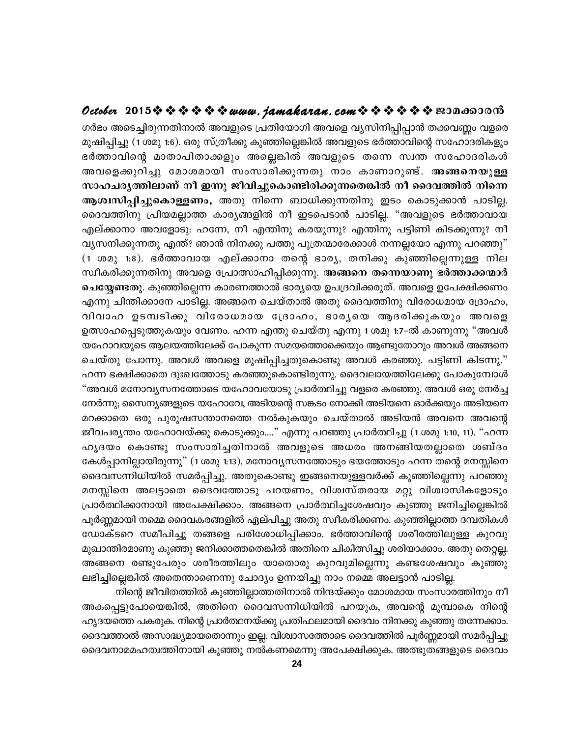ഗർഭം അടച്ചിരുന്നതിനാൽ അവളുടെ പ്രതിയോഗി അവളെ വ്യസിനിപ്പിപ്പാൻ തക്കവണ്ണം വളരെ മുഷിപ്പിച്ചു (1 ശമു 1:6). ഒരു സ്ത്രീക്കു കുഞ്ഞില്ലെങ്കിൽ അവളുടെ ഭർത്താവിന്റെ സഹോദരികളും ഭർത്താവിന്റെ മാതാപിതാക്കളും അല്ലെങ്കിൽ അവളുടെ തന്നെ സ്വന്ത സഹോദരികൾ അവളെക്കുറിച്ചു മോശമായി സംസാരിക്കുന്നതു നാം കാണാറുണ്ട്. **അങ്ങനെയുള്ള സാഹചര്യത്തിലാണ് നീ ഇന്നു ജീവിച്ചുകൊണ്ടിരിക്കുന്നതെങ്കിൽ നീ ദൈവത്തിൽ നിന്നെ ആശ്വസിപ്പിച്ചുകൊള്ളണം,** അതു നിന്നെ ബാധിക്കുന്നതിനു ഇടം കൊടുക്കാൻ പാടില്ല. ദൈവത്തിനു പ്രിയമല്ലാത്ത കാര്യങ്ങളിൽ നീ ഇടപെടാൻ പാടില്ല. "അവളുടെ ഭർത്താവായ എല്ക്കാനാ അവളോടു: ഹന്നേ, നീ എന്തിനു കരയുന്നു? എന്തിനു പട്ടിണി കിടക്കുന്നു? നീ വ്യസനിക്കുന്നതു എന്ത്? ഞാൻ നിനക്കു പത്തു പുത്രന്മാരേക്കാൾ നന്നല്ലയോ എന്നു പറഞ്ഞു" (1 ശമു 1:8). ഭർത്താവായ എല്ക്കാനാ തന്റെ ഭാര്യ, തനിക്കു കുഞ്ഞില്ലെന്നുള്ള നില സ്വീകരിക്കുന്നതിനു അവളെ പ്രോത്സാഹിപ്പിക്കുന്നു. **അങ്ങനെ തന്നെയാണു ഭർത്താക്കന്മാർ ചെയ്യേണ്ടതു**. കുഞ്ഞില്ലെന്ന കാരണത്താൽ ഭാര്യയെ ഉപദ്രവിക്കരുത്. അവളെ ഉപേക്ഷിക്കണം എന്നു ചിന്തിക്കാനേ പാടില്ല. അങ്ങനെ ചെയ്താൽ അതു ദൈവത്തിനു വിരോധമായ ദ്രോഹം, വിവാഹ ഉടമ്പടിക്കു വിരോധമായ ദ്രോഹം, ഭാര്യയെ ആദരിക്കുകയും അവളെ ഉത്സാഹപ്പെടുത്തുകയും വേണം. ഹന്ന എന്തു ചെയ്തു എന്നു 1 ശമു 1:7-ൽ കാണുന്നു "അവൾ യഹോവയുടെ ആലയത്തിലേക്ക് പോകുന്ന സമയത്തൊക്കെയും ആണ്ടുതോറും അവൾ അങ്ങനെ ചെയ്തു പോന്നു. അവൾ അവളെ മുഷിപ്പിച്ചതുകൊണ്ടു അവൾ കരഞ്ഞു. പട്ടിണി കിടന്നു." ഹന്ന ഭക്ഷിക്കാതെ ദുഃഖത്തോടു കരഞ്ഞുകൊണ്ടിരുന്നു. ദൈവാലയത്തിലേക്കു പോകുമ്പോൾ "അവൾ മനോവ്യസനത്തോടെ യഹോവയോടു പ്രാർത്ഥിച്ചു വളരെ കരഞ്ഞു. അവൾ ഒരു നേർച്ച നേർന്നു; സൈന്യങ്ങളുടെ യഹോവേ, അടിയന്റെ സങ്കടം നോക്കി അടിയനെ ഓർക്കയും അടിയനെ മറക്കാതെ ഒരു പുരുഷസന്താനത്തെ നൽകുകയും ചെയ്താൽ അടിയൻ അവനെ അവന്റെ ജീവപര്യന്തം യഹോവയ്ക്കു കൊടുക്കും...." എന്നു പറഞ്ഞു പ്രാർത്ഥിച്ചു (1 ശമു 1:10, 11). "ഹന്ന ഹൃദയം കൊണ്ടു സംസാരിച്ചതിനാൽ അവളുടെ അധരം അനങ്ങിയതല്ലാതെ ശബ്ദം കേൾപ്പാനില്ലായിരുന്നു" (1 ശമു 1:13). മനോവ്യസനത്തോടും ഭയത്തോടും ഹന്ന തന്റെ മനസ്സിനെ ദൈവസന്നിധിയിൽ സമർപ്പിച്ചു. അതുകൊണ്ടു ഇങ്ങനെയുള്ളവർക്ക് കുഞ്ഞില്ലെന്നു പറഞ്ഞു മനസ്സിനെ അലട്ടാതെ ദൈവത്തോടു പറയണം, വിശ്വസ്തരായ മറ്റു വിശ്വാസികളോടും പ്രാർത്ഥിക്കാനായി അപേക്ഷിക്കാം. അങ്ങനെ പ്രാർത്ഥിച്ചശേഷവും കുഞ്ഞു ജനിച്ചില്ലെങ്കിൽ പൂർണ്ണമായി നമ്മെ ദൈവകരങ്ങളിൽ ഏല്പിച്ചു അതു സ്വീകരിക്കണം. കുഞ്ഞില്ലാത്ത ദമ്പതികൾ ഡോക്ടറെ സമീപിച്ചു തങ്ങളെ പരിശോധിപ്പിക്കാം. ഭർത്താവിന്റെ ശരീരത്തിലുള്ള കുറവു മുഖാന്തിരമാണു കുഞ്ഞു ജനിക്കാത്തതെങ്കിൽ അതിനെ ചികിത്സിച്ചു ശരിയാക്കാം, അതു തെറ്റല്ല. അങ്ങനെ രണ്ടുപേരും ശരീരത്തിലും യാതൊരു കുറവുമില്ലെന്നു കണ്ടശേഷവും കുഞ്ഞു ലഭിച്ചില്ലെങ്കിൽ അതെന്താണെന്നു ചോദ്യം ഉന്നയിച്ചു നാം നമ്മെ അലട്ടാൻ പാടില്ല.

നിന്റെ ജീവിതത്തിൽ കുഞ്ഞില്ലാത്തതിനാൽ നിന്ദയ്ക്കും മോശമായ സംസാരത്തിനും നീ അകപ്പെട്ടുപോയെങ്കിൽ, അതിനെ ദൈവസന്നിധിയിൽ പറയുക, അവന്റെ മുമ്പാകെ നിന്റെ ഹൃദയത്തെ പകരുക. നിന്റെ പ്രാർത്ഥനയ്ക്കു പ്രതിഫലമായി ദൈവം നിനക്കു കുഞ്ഞു തന്നേക്കാം. ദൈവത്താൽ അസാദ്ധ്യമായതൊന്നും ഇല്ല. വിശ്വാസത്തോടെ ദൈവത്തിൽ പൂർണ്ണമായി സമർപ്പിച്ചു ദൈവനാമമഹത്വത്തിനായി കുഞ്ഞു നൽകണമെന്നു അപേക്ഷിക്കുക. അത്ഭുതങ്ങളുടെ ദൈവം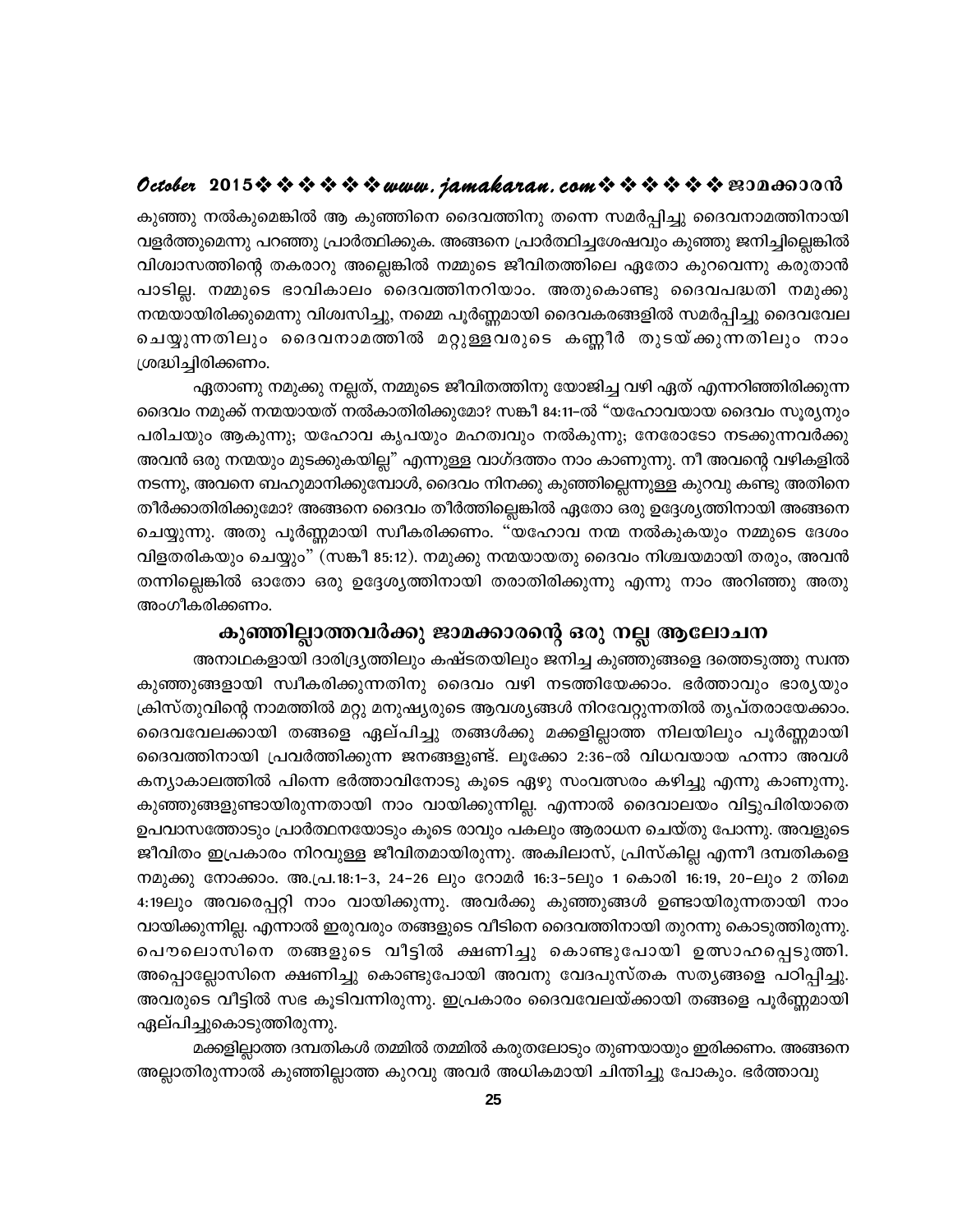കുഞ്ഞു നൽകുമെങ്കിൽ ആ കുഞ്ഞിനെ ദൈവത്തിനു തന്നെ സമർപ്പിച്ചു ദൈവനാമത്തിനായി വളർത്തുമെന്നു പറഞ്ഞു പ്രാർത്ഥിക്കുക. അങ്ങനെ പ്രാർത്ഥിച്ചശേഷവും കുഞ്ഞു ജനിച്ചില്ലെങ്കിൽ വിശ്വാസത്തിന്റെ തകരാറു അല്ലെങ്കിൽ നമ്മുടെ ജീവിതത്തിലെ ഏതോ കുറവെന്നു കരുതാൻ പാടില്ല. നമ്മുടെ ഭാവികാലം ദൈവത്തിനറിയാം. അതുകൊണ്ടു ദൈവപദ്ധതി നമുക്കു നന്മയായിരിക്കുമെന്നു വിശ്വസിച്ചു, നമ്മെ പൂർണ്ണമായി ദൈവകരങ്ങളിൽ സമർപ്പിച്ചു ദൈവവേല ചെയ്യുന്നതിലും ദൈവനാമത്തിൽ മറ്റുള്ളവരുടെ കണ്ണീർ തുടയ്ക്കുന്നതിലും നാം ശ്രദ്ധിച്ചിരിക്കണം.

ഏതാണു നമുക്കു നല്ലത്, നമ്മുടെ ജീവിതത്തിനു യോജിച്ച വഴി ഏത് എന്നറിഞ്ഞിരിക്കുന്ന ദൈവം നമുക്ക് നന്മയായത് നൽകാതിരിക്കുമോ? സങ്കീ 84:11-ൽ "യഹോവയായ ദൈവം സൂര്യനും പരിചയും ആകുന്നു; യഹോവ കൃപയും മഹത്വവും നൽകുന്നു; നേരോടോ നടക്കുന്നവർക്കു അവൻ ഒരു നന്മയും മുടക്കുകയില്ല" എന്നുള്ള വാഗ്ദത്തം നാം കാണുന്നു. നീ അവന്റെ വഴികളിൽ നടന്നു, അവനെ ബഹുമാനിക്കുമ്പോൾ, ദൈവം നിനക്കു കുഞ്ഞില്ലെന്നുള്ള കുറവു കണ്ടു അതിനെ തീർക്കാതിരിക്കുമോ? അങ്ങനെ ദൈവം തീർത്തില്ലെങ്കിൽ ഏതോ ഒരു ഉദ്ദേശ്യത്തിനായി അങ്ങനെ ചെയ്യുന്നു. അതു പൂർണ്ണമായി സ്വീകരിക്കണം. "യഹോവ നന്മ നൽകുകയും നമ്മുടെ ദേശം വിളതരികയും ചെയ്യും" (സങ്കീ 85:12). നമുക്കു നന്മയായതു ദൈവം നിശ്ചയമായി തരും, അവൻ തന്നില്ലെങ്കിൽ ഓതോ ഒരു ഉദ്ദേശ്യത്തിനായി തരാതിരിക്കുന്നു എന്നു നാം അറിഞ്ഞു അതു അംഗീകരിക്കണം.

## കുഞ്ഞില്ലാത്തവർക്കു ജാമക്കാരന്റെ ഒരു നല്ല ആലോചന

അനാഥകളായി ദാരിദ്ര്യത്തിലും കഷ്ടതയിലും ജനിച്ച കുഞ്ഞുങ്ങളെ ദത്തെടുത്തു സ്വന്ത കുഞ്ഞുങ്ങളായി സ്വീകരിക്കുന്നതിനു ദൈവം വഴി നടത്തിയേക്കാം. ഭർത്താവും ഭാര്യയും ക്രിസ്തുവിന്റെ നാമത്തിൽ മറ്റു മനുഷ്യരുടെ ആവശ്യങ്ങൾ നിറവേറ്റുന്നതിൽ തൃപ്തരായേക്കാം. ദൈവവേലക്കായി തങ്ങളെ ഏല്പിച്ചു തങ്ങൾക്കു മക്കളില്ലാത്ത നിലയിലും പൂർണ്ണമായി ദൈവത്തിനായി പ്രവർത്തിക്കുന്ന ജനങ്ങളുണ്ട്. ലൂക്കോ 2:36-ൽ വിധവയായ ഹന്നാ അവൾ കന്യാകാലത്തിൽ പിന്നെ ഭർത്താവിനോടു കൂടെ ഏഴു സംവത്സരം കഴിച്ചു എന്നു കാണുന്നു. കുഞ്ഞുങ്ങളുണ്ടായിരുന്നതായി നാം വായിക്കുന്നില്ല. എന്നാൽ ദൈവാലയം വിട്ടുപിരിയാതെ ഉപവാസത്തോടും പ്രാർത്ഥനയോടും കൂടെ രാവും പകലും ആരാധന ചെയ്തു പോന്നു. അവളുടെ ജീവിതം ഇപ്രകാരം നിറവുള്ള ജീവിതമായിരുന്നു. അക്വിലാസ്, പ്രിസ്കില്ല എന്നീ ദമ്പതികളെ നമുക്കു നോക്കാം. അ.പ്ര.18:1-3, 24-26 ലും റോമർ 16:3-5ലും 1 കൊരി 16:19, 20-ലും 2 തിമെ 4:19ലും അവരെപ്പറ്റി നാം വായിക്കുന്നു. അവർക്കു കുഞ്ഞുങ്ങൾ ഉണ്ടായിരുന്നതായി നാം വായിക്കുന്നില്ല. എന്നാൽ ഇരുവരും തങ്ങളുടെ വീടിനെ ദൈവത്തിനായി തുറന്നു കൊടുത്തിരുന്നു. പൌലൊസിനെ തങ്ങളുടെ വീട്ടിൽ ക്ഷണിച്ചു കൊണ്ടുപോയി ഉത്സാഹപ്പെടുത്തി. അപ്പൊല്ലോസിനെ ക്ഷണിച്ചു കൊണ്ടുപോയി അവനു വേദപുസ്തക സത്യങ്ങളെ പഠിപ്പിച്ചു. അവരുടെ വീട്ടിൽ സഭ കൂടിവന്നിരുന്നു. ഇപ്രകാരം ദൈവവേലയ്ക്കായി തങ്ങളെ പൂർണ്ണമായി ഏല്പിച്ചുകൊടുത്തിരുന്നു.

മക്കളില്ലാത്ത ദമ്പതികൾ തമ്മിൽ തമ്മിൽ കരുതലോടും തുണയായും ഇരിക്കണം. അങ്ങനെ അല്ലാതിരുന്നാൽ കുഞ്ഞില്ലാത്ത കുറവു അവർ അധികമായി ചിന്തിച്ചു പോകും. ഭർത്താവു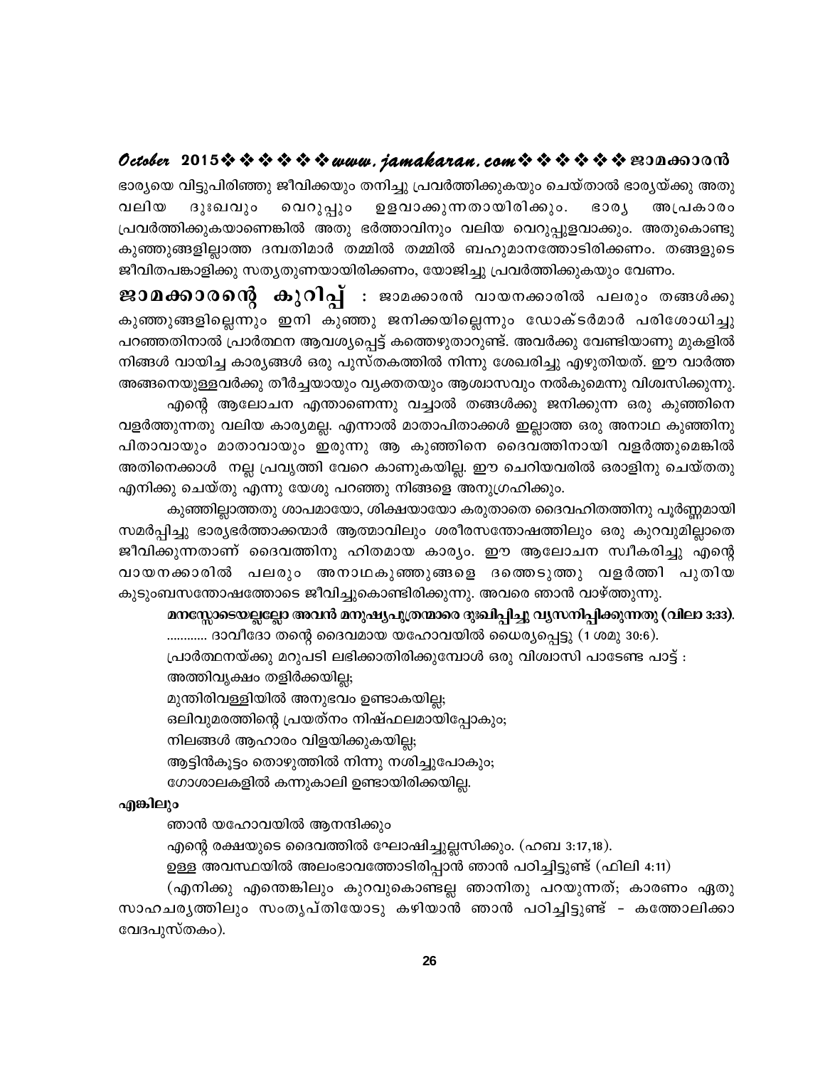ഭാര്യയെ വിട്ടുപിരിഞ്ഞു ജീവിക്കയും തനിച്ചു പ്രവർത്തിക്കുകയും ചെയ്താൽ ഭാര്യയ്ക്കു അതു വലിയ ദുഃഖവും വെറുപ്പും ഉളവാക്കുന്നതായിരിക്കും. ഭാര്യ അപ്രകാരം പ്രവർത്തിക്കുകയാണെങ്കിൽ അതു ഭർത്താവിനും വലിയ വെറുപ്പുളവാക്കും. അതുകൊണ്ടു കുഞ്ഞുങ്ങളില്ലാത്ത ദമ്പതിമാർ തമ്മിൽ തമ്മിൽ ബഹുമാനത്തോടിരിക്കണം. തങ്ങളുടെ ജീവിതപങ്കാളിക്കു സത്യതുണയായിരിക്കണം, യോജിച്ചു പ്രവർത്തിക്കുകയും വേണം.

**ജാമക്കാരന്റെ കുറിപ്പ്** : ജാമക്കാരൻ വായനക്കാരിൽ പലരും തങ്ങൾക്കു കുഞ്ഞുങ്ങളില്ലെന്നും ഇനി കുഞ്ഞു ജനിക്കയില്ലെന്നും ഡോക്ടർമാർ പരിശോധിച്ചു പറഞ്ഞതിനാൽ പ്രാർത്ഥന ആവശ്യപ്പെട്ട് കത്തെഴുതാറുണ്ട്. അവർക്കു വേണ്ടിയാണു മുകളിൽ നിങ്ങൾ വായിച്ച കാര്യങ്ങൾ ഒരു പുസ്തകത്തിൽ നിന്നു ശേഖരിച്ചു എഴുതിയത്. ഈ വാർത്ത അങ്ങനെയുള്ളവർക്കു തീർച്ചയായും വ്യക്തതയും ആശ്വാസവും നൽകുമെന്നു വിശ്വസിക്കുന്നു.

എന്റെ ആലോചന എന്താണെന്നു വച്ചാൽ തങ്ങൾക്കു ജനിക്കുന്ന ഒരു കുഞ്ഞിനെ വളർത്തുന്നതു വലിയ കാര്യമല്ല. എന്നാൽ മാതാപിതാക്കൾ ഇല്ലാത്ത ഒരു അനാഥ കുഞ്ഞിനു പിതാവായും മാതാവായും ഇരുന്നു ആ കുഞ്ഞിനെ ദൈവത്തിനായി വളർത്തുമെങ്കിൽ അതിനെക്കാൾ നല്ല പ്രവൃത്തി വേറെ കാണുകയില്ല. ഈ ചെറിയവരിൽ ഒരാളിനു ചെയ്തതു എനിക്കു ചെയ്തു എന്നു യേശു പറഞ്ഞു നിങ്ങളെ അനുഗ്രഹിക്കും.

കുഞ്ഞില്ലാത്തതു ശാപമായോ, ശിക്ഷയായോ കരുതാതെ ദൈവഹിതത്തിനു പൂർണ്ണമായി സമർപ്പിച്ചു ഭാര്യഭർത്താക്കന്മാർ ആത്മാവിലും ശരീരസന്തോഷത്തിലും ഒരു കുറവുമില്ലാതെ ജീവിക്കുന്നതാണ് ദൈവത്തിനു ഹിതമായ കാര്യം. ഈ ആലോചന സ്വീകരിച്ചു എന്റെ വായനക്കാരിൽ പലരും അനാഥകുഞ്ഞുങ്ങളെ ദത്തെടുത്തു വളർത്തി പുതിയ കുടുംബസന്തോഷത്തോടെ ജീവിച്ചുകൊണ്ടിരിക്കുന്നു. അവരെ ഞാൻ വാഴ്ത്തുന്നു.

**മനസ്സോടെയല്ലല്ലോ അവൻ മനുഷ്യപുത്രന്മാരെ ദുഃഖിപ്പിച്ചു വ്യസനിപ്പിക്കുന്നതു (വിലാ 3:33).**

............ ദാവീദോ തന്റെ ദൈവമായ യഹോവയിൽ ധൈര്യപ്പെട്ടു (1 ശമു 30:6).

പ്രാർത്ഥനയ്ക്കു മറുപടി ലഭിക്കാതിരിക്കുമ്പോൾ ഒരു വിശ്വാസി പാടേണ്ട പാട്ട് :

അത്തിവൃക്ഷം തളിർക്കയില്ല;
മുന്തിരിവള്ളിയിൽ അനുഭവം ഉണ്ടാകയില്ല;
ഒലിവുമരത്തിന്റെ പ്രയത്നം നിഷ്ഫലമായിപ്പോകും;
നിലങ്ങൾ ആഹാരം വിളയിക്കുകയില്ല;
ആട്ടിൻകൂട്ടം തൊഴുത്തിൽ നിന്നു നശിച്ചുപോകും;
ഗോശാലകളിൽ കന്നുകാലി ഉണ്ടായിരിക്കയില്ല.

**എങ്കിലും**

ഞാൻ യഹോവയിൽ ആനന്ദിക്കും
എന്റെ രക്ഷയുടെ ദൈവത്തിൽ ഘോഷിച്ചുല്ലസിക്കും. (ഹബ 3:17,18).

ഉള്ള അവസ്ഥയിൽ അലംഭാവത്തോടിരിപ്പാൻ ഞാൻ പഠിച്ചിട്ടുണ്ട് (ഫിലി 4:11)

(എനിക്കു എന്തെങ്കിലും കുറവുകൊണ്ടല്ല ഞാനിതു പറയുന്നത്; കാരണം ഏതു സാഹചര്യത്തിലും സംതൃപ്തിയോടു കഴിയാൻ ഞാൻ പഠിച്ചിട്ടുണ്ട് - കത്തോലിക്കാ വേദപുസ്തകം).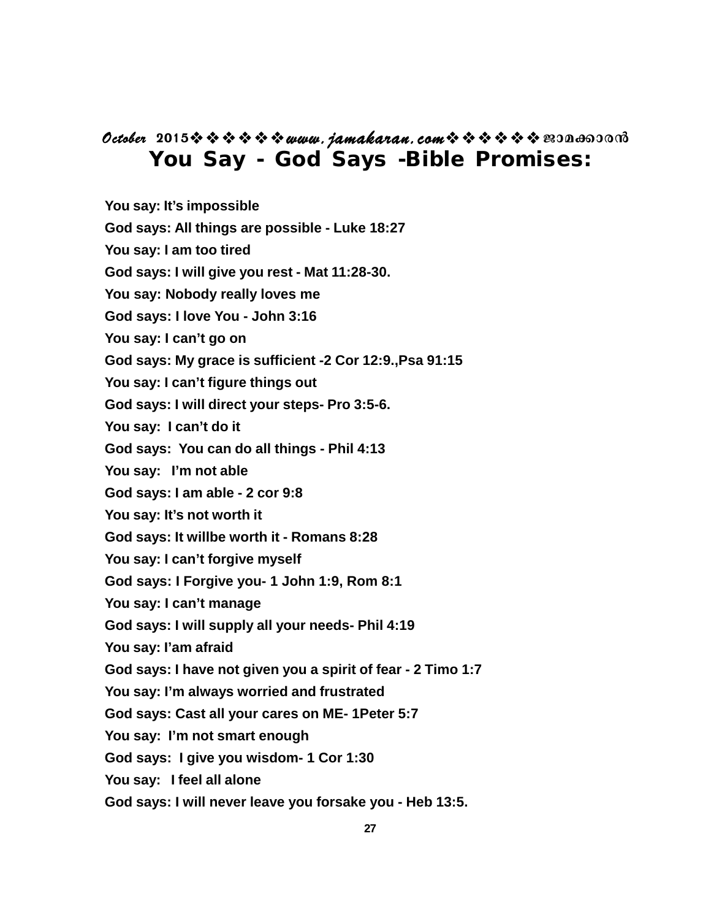# You Say - God Says -Bible Promises:

**You say: It's impossible**

**God says: All things are possible - Luke 18:27**

**You say: I am too tired**

**God says: I will give you rest - Mat 11:28-30.**

**You say: Nobody really loves me**

**God says: I love You - John 3:16**

**You say: I can't go on**

**God says: My grace is sufficient -2 Cor 12:9.,Psa 91:15**

**You say: I can't figure things out**

**God says: I will direct your steps- Pro 3:5-6.**

**You say: I can't do it**

**God says: You can do all things - Phil 4:13**

**You say: I'm not able**

**God says: I am able - 2 cor 9:8**

**You say: It's not worth it**

**God says: It willbe worth it - Romans 8:28**

**You say: I can't forgive myself**

**God says: I Forgive you- 1 John 1:9, Rom 8:1**

**You say: I can't manage**

**God says: I will supply all your needs- Phil 4:19**

**You say: I'am afraid**

**God says: I have not given you a spirit of fear - 2 Timo 1:7**

**You say: I'm always worried and frustrated**

**God says: Cast all your cares on ME- 1Peter 5:7**

**You say: I'm not smart enough**

**God says: I give you wisdom- 1 Cor 1:30**

**You say: I feel all alone**

**God says: I will never leave you forsake you - Heb 13:5.**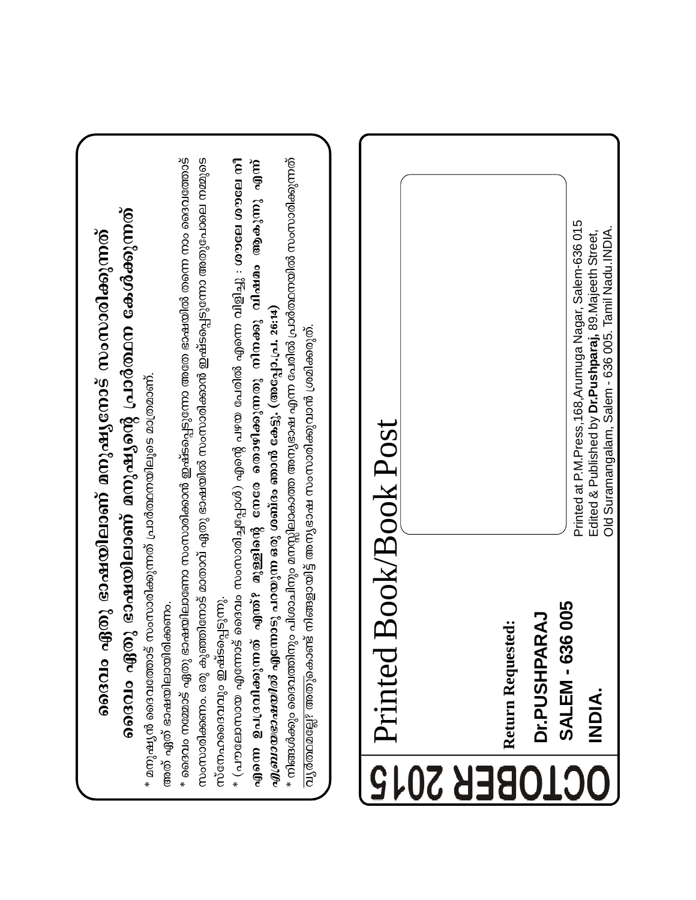## ദൈവം ഏതു ഭാഷയിലാണ് മനുഷ്യനോട് സംസാരിക്കുന്നത്
## ദൈവം ഏതു ഭാഷയിലാണ് മനുഷ്യന്റെ പ്രാർത്ഥന കേൾക്കുന്നത്

* മനുഷ്യർ ദൈവത്തോട് സംസാരിക്കുന്നത് പ്രാർത്ഥനയിലൂടെ മാത്രമാണ്. അത് ഏത് ഭാഷയിലായിരിക്കണം.
* ദൈവം നമ്മോട് ഏതു ഭാഷയിലാണോ സംസാരിക്കാൻ ഇഷ്ടപ്പെടുന്നോ അതേ ഭാഷയിൽ തന്നെ നാം ദൈവത്തോട് സംസാരിക്കണം. ഒരു കുഞ്ഞിനോട് മാതാവ് ഏതു ഭാഷയിൽ സംസാരിക്കാൻ ഇഷ്ടപ്പെടുന്നോ അതുപോലെ നമ്മുടെ സ്നേഹദൈവവും ഇഷ്ടപ്പെടുന്നു.
* (പൗലോസായ എന്നോട് ദൈവം സംസാരിച്ചപ്പോൾ) എന്റെ പഴയ പേരിൽ എന്നെ വിളിച്ചു : **ശൗലേ ശൗലേ നീ എന്നെ ഉപദ്രവിക്കുന്നത് എന്ത്? മുള്ളിന്റെ നേരേ തൊഴിക്കുന്നതു നിനക്കു വിഷമം ആകുന്നു എന്ന് *എബ്രായഭാഷയിൽ* എന്നോടു പറയുന്ന ഒരു ശബ്ദം ഞാൻ കേട്ടു. (അപ്പോ.പ്ര. 26:14)**
* നിങ്ങൾക്കും ദൈവത്തിനും പിശാചിനും മനസ്സിലാകാത്ത അന്യഭാഷ എന്ന പേരിൽ പ്രാർത്ഥനയിൽ സംസാരിക്കുന്നത് വ്യർത്ഥമല്ലേ? അതുകൊണ്ട് നിങ്ങളായിട്ട് അന്യഭാഷ സംസാരിക്കുവാൻ ശ്രമിക്കരുത്.

OCTOBER 2015

# Printed Book/Book Post

**Return Requested:**

**Dr.PUSHPARAJ**

**SALEM - 636 005**

**INDIA.**

Printed at P.M.Press,168,Arumuga Nagar, Salem-636 015
Edited & Published by **Dr.Pushparaj,** 89,Majeeth Street,
Old Suramangalam, Salem - 636 005. Tamil Nadu.INDIA.